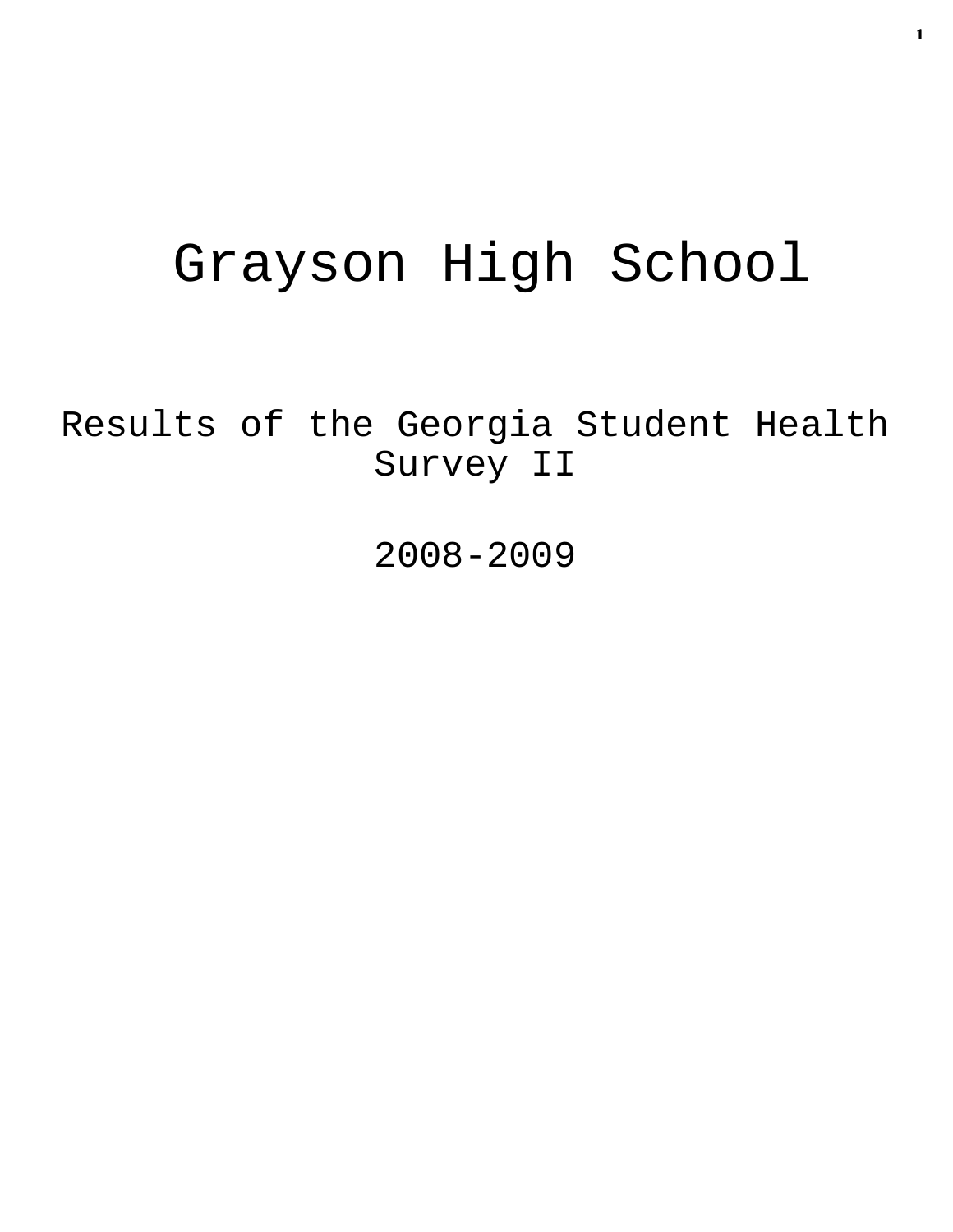# Grayson High School

## Results of the Georgia Student Health Survey II

## 2008-2009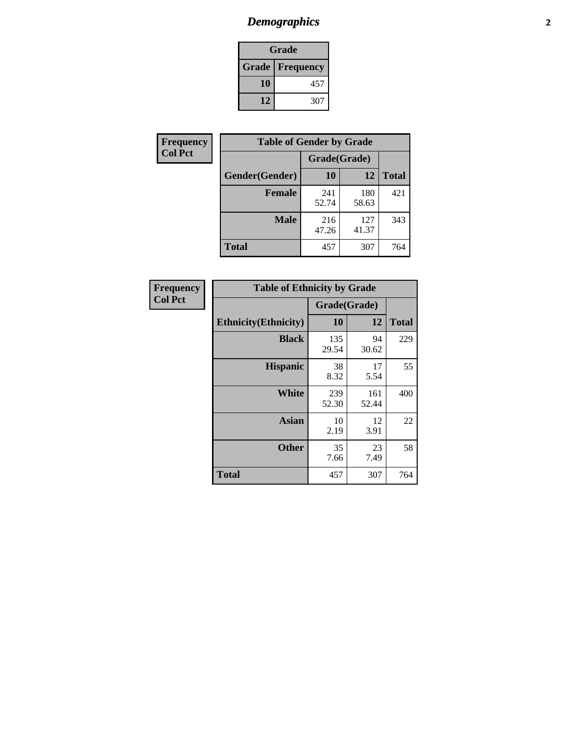# *Demographics*

| Grade | |
|---|---|
| **Grade** | **Frequency** |
| **10** | 457 |
| **12** | 307 |

**Frequency**
**Col Pct**

| Table of Gender by Grade | | | |
|---|---|---|---|
| | Grade(Grade) | | |
| **Gender(Gender)** | **10** | **12** | **Total** |
| **Female** | 241<br>52.74 | 180<br>58.63 | 421 |
| **Male** | 216<br>47.26 | 127<br>41.37 | 343 |
| **Total** | 457 | 307 | 764 |

**Frequency**
**Col Pct**

| Table of Ethnicity by Grade | | | |
|---|---|---|---|
| | Grade(Grade) | | |
| **Ethnicity(Ethnicity)** | **10** | **12** | **Total** |
| **Black** | 135<br>29.54 | 94<br>30.62 | 229 |
| **Hispanic** | 38<br>8.32 | 17<br>5.54 | 55 |
| **White** | 239<br>52.30 | 161<br>52.44 | 400 |
| **Asian** | 10<br>2.19 | 12<br>3.91 | 22 |
| **Other** | 35<br>7.66 | 23<br>7.49 | 58 |
| **Total** | 457 | 307 | 764 |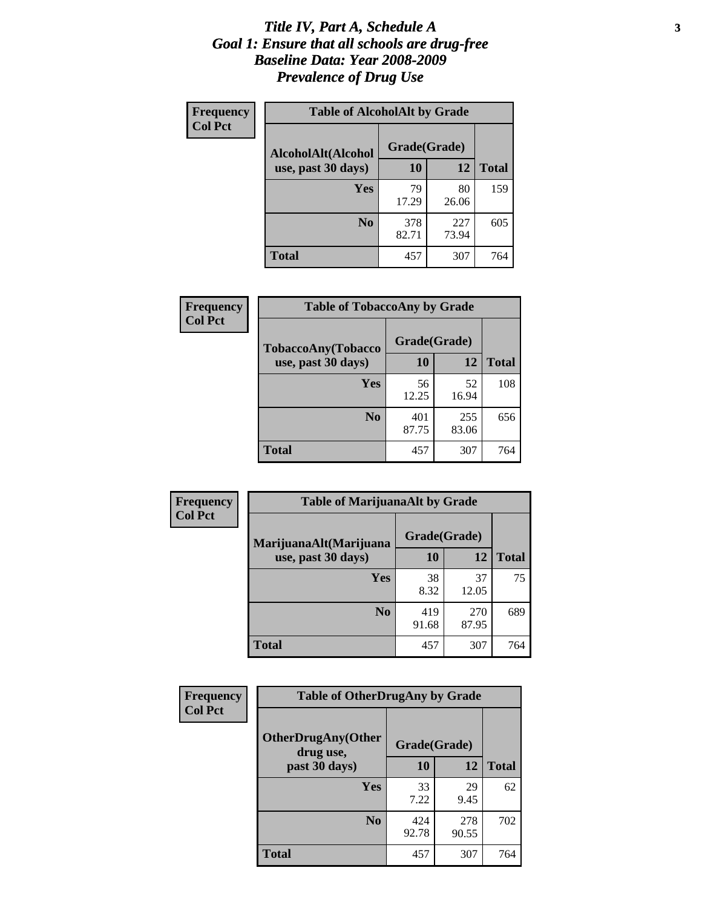# *Title IV, Part A, Schedule A*
# *Goal 1: Ensure that all schools are drug-free*
# *Baseline Data: Year 2008-2009*
# *Prevalence of Drug Use*

**Frequency**
**Col Pct**

**Table of AlcoholAlt by Grade**

| AlcoholAlt(Alcohol use, past 30 days) | Grade(Grade) | | Total |
|---|---|---|---|
| | 10 | 12 | |
| Yes | 79<br>17.29 | 80<br>26.06 | 159 |
| No | 378<br>82.71 | 227<br>73.94 | 605 |
| Total | 457 | 307 | 764 |

**Frequency**
**Col Pct**

**Table of TobaccoAny by Grade**

| TobaccoAny(Tobacco use, past 30 days) | Grade(Grade) | | Total |
|---|---|---|---|
| | 10 | 12 | |
| Yes | 56<br>12.25 | 52<br>16.94 | 108 |
| No | 401<br>87.75 | 255<br>83.06 | 656 |
| Total | 457 | 307 | 764 |

**Frequency**
**Col Pct**

**Table of MarijuanaAlt by Grade**

| MarijuanaAlt(Marijuana use, past 30 days) | Grade(Grade) | | Total |
|---|---|---|---|
| | 10 | 12 | |
| Yes | 38<br>8.32 | 37<br>12.05 | 75 |
| No | 419<br>91.68 | 270<br>87.95 | 689 |
| Total | 457 | 307 | 764 |

**Frequency**
**Col Pct**

**Table of OtherDrugAny by Grade**

| OtherDrugAny(Other drug use, past 30 days) | Grade(Grade) | | Total |
|---|---|---|---|
| | 10 | 12 | |
| Yes | 33<br>7.22 | 29<br>9.45 | 62 |
| No | 424<br>92.78 | 278<br>90.55 | 702 |
| Total | 457 | 307 | 764 |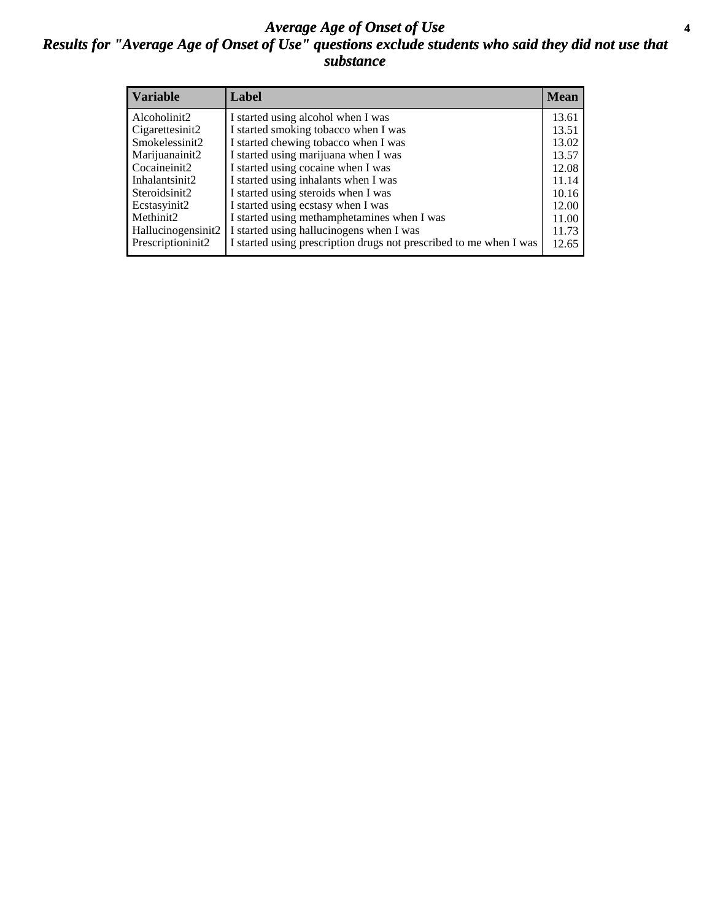# *Average Age of Onset of Use*

## *Results for "Average Age of Onset of Use" questions exclude students who said they did not use that substance*

| Variable | Label | Mean |
|---|---|---|
| Alcoholinit2 | I started using alcohol when I was | 13.61 |
| Cigarettesinit2 | I started smoking tobacco when I was | 13.51 |
| Smokelessinit2 | I started chewing tobacco when I was | 13.02 |
| Marijuanainit2 | I started using marijuana when I was | 13.57 |
| Cocaineinit2 | I started using cocaine when I was | 12.08 |
| Inhalantsinit2 | I started using inhalants when I was | 11.14 |
| Steroidsinit2 | I started using steroids when I was | 10.16 |
| Ecstasyinit2 | I started using ecstasy when I was | 12.00 |
| Methinit2 | I started using methamphetamines when I was | 11.00 |
| Hallucinogensinit2 | I started using hallucinogens when I was | 11.73 |
| Prescriptioninit2 | I started using prescription drugs not prescribed to me when I was | 12.65 |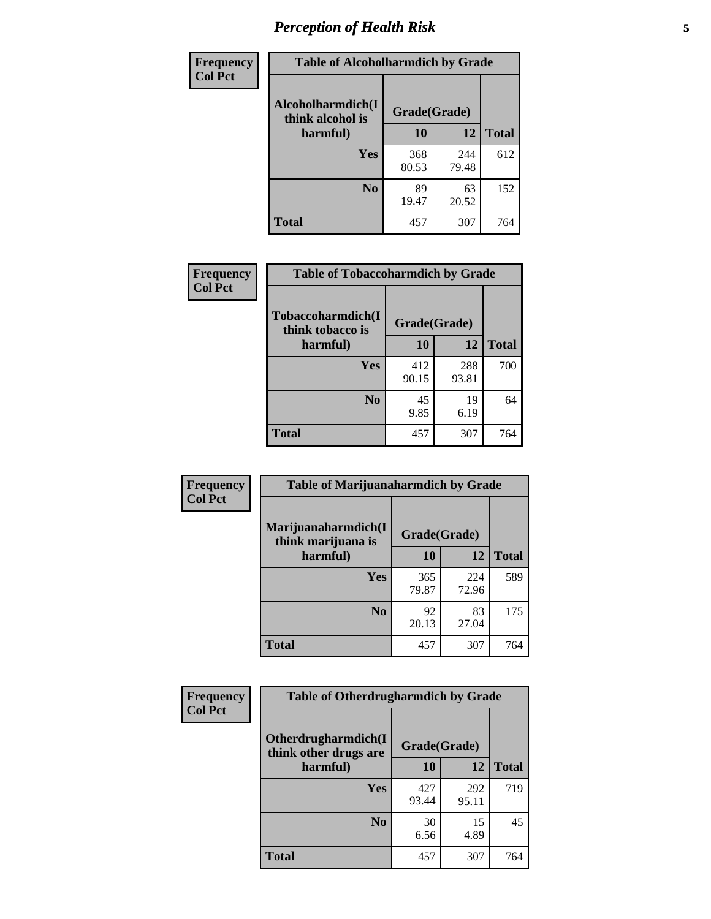# Perception of Health Risk

**Frequency**
**Col Pct**

| Table of Alcoholharmdich by Grade | | | |
|---|---|---|---|
| Alcoholharmdich(I think alcohol is harmful) | Grade(Grade) | | Total |
| | 10 | 12 | |
| Yes | 368<br>80.53 | 244<br>79.48 | 612 |
| No | 89<br>19.47 | 63<br>20.52 | 152 |
| Total | 457 | 307 | 764 |

**Frequency**
**Col Pct**

| Table of Tobaccoharmdich by Grade | | | |
|---|---|---|---|
| Tobaccoharmdich(I think tobacco is harmful) | Grade(Grade) | | Total |
| | 10 | 12 | |
| Yes | 412<br>90.15 | 288<br>93.81 | 700 |
| No | 45<br>9.85 | 19<br>6.19 | 64 |
| Total | 457 | 307 | 764 |

**Frequency**
**Col Pct**

| Table of Marijuanaharmdich by Grade | | | |
|---|---|---|---|
| Marijuanaharmdich(I think marijuana is harmful) | Grade(Grade) | | Total |
| | 10 | 12 | |
| Yes | 365<br>79.87 | 224<br>72.96 | 589 |
| No | 92<br>20.13 | 83<br>27.04 | 175 |
| Total | 457 | 307 | 764 |

**Frequency**
**Col Pct**

| Table of Otherdrugharmdich by Grade | | | |
|---|---|---|---|
| Otherdrugharmdich(I think other drugs are harmful) | Grade(Grade) | | Total |
| | 10 | 12 | |
| Yes | 427<br>93.44 | 292<br>95.11 | 719 |
| No | 30<br>6.56 | 15<br>4.89 | 45 |
| Total | 457 | 307 | 764 |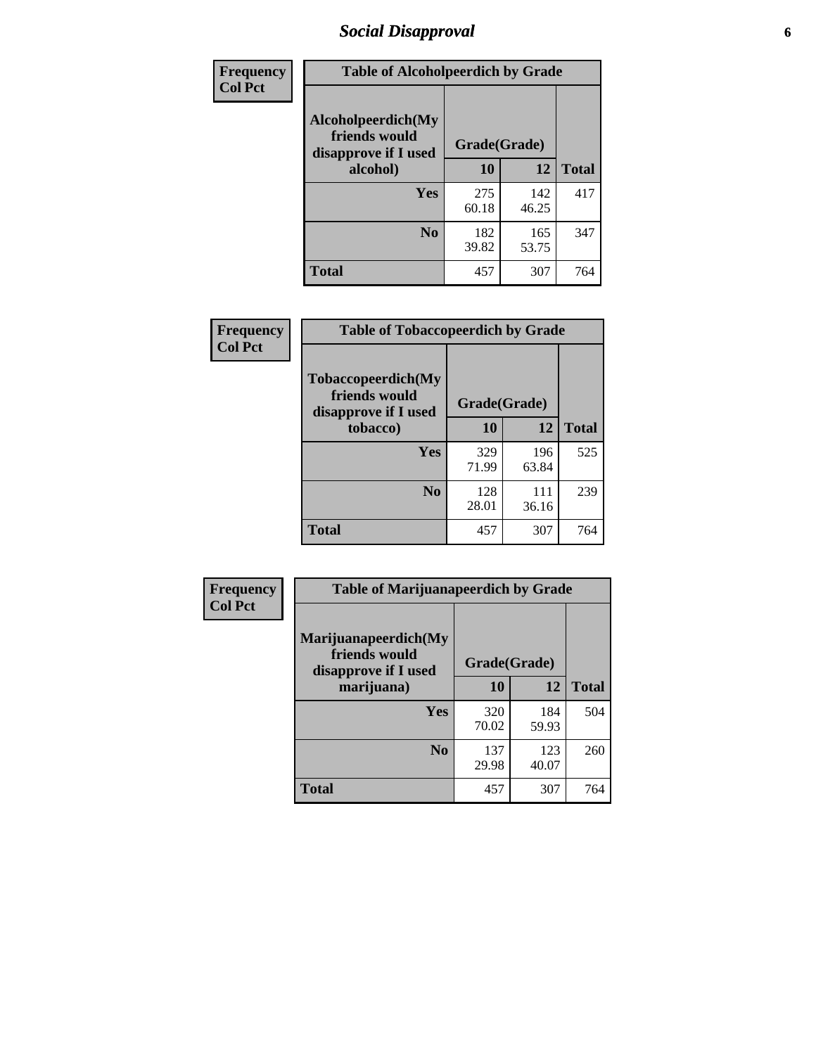# Social Disapproval

| Frequency Col Pct | Table of Alcoholpeerdich by Grade | | |
|---|---|---|---|
| Alcoholpeerdich(My friends would disapprove if I used alcohol) | Grade(Grade) | | |
| | 10 | 12 | Total |
| Yes | 275<br>60.18 | 142<br>46.25 | 417 |
| No | 182<br>39.82 | 165<br>53.75 | 347 |
| Total | 457 | 307 | 764 |

| Frequency Col Pct | Table of Tobaccopeerdich by Grade | | |
|---|---|---|---|
| Tobaccopeerdich(My friends would disapprove if I used tobacco) | Grade(Grade) | | |
| | 10 | 12 | Total |
| Yes | 329<br>71.99 | 196<br>63.84 | 525 |
| No | 128<br>28.01 | 111<br>36.16 | 239 |
| Total | 457 | 307 | 764 |

| Frequency Col Pct | Table of Marijuanapeerdich by Grade | | |
|---|---|---|---|
| Marijuanapeerdich(My friends would disapprove if I used marijuana) | Grade(Grade) | | |
| | 10 | 12 | Total |
| Yes | 320<br>70.02 | 184<br>59.93 | 504 |
| No | 137<br>29.98 | 123<br>40.07 | 260 |
| Total | 457 | 307 | 764 |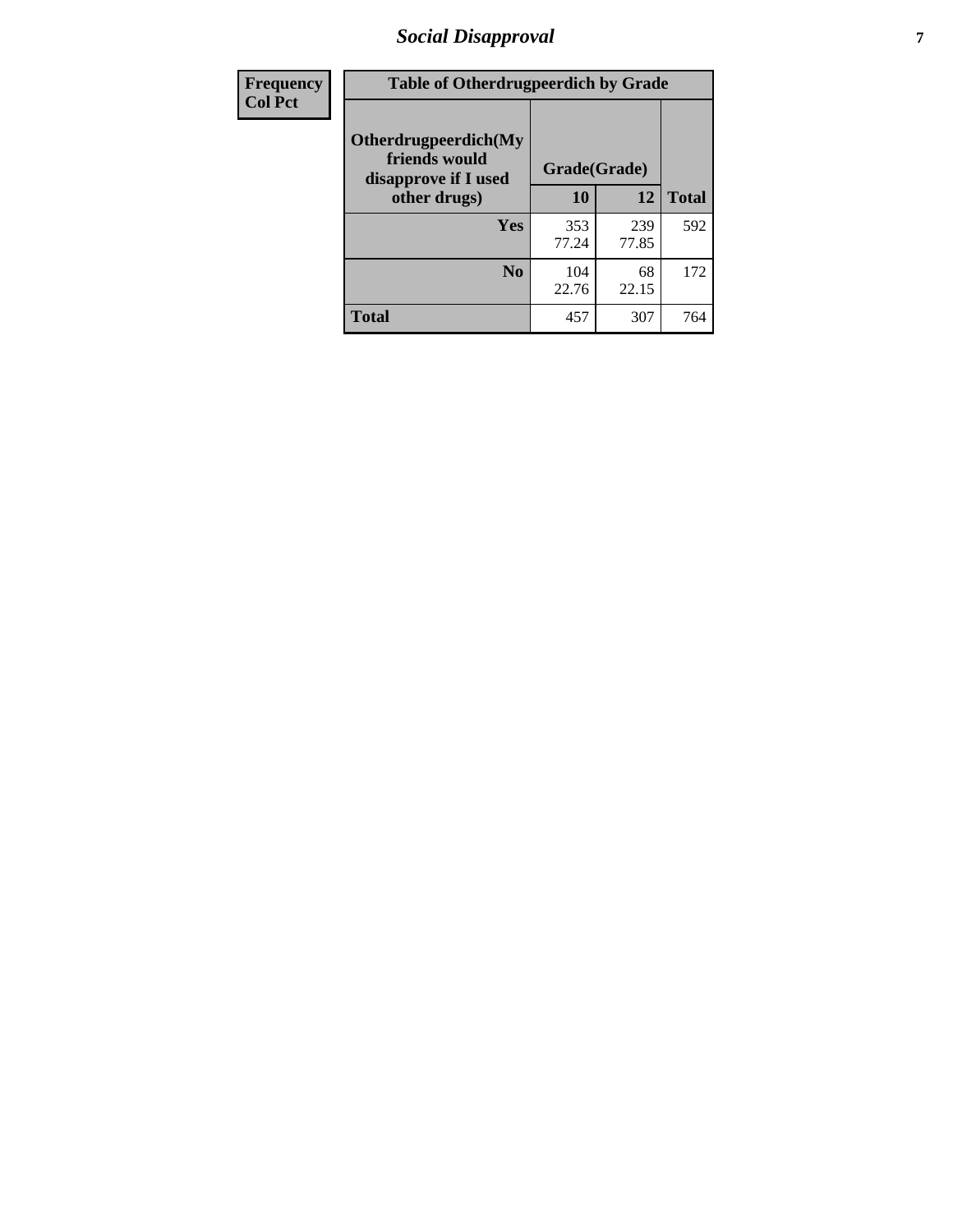| Frequency<br>Col Pct | Table of Otherdrugpeerdich by Grade | | | |
|---|---|---|---|---|
| | Otherdrugpeerdich(My friends would disapprove if I used other drugs) | Grade(Grade) | | |
| | | 10 | 12 | Total |
| | Yes | 353<br>77.24 | 239<br>77.85 | 592 |
| | No | 104<br>22.76 | 68<br>22.15 | 172 |
| | Total | 457 | 307 | 764 |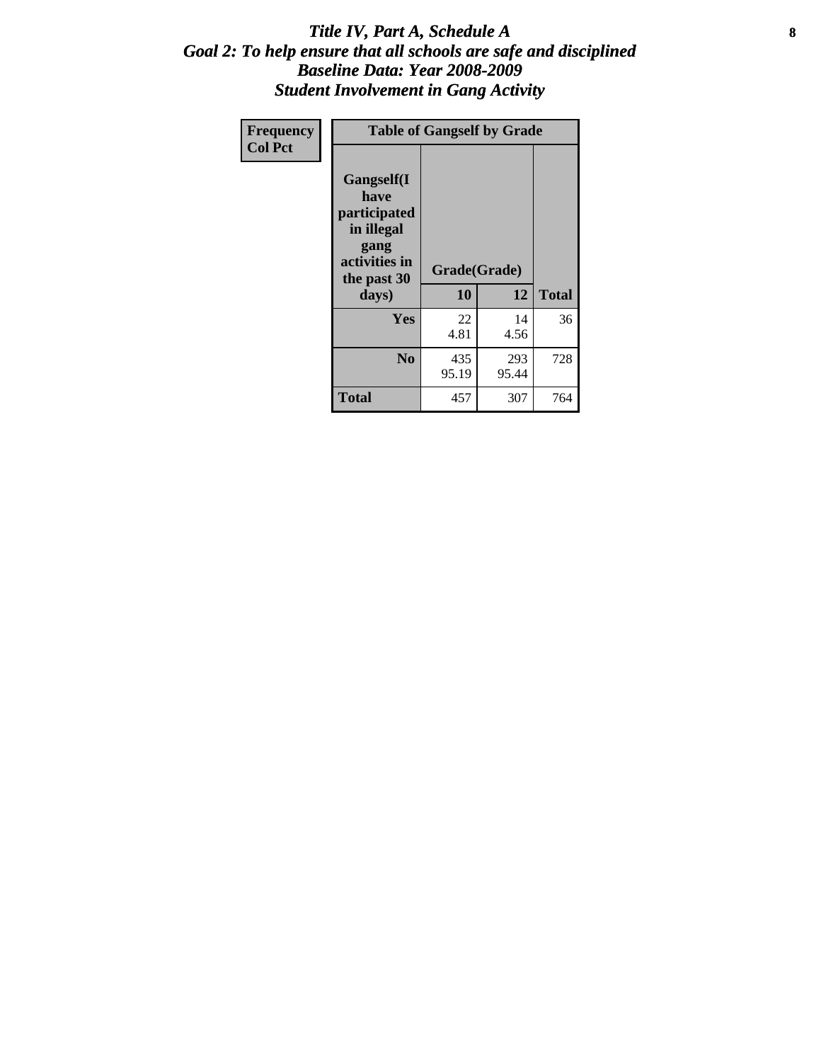# Title IV, Part A, Schedule A
## Goal 2: To help ensure that all schools are safe and disciplined
## Baseline Data: Year 2008-2009
## Student Involvement in Gang Activity

| Frequency<br>Col Pct |
|---|

| Table of Gangself by Grade | | | |
|---|---|---|---|
| Gangself(I have participated in illegal gang activities in the past 30 days) | Grade(Grade) | | |
| | 10 | 12 | Total |
| Yes | 22<br>4.81 | 14<br>4.56 | 36 |
| No | 435<br>95.19 | 293<br>95.44 | 728 |
| Total | 457 | 307 | 764 |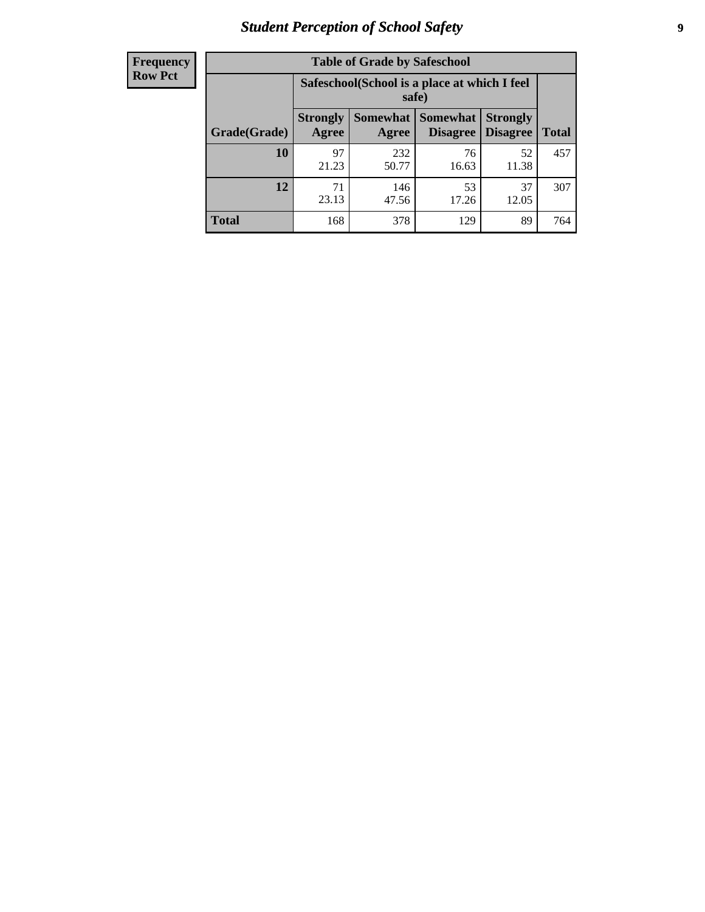# Student Perception of School Safety

| Frequency<br>Row Pct | Table of Grade by Safeschool | | | | |
|---|---|---|---|---|---|
| | Safeschool(School is a place at which I feel safe) | | | | |
| Grade(Grade) | Strongly Agree | Somewhat Agree | Somewhat Disagree | Strongly Disagree | Total |
| 10 | 97<br>21.23 | 232<br>50.77 | 76<br>16.63 | 52<br>11.38 | 457 |
| 12 | 71<br>23.13 | 146<br>47.56 | 53<br>17.26 | 37<br>12.05 | 307 |
| Total | 168 | 378 | 129 | 89 | 764 |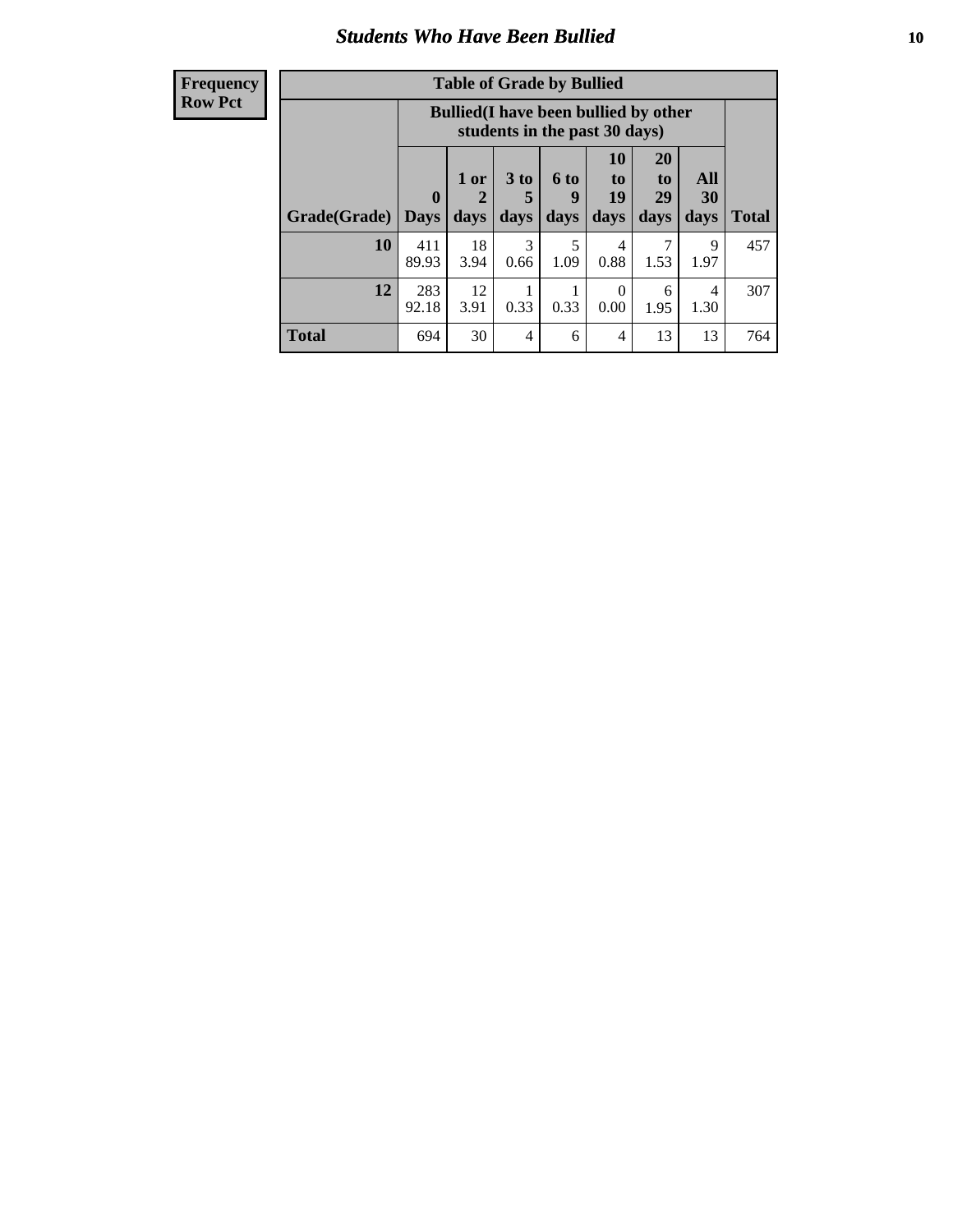# Students Who Have Been Bullied

| Frequency<br>Row Pct |
|---|

**Table of Grade by Bullied**

| Grade(Grade) | Bullied(I have been bullied by other students in the past 30 days) | | | | | | | Total |
|---|---|---|---|---|---|---|---|---|
| | 0 Days | 1 or 2 days | 3 to 5 days | 6 to 9 days | 10 to 19 days | 20 to 29 days | All 30 days | |
| **10** | 411<br>89.93 | 18<br>3.94 | 3<br>0.66 | 5<br>1.09 | 4<br>0.88 | 7<br>1.53 | 9<br>1.97 | 457 |
| **12** | 283<br>92.18 | 12<br>3.91 | 1<br>0.33 | 1<br>0.33 | 0<br>0.00 | 6<br>1.95 | 4<br>1.30 | 307 |
| **Total** | 694 | 30 | 4 | 6 | 4 | 13 | 13 | 764 |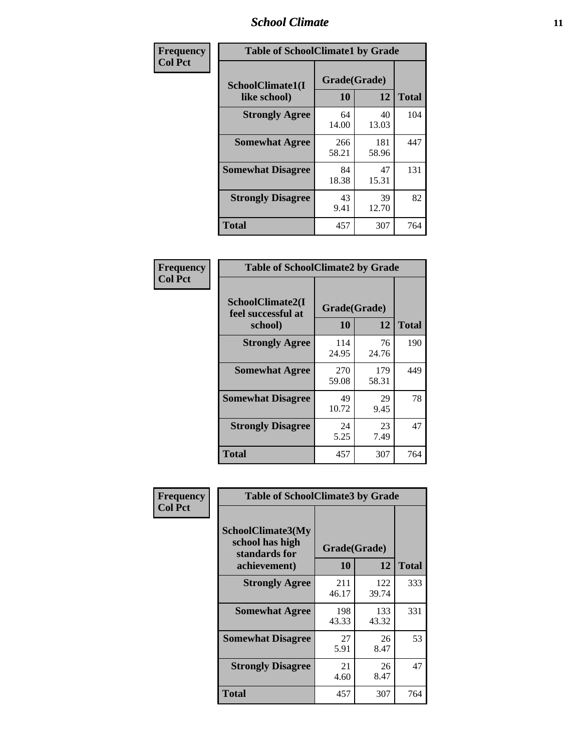| Frequency<br>Col Pct | Table of SchoolClimate1 by Grade | | |
|---|---|---|---|
| SchoolClimate1(I like school) | Grade(Grade) | | |
| | 10 | 12 | Total |
| Strongly Agree | 64<br>14.00 | 40<br>13.03 | 104 |
| Somewhat Agree | 266<br>58.21 | 181<br>58.96 | 447 |
| Somewhat Disagree | 84<br>18.38 | 47<br>15.31 | 131 |
| Strongly Disagree | 43<br>9.41 | 39<br>12.70 | 82 |
| Total | 457 | 307 | 764 |

| Frequency<br>Col Pct | Table of SchoolClimate2 by Grade | | |
|---|---|---|---|
| SchoolClimate2(I feel successful at school) | Grade(Grade) | | |
| | 10 | 12 | Total |
| Strongly Agree | 114<br>24.95 | 76<br>24.76 | 190 |
| Somewhat Agree | 270<br>59.08 | 179<br>58.31 | 449 |
| Somewhat Disagree | 49<br>10.72 | 29<br>9.45 | 78 |
| Strongly Disagree | 24<br>5.25 | 23<br>7.49 | 47 |
| Total | 457 | 307 | 764 |

| Frequency<br>Col Pct | Table of SchoolClimate3 by Grade | | |
|---|---|---|---|
| SchoolClimate3(My school has high standards for achievement) | Grade(Grade) | | |
| | 10 | 12 | Total |
| Strongly Agree | 211<br>46.17 | 122<br>39.74 | 333 |
| Somewhat Agree | 198<br>43.33 | 133<br>43.32 | 331 |
| Somewhat Disagree | 27<br>5.91 | 26<br>8.47 | 53 |
| Strongly Disagree | 21<br>4.60 | 26<br>8.47 | 47 |
| Total | 457 | 307 | 764 |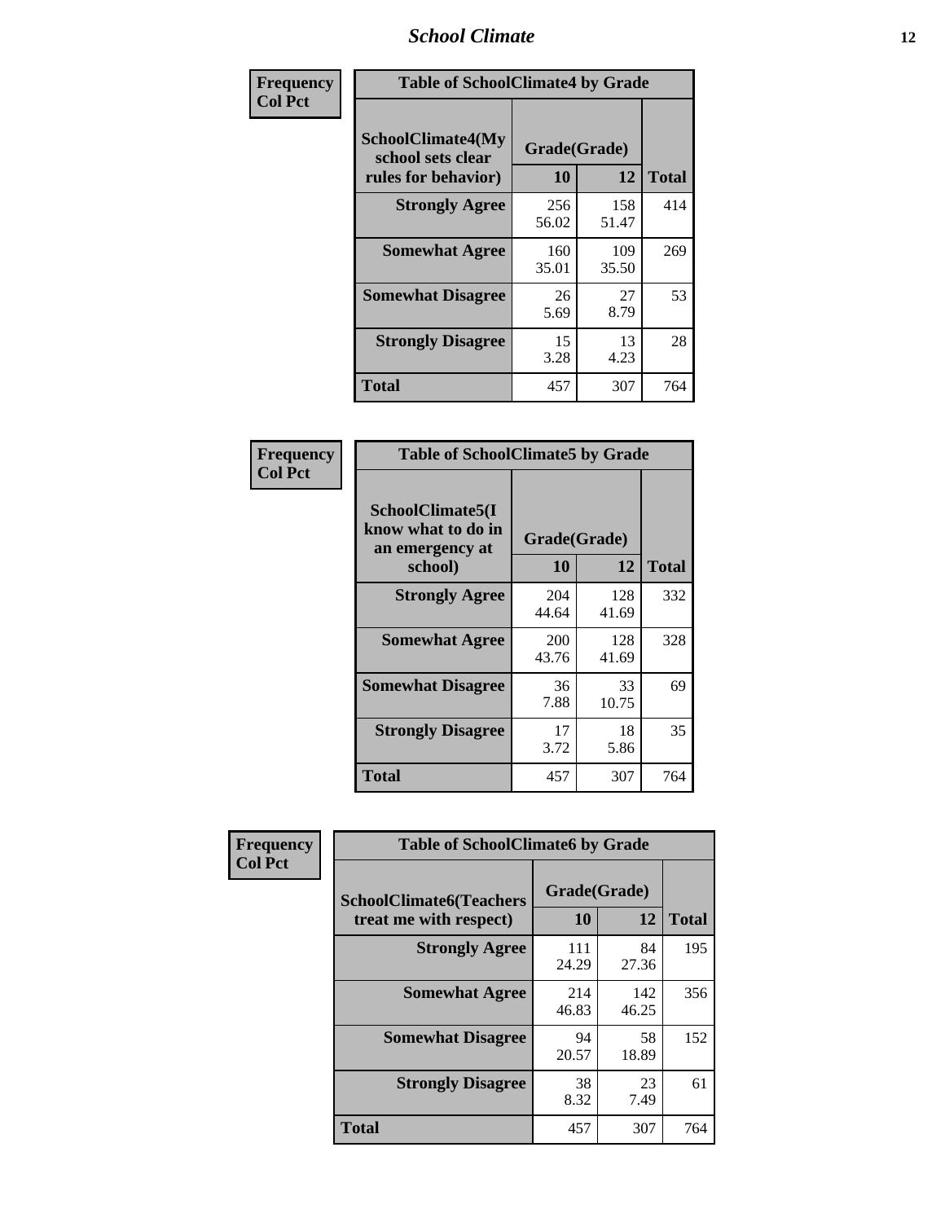**Frequency**
**Col Pct**

| Table of SchoolClimate4 by Grade | | | |
|---|---|---|---|
| SchoolClimate4(My school sets clear rules for behavior) | Grade(Grade) | | |
| | 10 | 12 | Total |
| **Strongly Agree** | 256<br>56.02 | 158<br>51.47 | 414 |
| **Somewhat Agree** | 160<br>35.01 | 109<br>35.50 | 269 |
| **Somewhat Disagree** | 26<br>5.69 | 27<br>8.79 | 53 |
| **Strongly Disagree** | 15<br>3.28 | 13<br>4.23 | 28 |
| **Total** | 457 | 307 | 764 |

**Frequency**
**Col Pct**

| Table of SchoolClimate5 by Grade | | | |
|---|---|---|---|
| SchoolClimate5(I know what to do in an emergency at school) | Grade(Grade) | | |
| | 10 | 12 | Total |
| **Strongly Agree** | 204<br>44.64 | 128<br>41.69 | 332 |
| **Somewhat Agree** | 200<br>43.76 | 128<br>41.69 | 328 |
| **Somewhat Disagree** | 36<br>7.88 | 33<br>10.75 | 69 |
| **Strongly Disagree** | 17<br>3.72 | 18<br>5.86 | 35 |
| **Total** | 457 | 307 | 764 |

**Frequency**
**Col Pct**

| Table of SchoolClimate6 by Grade | | | |
|---|---|---|---|
| SchoolClimate6(Teachers treat me with respect) | Grade(Grade) | | |
| | 10 | 12 | Total |
| **Strongly Agree** | 111<br>24.29 | 84<br>27.36 | 195 |
| **Somewhat Agree** | 214<br>46.83 | 142<br>46.25 | 356 |
| **Somewhat Disagree** | 94<br>20.57 | 58<br>18.89 | 152 |
| **Strongly Disagree** | 38<br>8.32 | 23<br>7.49 | 61 |
| **Total** | 457 | 307 | 764 |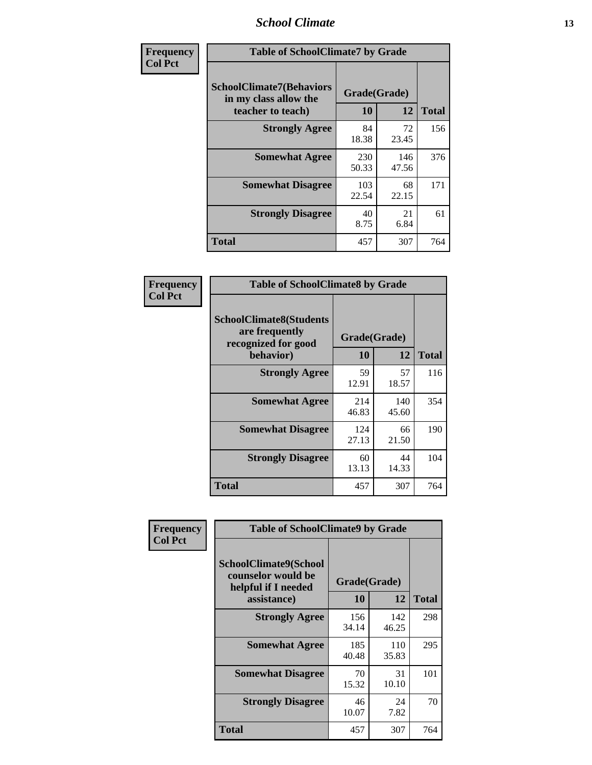| Frequency<br>Col Pct |
|---|

**Table of SchoolClimate7 by Grade**

| SchoolClimate7(Behaviors in my class allow the teacher to teach) | Grade(Grade) | | Total |
|---|---|---|---|
| | 10 | 12 | |
| Strongly Agree | 84<br>18.38 | 72<br>23.45 | 156 |
| Somewhat Agree | 230<br>50.33 | 146<br>47.56 | 376 |
| Somewhat Disagree | 103<br>22.54 | 68<br>22.15 | 171 |
| Strongly Disagree | 40<br>8.75 | 21<br>6.84 | 61 |
| Total | 457 | 307 | 764 |

| Frequency<br>Col Pct |
|---|

**Table of SchoolClimate8 by Grade**

| SchoolClimate8(Students are frequently recognized for good behavior) | Grade(Grade) | | Total |
|---|---|---|---|
| | 10 | 12 | |
| Strongly Agree | 59<br>12.91 | 57<br>18.57 | 116 |
| Somewhat Agree | 214<br>46.83 | 140<br>45.60 | 354 |
| Somewhat Disagree | 124<br>27.13 | 66<br>21.50 | 190 |
| Strongly Disagree | 60<br>13.13 | 44<br>14.33 | 104 |
| Total | 457 | 307 | 764 |

| Frequency<br>Col Pct |
|---|

**Table of SchoolClimate9 by Grade**

| SchoolClimate9(School counselor would be helpful if I needed assistance) | Grade(Grade) | | Total |
|---|---|---|---|
| | 10 | 12 | |
| Strongly Agree | 156<br>34.14 | 142<br>46.25 | 298 |
| Somewhat Agree | 185<br>40.48 | 110<br>35.83 | 295 |
| Somewhat Disagree | 70<br>15.32 | 31<br>10.10 | 101 |
| Strongly Disagree | 46<br>10.07 | 24<br>7.82 | 70 |
| Total | 457 | 307 | 764 |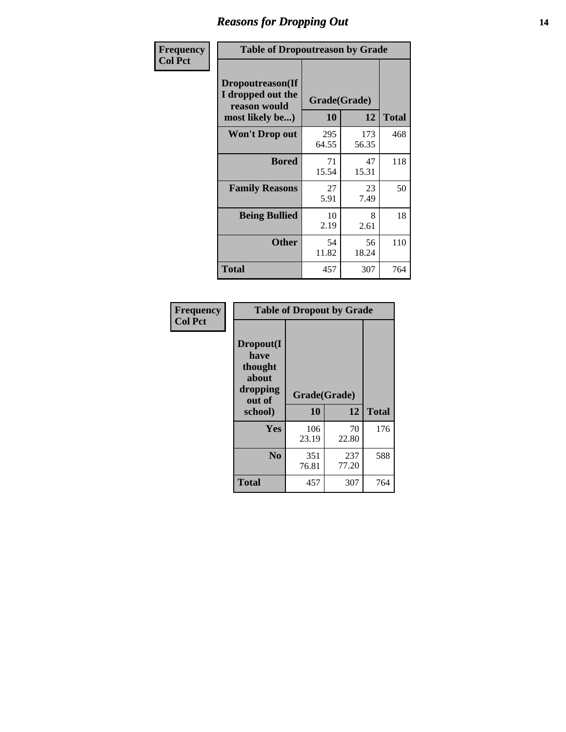# Reasons for Dropping Out

| Frequency Col Pct | Table of Dropoutreason by Grade | | |
|---|---|---|---|
| Dropoutreason(If I dropped out the reason would most likely be...) | Grade(Grade) | | |
| | 10 | 12 | Total |
| Won't Drop out | 295<br>64.55 | 173<br>56.35 | 468 |
| Bored | 71<br>15.54 | 47<br>15.31 | 118 |
| Family Reasons | 27<br>5.91 | 23<br>7.49 | 50 |
| Being Bullied | 10<br>2.19 | 8<br>2.61 | 18 |
| Other | 54<br>11.82 | 56<br>18.24 | 110 |
| Total | 457 | 307 | 764 |

| Frequency Col Pct | Table of Dropout by Grade | | |
|---|---|---|---|
| Dropout(I have thought about dropping out of school) | Grade(Grade) | | |
| | 10 | 12 | Total |
| Yes | 106<br>23.19 | 70<br>22.80 | 176 |
| No | 351<br>76.81 | 237<br>77.20 | 588 |
| Total | 457 | 307 | 764 |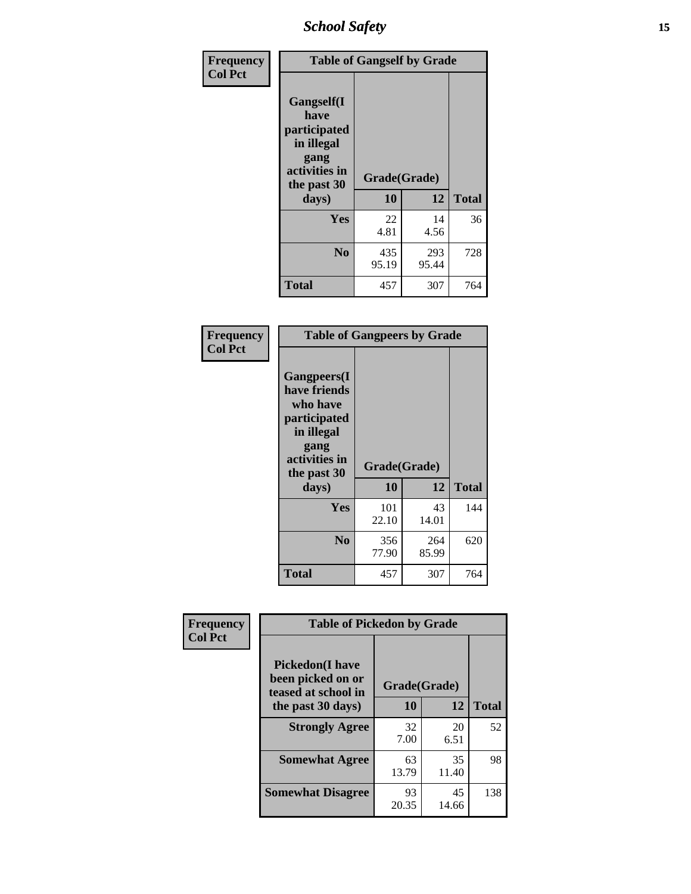| Frequency<br>Col Pct | Table of Gangself by Grade | | |
|---|---|---|---|
| Gangself(I have participated in illegal gang activities in the past 30 days) | Grade(Grade) | | |
| | 10 | 12 | Total |
| Yes | 22<br>4.81 | 14<br>4.56 | 36 |
| No | 435<br>95.19 | 293<br>95.44 | 728 |
| Total | 457 | 307 | 764 |

| Frequency<br>Col Pct | Table of Gangpeers by Grade | | |
|---|---|---|---|
| Gangpeers(I have friends who have participated in illegal gang activities in the past 30 days) | Grade(Grade) | | |
| | 10 | 12 | Total |
| Yes | 101<br>22.10 | 43<br>14.01 | 144 |
| No | 356<br>77.90 | 264<br>85.99 | 620 |
| Total | 457 | 307 | 764 |

| Frequency<br>Col Pct | Table of Pickedon by Grade | | |
|---|---|---|---|
| Pickedon(I have been picked on or teased at school in the past 30 days) | Grade(Grade) | | |
| | 10 | 12 | Total |
| Strongly Agree | 32<br>7.00 | 20<br>6.51 | 52 |
| Somewhat Agree | 63<br>13.79 | 35<br>11.40 | 98 |
| Somewhat Disagree | 93<br>20.35 | 45<br>14.66 | 138 |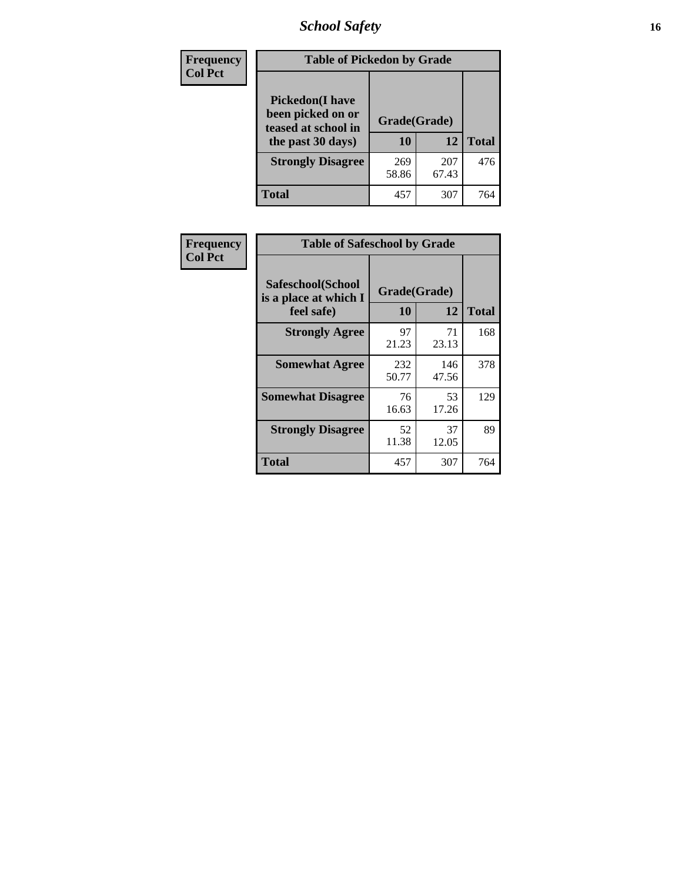| Frequency Col Pct | Table of Pickedon by Grade | | |
|---|---|---|---|
| **Pickedon(I have been picked on or teased at school in the past 30 days)** | **Grade(Grade)** | | |
| | **10** | **12** | **Total** |
| **Strongly Disagree** | 269<br>58.86 | 207<br>67.43 | 476 |
| **Total** | 457 | 307 | 764 |

| Frequency Col Pct | Table of Safeschool by Grade | | |
|---|---|---|---|
| **Safeschool(School is a place at which I feel safe)** | **Grade(Grade)** | | |
| | **10** | **12** | **Total** |
| **Strongly Agree** | 97<br>21.23 | 71<br>23.13 | 168 |
| **Somewhat Agree** | 232<br>50.77 | 146<br>47.56 | 378 |
| **Somewhat Disagree** | 76<br>16.63 | 53<br>17.26 | 129 |
| **Strongly Disagree** | 52<br>11.38 | 37<br>12.05 | 89 |
| **Total** | 457 | 307 | 764 |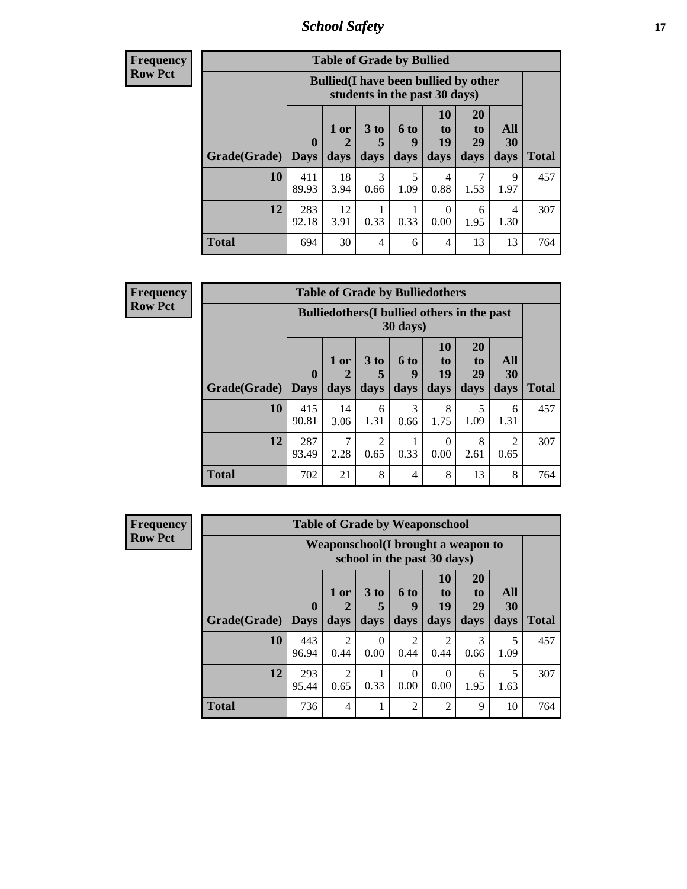**Frequency**
**Row Pct**

| Table of Grade by Bullied | | | | | | | | |
|---|---|---|---|---|---|---|---|---|
| | Bullied(I have been bullied by other students in the past 30 days) | | | | | | | |
| Grade(Grade) | 0 Days | 1 or 2 days | 3 to 5 days | 6 to 9 days | 10 to 19 days | 20 to 29 days | All 30 days | Total |
| **10** | 411<br>89.93 | 18<br>3.94 | 3<br>0.66 | 5<br>1.09 | 4<br>0.88 | 7<br>1.53 | 9<br>1.97 | 457 |
| **12** | 283<br>92.18 | 12<br>3.91 | 1<br>0.33 | 1<br>0.33 | 0<br>0.00 | 6<br>1.95 | 4<br>1.30 | 307 |
| **Total** | 694 | 30 | 4 | 6 | 4 | 13 | 13 | 764 |

**Frequency**
**Row Pct**

| Table of Grade by Bulliedothers | | | | | | | | |
|---|---|---|---|---|---|---|---|---|
| | Bulliedothers(I bullied others in the past 30 days) | | | | | | | |
| Grade(Grade) | 0 Days | 1 or 2 days | 3 to 5 days | 6 to 9 days | 10 to 19 days | 20 to 29 days | All 30 days | Total |
| **10** | 415<br>90.81 | 14<br>3.06 | 6<br>1.31 | 3<br>0.66 | 8<br>1.75 | 5<br>1.09 | 6<br>1.31 | 457 |
| **12** | 287<br>93.49 | 7<br>2.28 | 2<br>0.65 | 1<br>0.33 | 0<br>0.00 | 8<br>2.61 | 2<br>0.65 | 307 |
| **Total** | 702 | 21 | 8 | 4 | 8 | 13 | 8 | 764 |

**Frequency**
**Row Pct**

| Table of Grade by Weaponschool | | | | | | | | |
|---|---|---|---|---|---|---|---|---|
| | Weaponschool(I brought a weapon to school in the past 30 days) | | | | | | | |
| Grade(Grade) | 0 Days | 1 or 2 days | 3 to 5 days | 6 to 9 days | 10 to 19 days | 20 to 29 days | All 30 days | Total |
| **10** | 443<br>96.94 | 2<br>0.44 | 0<br>0.00 | 2<br>0.44 | 2<br>0.44 | 3<br>0.66 | 5<br>1.09 | 457 |
| **12** | 293<br>95.44 | 2<br>0.65 | 1<br>0.33 | 0<br>0.00 | 0<br>0.00 | 6<br>1.95 | 5<br>1.63 | 307 |
| **Total** | 736 | 4 | 1 | 2 | 2 | 9 | 10 | 764 |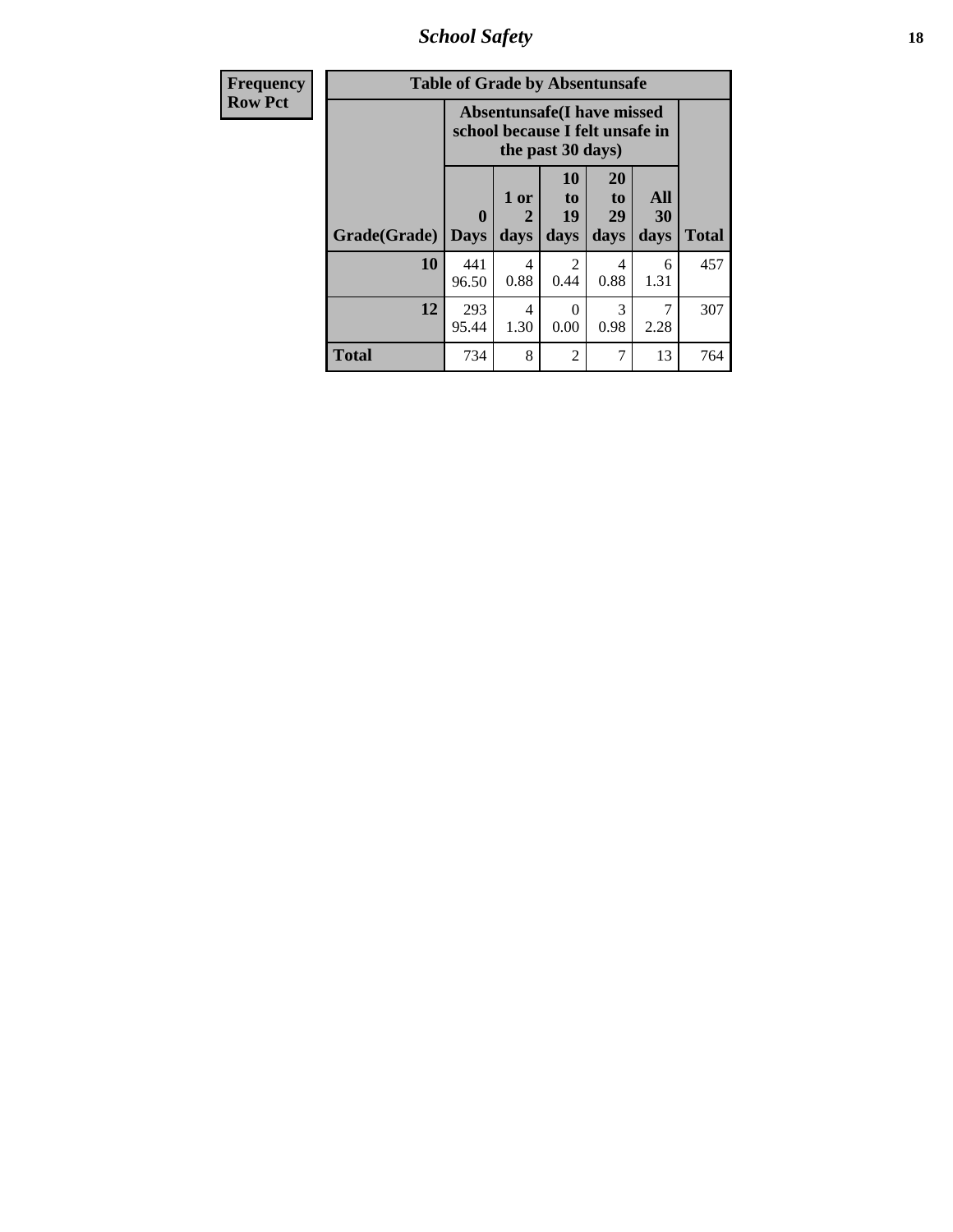| Frequency<br>Row Pct |
|---|

**Table of Grade by Absentunsafe**

| Grade(Grade) | Absentunsafe(I have missed school because I felt unsafe in the past 30 days) | | | | | Total |
|---|---|---|---|---|---|---|
| | 0 Days | 1 or 2 days | 10 to 19 days | 20 to 29 days | All 30 days | |
| 10 | 441<br>96.50 | 4<br>0.88 | 2<br>0.44 | 4<br>0.88 | 6<br>1.31 | 457 |
| 12 | 293<br>95.44 | 4<br>1.30 | 0<br>0.00 | 3<br>0.98 | 7<br>2.28 | 307 |
| Total | 734 | 8 | 2 | 7 | 13 | 764 |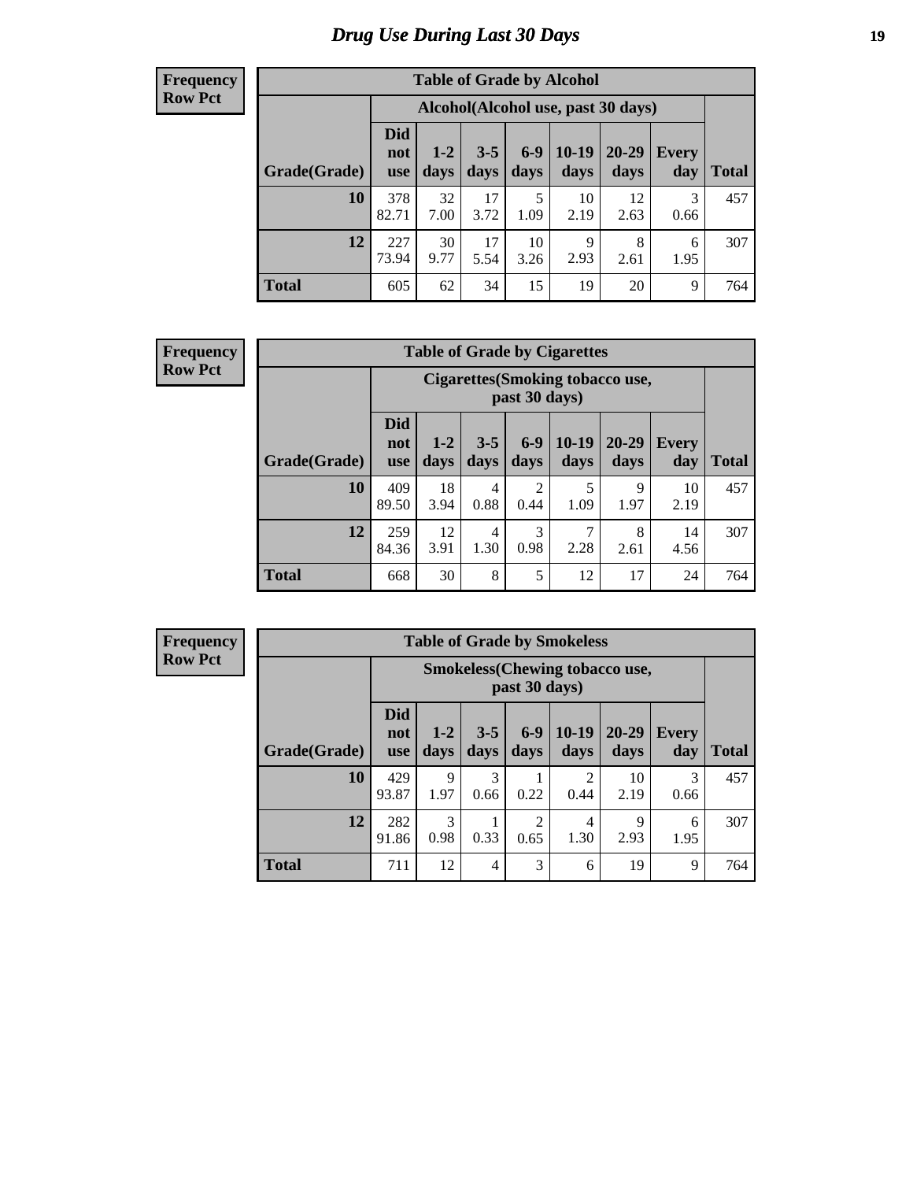# Drug Use During Last 30 Days

**Frequency**
**Row Pct**

| Table of Grade by Alcohol | | | | | | | | |
|---|---|---|---|---|---|---|---|---|
| | Alcohol(Alcohol use, past 30 days) | | | | | | | |
| Grade(Grade) | Did not use | 1-2 days | 3-5 days | 6-9 days | 10-19 days | 20-29 days | Every day | Total |
| **10** | 378<br>82.71 | 32<br>7.00 | 17<br>3.72 | 5<br>1.09 | 10<br>2.19 | 12<br>2.63 | 3<br>0.66 | 457 |
| **12** | 227<br>73.94 | 30<br>9.77 | 17<br>5.54 | 10<br>3.26 | 9<br>2.93 | 8<br>2.61 | 6<br>1.95 | 307 |
| **Total** | 605 | 62 | 34 | 15 | 19 | 20 | 9 | 764 |

**Frequency**
**Row Pct**

| Table of Grade by Cigarettes | | | | | | | | |
|---|---|---|---|---|---|---|---|---|
| | Cigarettes(Smoking tobacco use, past 30 days) | | | | | | | |
| Grade(Grade) | Did not use | 1-2 days | 3-5 days | 6-9 days | 10-19 days | 20-29 days | Every day | Total |
| **10** | 409<br>89.50 | 18<br>3.94 | 4<br>0.88 | 2<br>0.44 | 5<br>1.09 | 9<br>1.97 | 10<br>2.19 | 457 |
| **12** | 259<br>84.36 | 12<br>3.91 | 4<br>1.30 | 3<br>0.98 | 7<br>2.28 | 8<br>2.61 | 14<br>4.56 | 307 |
| **Total** | 668 | 30 | 8 | 5 | 12 | 17 | 24 | 764 |

**Frequency**
**Row Pct**

| Table of Grade by Smokeless | | | | | | | | |
|---|---|---|---|---|---|---|---|---|
| | Smokeless(Chewing tobacco use, past 30 days) | | | | | | | |
| Grade(Grade) | Did not use | 1-2 days | 3-5 days | 6-9 days | 10-19 days | 20-29 days | Every day | Total |
| **10** | 429<br>93.87 | 9<br>1.97 | 3<br>0.66 | 1<br>0.22 | 2<br>0.44 | 10<br>2.19 | 3<br>0.66 | 457 |
| **12** | 282<br>91.86 | 3<br>0.98 | 1<br>0.33 | 2<br>0.65 | 4<br>1.30 | 9<br>2.93 | 6<br>1.95 | 307 |
| **Total** | 711 | 12 | 4 | 3 | 6 | 19 | 9 | 764 |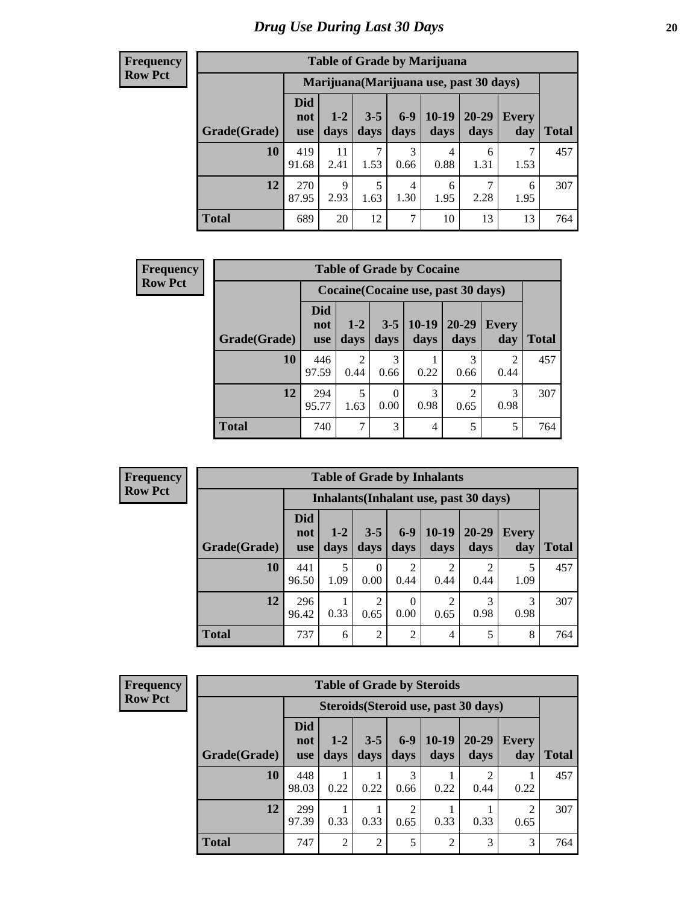# Drug Use During Last 30 Days

**Frequency**
**Row Pct**

| Table of Grade by Marijuana | | | | | | | | |
|---|---|---|---|---|---|---|---|---|
| | Marijuana(Marijuana use, past 30 days) | | | | | | | |
| Grade(Grade) | Did not use | 1-2 days | 3-5 days | 6-9 days | 10-19 days | 20-29 days | Every day | Total |
| 10 | 419<br>91.68 | 11<br>2.41 | 7<br>1.53 | 3<br>0.66 | 4<br>0.88 | 6<br>1.31 | 7<br>1.53 | 457 |
| 12 | 270<br>87.95 | 9<br>2.93 | 5<br>1.63 | 4<br>1.30 | 6<br>1.95 | 7<br>2.28 | 6<br>1.95 | 307 |
| Total | 689 | 20 | 12 | 7 | 10 | 13 | 13 | 764 |

**Frequency**
**Row Pct**

| Table of Grade by Cocaine | | | | | | | |
|---|---|---|---|---|---|---|---|
| | Cocaine(Cocaine use, past 30 days) | | | | | | |
| Grade(Grade) | Did not use | 1-2 days | 3-5 days | 10-19 days | 20-29 days | Every day | Total |
| 10 | 446<br>97.59 | 2<br>0.44 | 3<br>0.66 | 1<br>0.22 | 3<br>0.66 | 2<br>0.44 | 457 |
| 12 | 294<br>95.77 | 5<br>1.63 | 0<br>0.00 | 3<br>0.98 | 2<br>0.65 | 3<br>0.98 | 307 |
| Total | 740 | 7 | 3 | 4 | 5 | 5 | 764 |

**Frequency**
**Row Pct**

| Table of Grade by Inhalants | | | | | | | | |
|---|---|---|---|---|---|---|---|---|
| | Inhalants(Inhalant use, past 30 days) | | | | | | | |
| Grade(Grade) | Did not use | 1-2 days | 3-5 days | 6-9 days | 10-19 days | 20-29 days | Every day | Total |
| 10 | 441<br>96.50 | 5<br>1.09 | 0<br>0.00 | 2<br>0.44 | 2<br>0.44 | 2<br>0.44 | 5<br>1.09 | 457 |
| 12 | 296<br>96.42 | 1<br>0.33 | 2<br>0.65 | 0<br>0.00 | 2<br>0.65 | 3<br>0.98 | 3<br>0.98 | 307 |
| Total | 737 | 6 | 2 | 2 | 4 | 5 | 8 | 764 |

**Frequency**
**Row Pct**

| Table of Grade by Steroids | | | | | | | | |
|---|---|---|---|---|---|---|---|---|
| | Steroids(Steroid use, past 30 days) | | | | | | | |
| Grade(Grade) | Did not use | 1-2 days | 3-5 days | 6-9 days | 10-19 days | 20-29 days | Every day | Total |
| 10 | 448<br>98.03 | 1<br>0.22 | 1<br>0.22 | 3<br>0.66 | 1<br>0.22 | 2<br>0.44 | 1<br>0.22 | 457 |
| 12 | 299<br>97.39 | 1<br>0.33 | 1<br>0.33 | 2<br>0.65 | 1<br>0.33 | 1<br>0.33 | 2<br>0.65 | 307 |
| Total | 747 | 2 | 2 | 5 | 2 | 3 | 3 | 764 |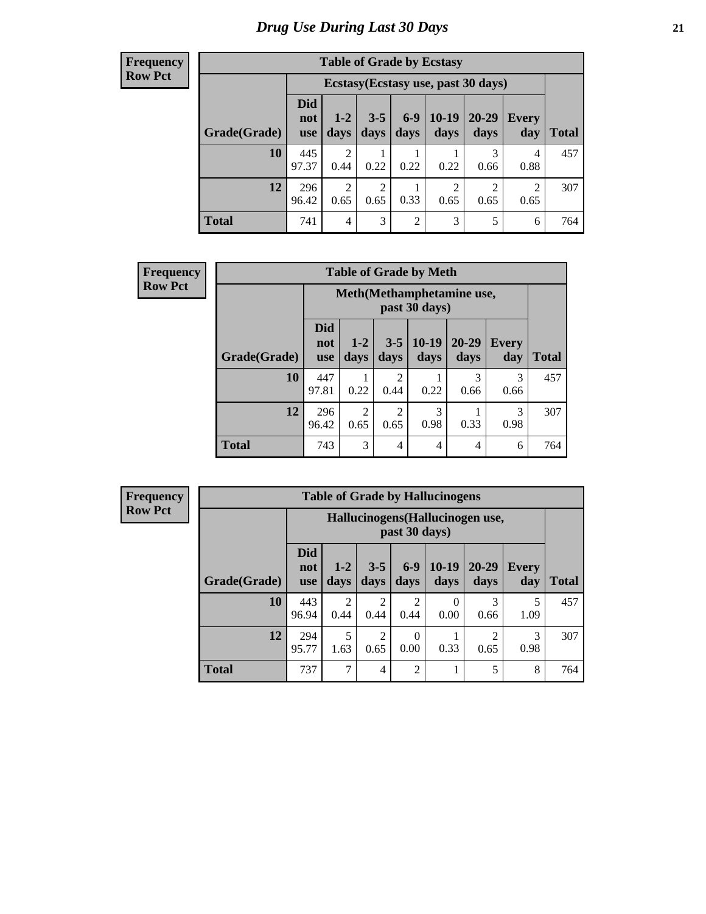# Drug Use During Last 30 Days

**Frequency**
**Row Pct**

| Table of Grade by Ecstasy | | | | | | | | |
|---|---|---|---|---|---|---|---|---|
| | Ecstasy(Ecstasy use, past 30 days) | | | | | | | |
| Grade(Grade) | Did not use | 1-2 days | 3-5 days | 6-9 days | 10-19 days | 20-29 days | Every day | Total |
| **10** | 445<br>97.37 | 2<br>0.44 | 1<br>0.22 | 1<br>0.22 | 1<br>0.22 | 3<br>0.66 | 4<br>0.88 | 457 |
| **12** | 296<br>96.42 | 2<br>0.65 | 2<br>0.65 | 1<br>0.33 | 2<br>0.65 | 2<br>0.65 | 2<br>0.65 | 307 |
| **Total** | 741 | 4 | 3 | 2 | 3 | 5 | 6 | 764 |

**Frequency**
**Row Pct**

| Table of Grade by Meth | | | | | | | |
|---|---|---|---|---|---|---|---|
| | Meth(Methamphetamine use, past 30 days) | | | | | | |
| Grade(Grade) | Did not use | 1-2 days | 3-5 days | 10-19 days | 20-29 days | Every day | Total |
| **10** | 447<br>97.81 | 1<br>0.22 | 2<br>0.44 | 1<br>0.22 | 3<br>0.66 | 3<br>0.66 | 457 |
| **12** | 296<br>96.42 | 2<br>0.65 | 2<br>0.65 | 3<br>0.98 | 1<br>0.33 | 3<br>0.98 | 307 |
| **Total** | 743 | 3 | 4 | 4 | 4 | 6 | 764 |

**Frequency**
**Row Pct**

| Table of Grade by Hallucinogens | | | | | | | | |
|---|---|---|---|---|---|---|---|---|
| | Hallucinogens(Hallucinogen use, past 30 days) | | | | | | | |
| Grade(Grade) | Did not use | 1-2 days | 3-5 days | 6-9 days | 10-19 days | 20-29 days | Every day | Total |
| **10** | 443<br>96.94 | 2<br>0.44 | 2<br>0.44 | 2<br>0.44 | 0<br>0.00 | 3<br>0.66 | 5<br>1.09 | 457 |
| **12** | 294<br>95.77 | 5<br>1.63 | 2<br>0.65 | 0<br>0.00 | 1<br>0.33 | 2<br>0.65 | 3<br>0.98 | 307 |
| **Total** | 737 | 7 | 4 | 2 | 1 | 5 | 8 | 764 |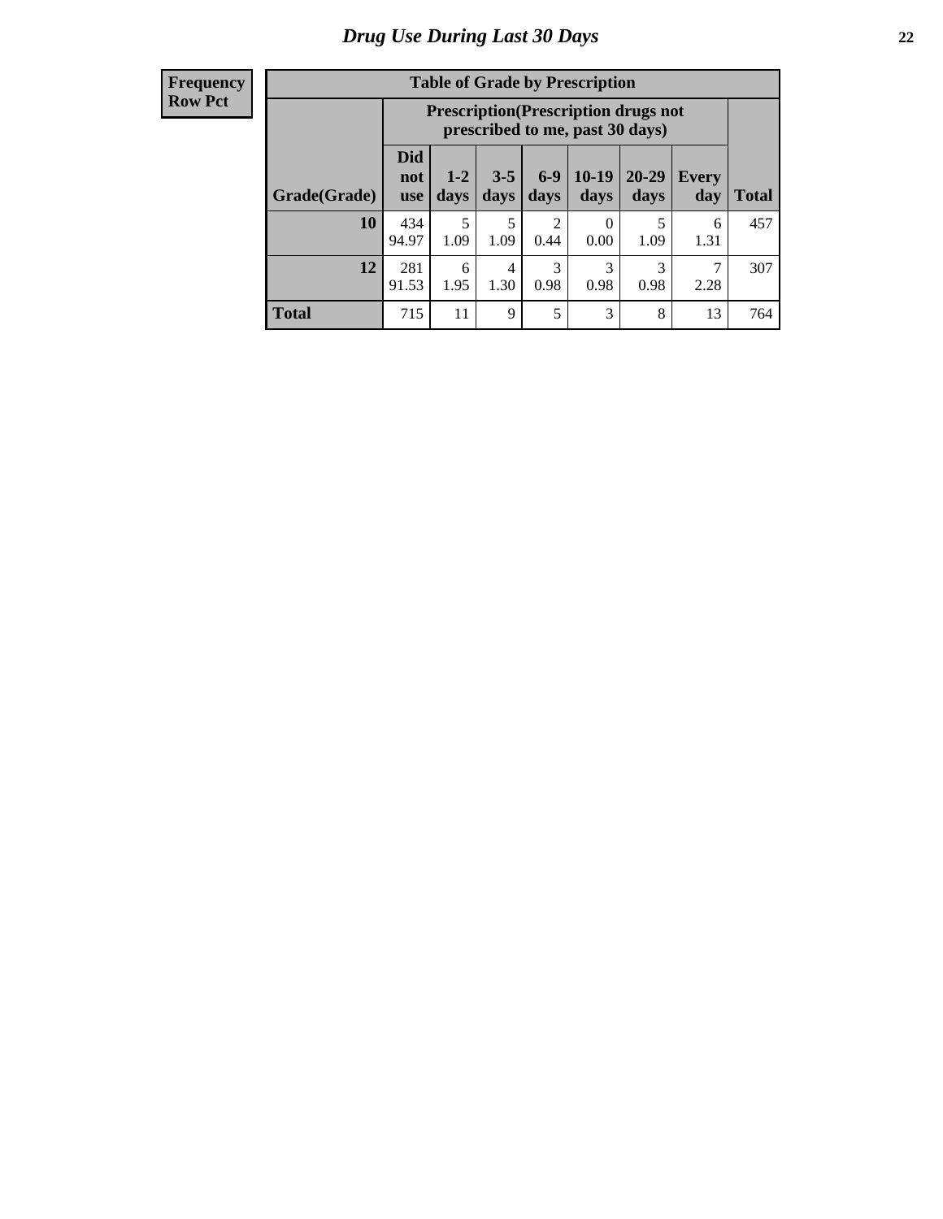# Drug Use During Last 30 Days

| Frequency<br>Row Pct | Table of Grade by Prescription | | | | | | | |
|---|---|---|---|---|---|---|---|---|
| | Prescription(Prescription drugs not prescribed to me, past 30 days) | | | | | | | |
| Grade(Grade) | Did not use | 1-2 days | 3-5 days | 6-9 days | 10-19 days | 20-29 days | Every day | Total |
| 10 | 434<br>94.97 | 5<br>1.09 | 5<br>1.09 | 2<br>0.44 | 0<br>0.00 | 5<br>1.09 | 6<br>1.31 | 457 |
| 12 | 281<br>91.53 | 6<br>1.95 | 4<br>1.30 | 3<br>0.98 | 3<br>0.98 | 3<br>0.98 | 7<br>2.28 | 307 |
| Total | 715 | 11 | 9 | 5 | 3 | 8 | 13 | 764 |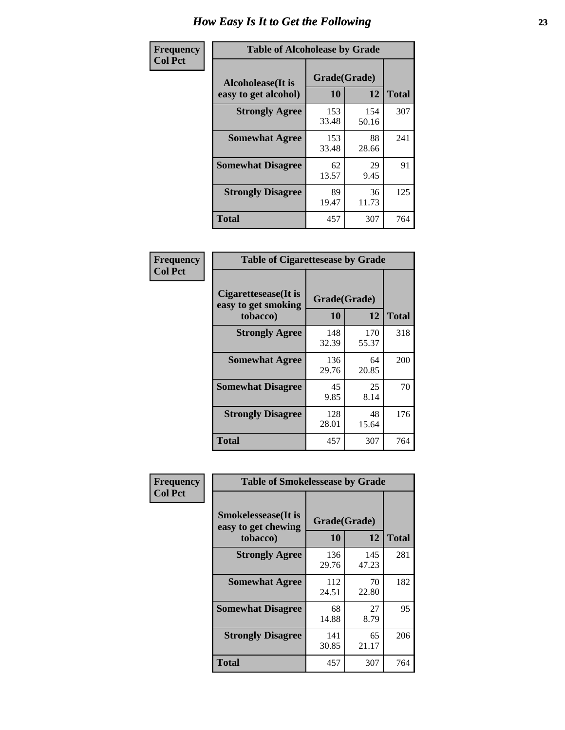# How Easy Is It to Get the Following

**Frequency**
**Col Pct**

| Table of Alcoholease by Grade | | | |
|---|---|---|---|
| Alcoholease(It is easy to get alcohol) | Grade(Grade) | | Total |
| | 10 | 12 | |
| Strongly Agree | 153<br>33.48 | 154<br>50.16 | 307 |
| Somewhat Agree | 153<br>33.48 | 88<br>28.66 | 241 |
| Somewhat Disagree | 62<br>13.57 | 29<br>9.45 | 91 |
| Strongly Disagree | 89<br>19.47 | 36<br>11.73 | 125 |
| Total | 457 | 307 | 764 |

**Frequency**
**Col Pct**

| Table of Cigarettesease by Grade | | | |
|---|---|---|---|
| Cigarettesease(It is easy to get smoking tobacco) | Grade(Grade) | | Total |
| | 10 | 12 | |
| Strongly Agree | 148<br>32.39 | 170<br>55.37 | 318 |
| Somewhat Agree | 136<br>29.76 | 64<br>20.85 | 200 |
| Somewhat Disagree | 45<br>9.85 | 25<br>8.14 | 70 |
| Strongly Disagree | 128<br>28.01 | 48<br>15.64 | 176 |
| Total | 457 | 307 | 764 |

**Frequency**
**Col Pct**

| Table of Smokelessease by Grade | | | |
|---|---|---|---|
| Smokelessease(It is easy to get chewing tobacco) | Grade(Grade) | | Total |
| | 10 | 12 | |
| Strongly Agree | 136<br>29.76 | 145<br>47.23 | 281 |
| Somewhat Agree | 112<br>24.51 | 70<br>22.80 | 182 |
| Somewhat Disagree | 68<br>14.88 | 27<br>8.79 | 95 |
| Strongly Disagree | 141<br>30.85 | 65<br>21.17 | 206 |
| Total | 457 | 307 | 764 |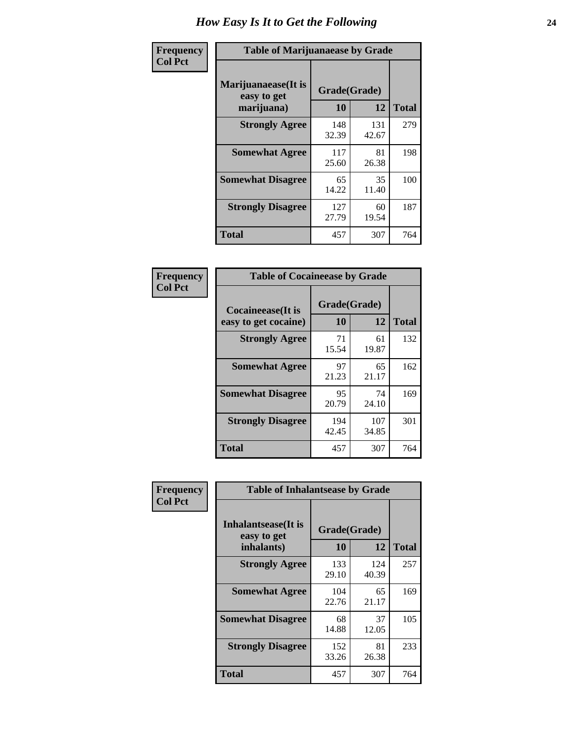# How Easy Is It to Get the Following

**Frequency**
**Col Pct**

**Table of Marijuanaease by Grade**

| Marijuanaease(It is easy to get marijuana) | Grade(Grade) | | Total |
|---|---|---|---|
| | 10 | 12 | |
| Strongly Agree | 148<br>32.39 | 131<br>42.67 | 279 |
| Somewhat Agree | 117<br>25.60 | 81<br>26.38 | 198 |
| Somewhat Disagree | 65<br>14.22 | 35<br>11.40 | 100 |
| Strongly Disagree | 127<br>27.79 | 60<br>19.54 | 187 |
| Total | 457 | 307 | 764 |

**Frequency**
**Col Pct**

**Table of Cocaineease by Grade**

| Cocaineease(It is easy to get cocaine) | Grade(Grade) | | Total |
|---|---|---|---|
| | 10 | 12 | |
| Strongly Agree | 71<br>15.54 | 61<br>19.87 | 132 |
| Somewhat Agree | 97<br>21.23 | 65<br>21.17 | 162 |
| Somewhat Disagree | 95<br>20.79 | 74<br>24.10 | 169 |
| Strongly Disagree | 194<br>42.45 | 107<br>34.85 | 301 |
| Total | 457 | 307 | 764 |

**Frequency**
**Col Pct**

**Table of Inhalantsease by Grade**

| Inhalantsease(It is easy to get inhalants) | Grade(Grade) | | Total |
|---|---|---|---|
| | 10 | 12 | |
| Strongly Agree | 133<br>29.10 | 124<br>40.39 | 257 |
| Somewhat Agree | 104<br>22.76 | 65<br>21.17 | 169 |
| Somewhat Disagree | 68<br>14.88 | 37<br>12.05 | 105 |
| Strongly Disagree | 152<br>33.26 | 81<br>26.38 | 233 |
| Total | 457 | 307 | 764 |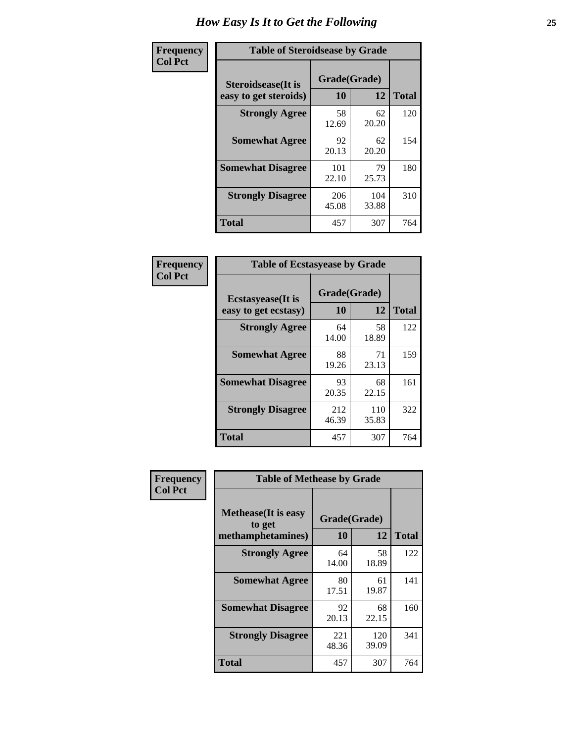# How Easy Is It to Get the Following

**Frequency**
**Col Pct**

**Table of Steroidsease by Grade**

| Steroidsease(It is easy to get steroids) | Grade(Grade) | | Total |
|---|---|---|---|
| | 10 | 12 | |
| **Strongly Agree** | 58<br>12.69 | 62<br>20.20 | 120 |
| **Somewhat Agree** | 92<br>20.13 | 62<br>20.20 | 154 |
| **Somewhat Disagree** | 101<br>22.10 | 79<br>25.73 | 180 |
| **Strongly Disagree** | 206<br>45.08 | 104<br>33.88 | 310 |
| **Total** | 457 | 307 | 764 |

**Frequency**
**Col Pct**

**Table of Ecstasyease by Grade**

| Ecstasyease(It is easy to get ecstasy) | Grade(Grade) | | Total |
|---|---|---|---|
| | 10 | 12 | |
| **Strongly Agree** | 64<br>14.00 | 58<br>18.89 | 122 |
| **Somewhat Agree** | 88<br>19.26 | 71<br>23.13 | 159 |
| **Somewhat Disagree** | 93<br>20.35 | 68<br>22.15 | 161 |
| **Strongly Disagree** | 212<br>46.39 | 110<br>35.83 | 322 |
| **Total** | 457 | 307 | 764 |

**Frequency**
**Col Pct**

**Table of Methease by Grade**

| Methease(It is easy to get methamphetamines) | Grade(Grade) | | Total |
|---|---|---|---|
| | 10 | 12 | |
| **Strongly Agree** | 64<br>14.00 | 58<br>18.89 | 122 |
| **Somewhat Agree** | 80<br>17.51 | 61<br>19.87 | 141 |
| **Somewhat Disagree** | 92<br>20.13 | 68<br>22.15 | 160 |
| **Strongly Disagree** | 221<br>48.36 | 120<br>39.09 | 341 |
| **Total** | 457 | 307 | 764 |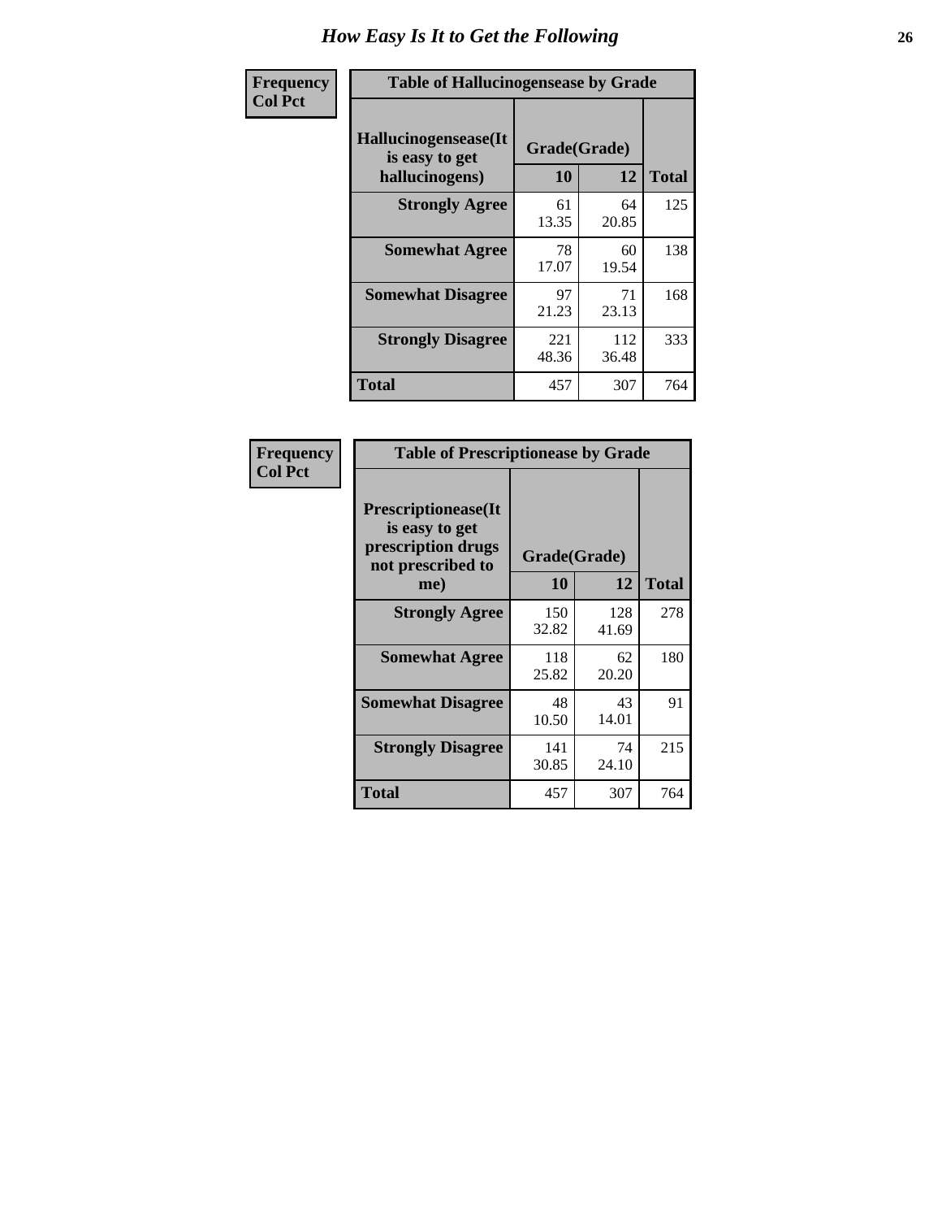# How Easy Is It to Get the Following

**Frequency**
**Col Pct**

**Table of Hallucinogensease by Grade**

| Hallucinogensease(It is easy to get hallucinogens) | Grade(Grade) 10 | 12 | Total |
|---|---|---|---|
| **Strongly Agree** | 61<br>13.35 | 64<br>20.85 | 125 |
| **Somewhat Agree** | 78<br>17.07 | 60<br>19.54 | 138 |
| **Somewhat Disagree** | 97<br>21.23 | 71<br>23.13 | 168 |
| **Strongly Disagree** | 221<br>48.36 | 112<br>36.48 | 333 |
| **Total** | 457 | 307 | 764 |

**Frequency**
**Col Pct**

**Table of Prescriptionease by Grade**

| Prescriptionease(It is easy to get prescription drugs not prescribed to me) | Grade(Grade) 10 | 12 | Total |
|---|---|---|---|
| **Strongly Agree** | 150<br>32.82 | 128<br>41.69 | 278 |
| **Somewhat Agree** | 118<br>25.82 | 62<br>20.20 | 180 |
| **Somewhat Disagree** | 48<br>10.50 | 43<br>14.01 | 91 |
| **Strongly Disagree** | 141<br>30.85 | 74<br>24.10 | 215 |
| **Total** | 457 | 307 | 764 |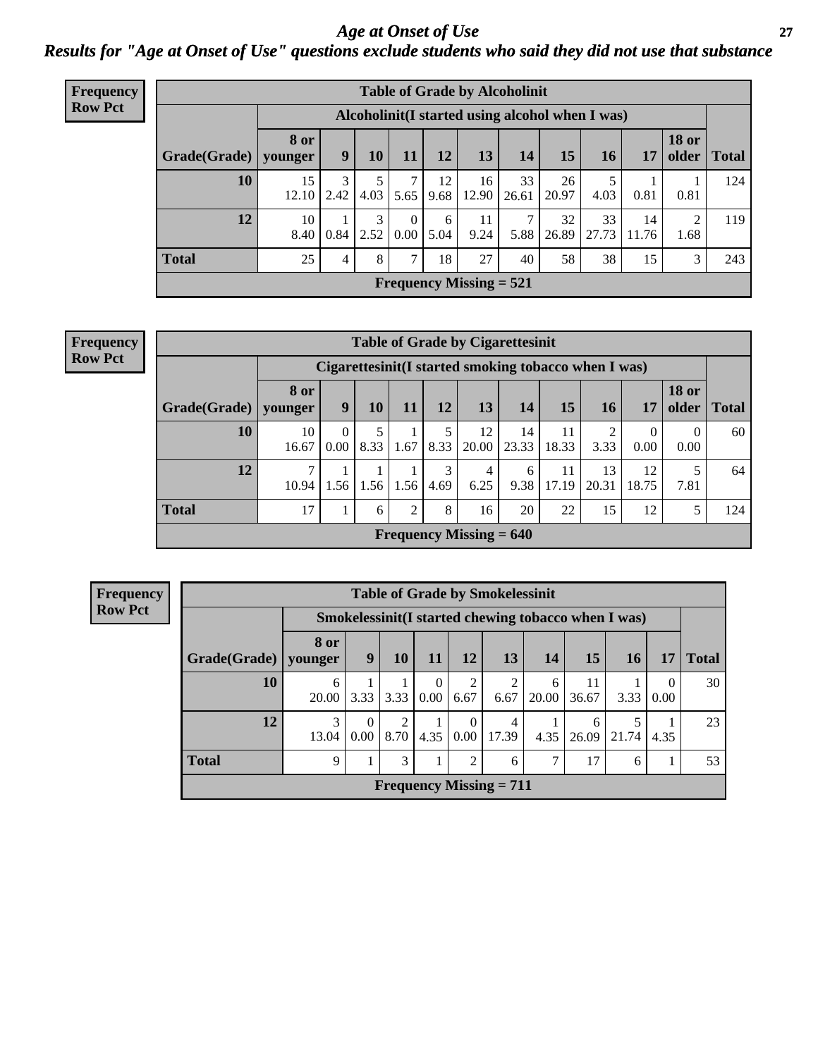# Age at Onset of Use

## Results for "Age at Onset of Use" questions exclude students who said they did not use that substance

**Frequency**
**Row Pct**

**Table of Grade by Alcoholinit**

| | Alcoholinit(I started using alcohol when I was) | | | | | | | | | | | |
|---|---|---|---|---|---|---|---|---|---|---|---|---|
| **Grade(Grade)** | **8 or younger** | **9** | **10** | **11** | **12** | **13** | **14** | **15** | **16** | **17** | **18 or older** | **Total** |
| **10** | 15<br>12.10 | 3<br>2.42 | 5<br>4.03 | 7<br>5.65 | 12<br>9.68 | 16<br>12.90 | 33<br>26.61 | 26<br>20.97 | 5<br>4.03 | 1<br>0.81 | 1<br>0.81 | 124 |
| **12** | 10<br>8.40 | 1<br>0.84 | 3<br>2.52 | 0<br>0.00 | 6<br>5.04 | 11<br>9.24 | 7<br>5.88 | 32<br>26.89 | 33<br>27.73 | 14<br>11.76 | 2<br>1.68 | 119 |
| **Total** | 25 | 4 | 8 | 7 | 18 | 27 | 40 | 58 | 38 | 15 | 3 | 243 |

**Frequency Missing = 521**

**Frequency**
**Row Pct**

**Table of Grade by Cigarettesinit**

| | Cigarettesinit(I started smoking tobacco when I was) | | | | | | | | | | | |
|---|---|---|---|---|---|---|---|---|---|---|---|---|
| **Grade(Grade)** | **8 or younger** | **9** | **10** | **11** | **12** | **13** | **14** | **15** | **16** | **17** | **18 or older** | **Total** |
| **10** | 10<br>16.67 | 0<br>0.00 | 5<br>8.33 | 1<br>1.67 | 5<br>8.33 | 12<br>20.00 | 14<br>23.33 | 11<br>18.33 | 2<br>3.33 | 0<br>0.00 | 0<br>0.00 | 60 |
| **12** | 7<br>10.94 | 1<br>1.56 | 1<br>1.56 | 1<br>1.56 | 3<br>4.69 | 4<br>6.25 | 6<br>9.38 | 11<br>17.19 | 13<br>20.31 | 12<br>18.75 | 5<br>7.81 | 64 |
| **Total** | 17 | 1 | 6 | 2 | 8 | 16 | 20 | 22 | 15 | 12 | 5 | 124 |

**Frequency Missing = 640**

**Frequency**
**Row Pct**

**Table of Grade by Smokelessinit**

| | Smokelessinit(I started chewing tobacco when I was) | | | | | | | | | | |
|---|---|---|---|---|---|---|---|---|---|---|---|
| **Grade(Grade)** | **8 or younger** | **9** | **10** | **11** | **12** | **13** | **14** | **15** | **16** | **17** | **Total** |
| **10** | 6<br>20.00 | 1<br>3.33 | 1<br>3.33 | 0<br>0.00 | 2<br>6.67 | 2<br>6.67 | 6<br>20.00 | 11<br>36.67 | 1<br>3.33 | 0<br>0.00 | 30 |
| **12** | 3<br>13.04 | 0<br>0.00 | 2<br>8.70 | 1<br>4.35 | 0<br>0.00 | 4<br>17.39 | 1<br>4.35 | 6<br>26.09 | 5<br>21.74 | 1<br>4.35 | 23 |
| **Total** | 9 | 1 | 3 | 1 | 2 | 6 | 7 | 17 | 6 | 1 | 53 |

**Frequency Missing = 711**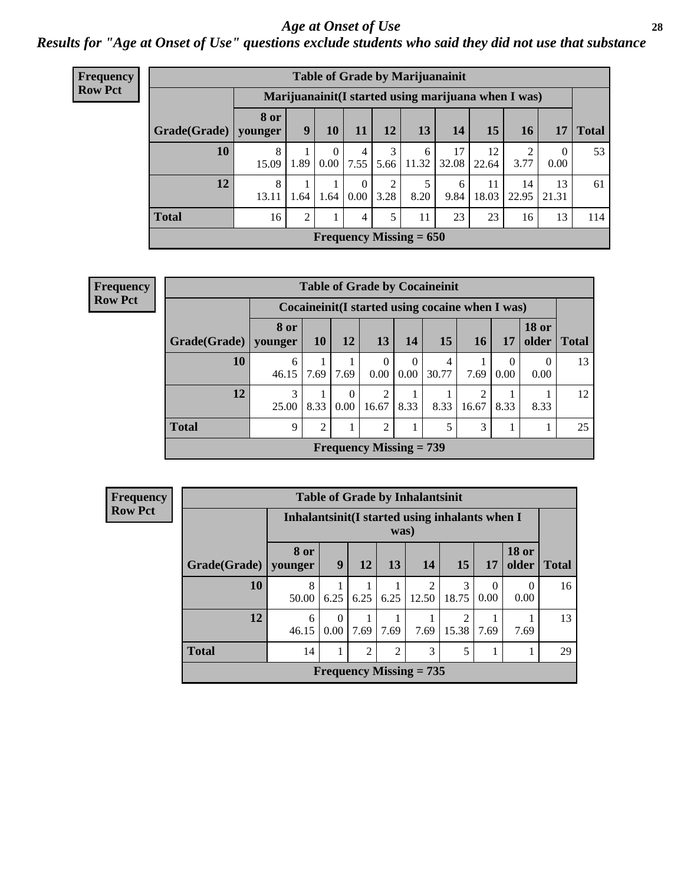# *Age at Onset of Use*

***Results for "Age at Onset of Use" questions exclude students who said they did not use that substance***

**Frequency**
**Row Pct**

| Table of Grade by Marijuanainit | | | | | | | | | | | |
|---|---|---|---|---|---|---|---|---|---|---|---|
| | Marijuanainit(I started using marijuana when I was) | | | | | | | | | | |
| Grade(Grade) | 8 or younger | 9 | 10 | 11 | 12 | 13 | 14 | 15 | 16 | 17 | Total |
| **10** | 8<br>15.09 | 1<br>1.89 | 0<br>0.00 | 4<br>7.55 | 3<br>5.66 | 6<br>11.32 | 17<br>32.08 | 12<br>22.64 | 2<br>3.77 | 0<br>0.00 | 53 |
| **12** | 8<br>13.11 | 1<br>1.64 | 1<br>1.64 | 0<br>0.00 | 2<br>3.28 | 5<br>8.20 | 6<br>9.84 | 11<br>18.03 | 14<br>22.95 | 13<br>21.31 | 61 |
| **Total** | 16 | 2 | 1 | 4 | 5 | 11 | 23 | 23 | 16 | 13 | 114 |
| Frequency Missing = 650 | | | | | | | | | | | |

**Frequency**
**Row Pct**

| Table of Grade by Cocaineinit | | | | | | | | | | |
|---|---|---|---|---|---|---|---|---|---|---|
| | Cocaineinit(I started using cocaine when I was) | | | | | | | | | |
| Grade(Grade) | 8 or younger | 10 | 12 | 13 | 14 | 15 | 16 | 17 | 18 or older | Total |
| **10** | 6<br>46.15 | 1<br>7.69 | 1<br>7.69 | 0<br>0.00 | 0<br>0.00 | 4<br>30.77 | 1<br>7.69 | 0<br>0.00 | 0<br>0.00 | 13 |
| **12** | 3<br>25.00 | 1<br>8.33 | 0<br>0.00 | 2<br>16.67 | 1<br>8.33 | 1<br>8.33 | 2<br>16.67 | 1<br>8.33 | 1<br>8.33 | 12 |
| **Total** | 9 | 2 | 1 | 2 | 1 | 5 | 3 | 1 | 1 | 25 |
| Frequency Missing = 739 | | | | | | | | | | |

**Frequency**
**Row Pct**

| Table of Grade by Inhalantsinit | | | | | | | | | |
|---|---|---|---|---|---|---|---|---|---|
| | Inhalantsinit(I started using inhalants when I was) | | | | | | | | |
| Grade(Grade) | 8 or younger | 9 | 12 | 13 | 14 | 15 | 17 | 18 or older | Total |
| **10** | 8<br>50.00 | 1<br>6.25 | 1<br>6.25 | 1<br>6.25 | 2<br>12.50 | 3<br>18.75 | 0<br>0.00 | 0<br>0.00 | 16 |
| **12** | 6<br>46.15 | 0<br>0.00 | 1<br>7.69 | 1<br>7.69 | 1<br>7.69 | 2<br>15.38 | 1<br>7.69 | 1<br>7.69 | 13 |
| **Total** | 14 | 1 | 2 | 2 | 3 | 5 | 1 | 1 | 29 |
| Frequency Missing = 735 | | | | | | | | | |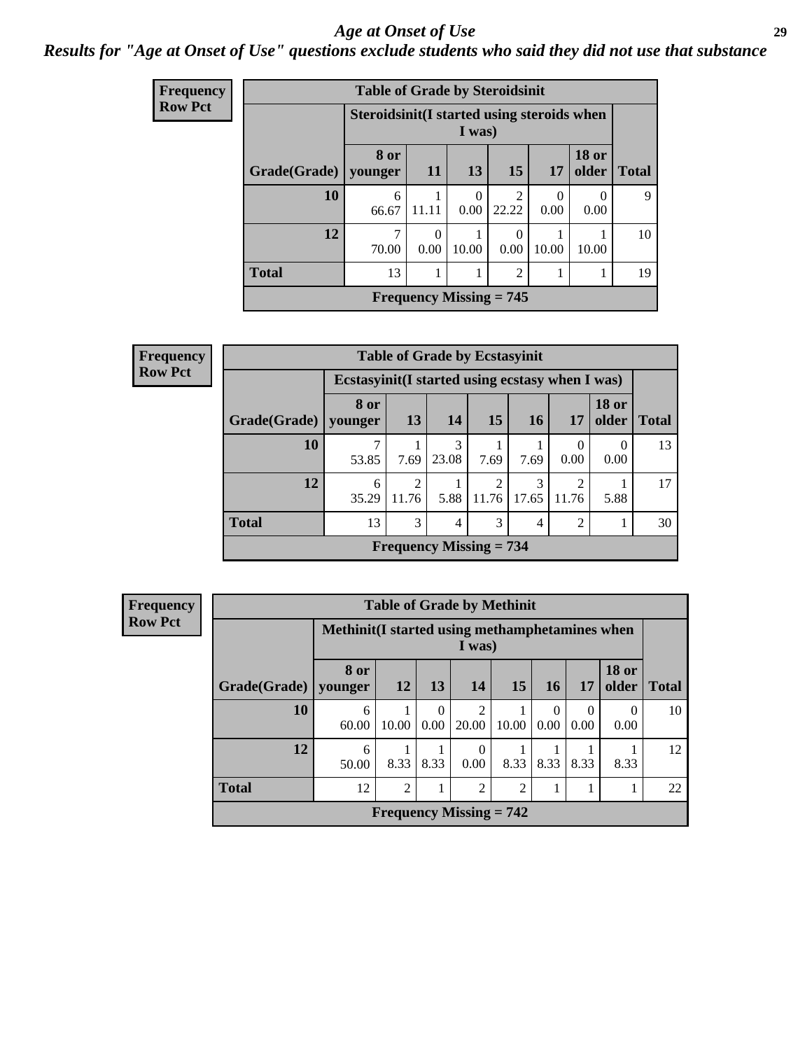# *Age at Onset of Use*

***Results for "Age at Onset of Use" questions exclude students who said they did not use that substance***

**Frequency**
**Row Pct**

| Table of Grade by Steroidsinit | | | | | | | |
|---|---|---|---|---|---|---|---|
| | Steroidsinit(I started using steroids when I was) | | | | | | |
| Grade(Grade) | 8 or younger | 11 | 13 | 15 | 17 | 18 or older | Total |
| 10 | 6<br>66.67 | 1<br>11.11 | 0<br>0.00 | 2<br>22.22 | 0<br>0.00 | 0<br>0.00 | 9 |
| 12 | 7<br>70.00 | 0<br>0.00 | 1<br>10.00 | 0<br>0.00 | 1<br>10.00 | 1<br>10.00 | 10 |
| Total | 13 | 1 | 1 | 2 | 1 | 1 | 19 |
| Frequency Missing = 745 | | | | | | | |

**Frequency**
**Row Pct**

| Table of Grade by Ecstasyinit | | | | | | | | |
|---|---|---|---|---|---|---|---|---|
| | Ecstasyinit(I started using ecstasy when I was) | | | | | | | |
| Grade(Grade) | 8 or younger | 13 | 14 | 15 | 16 | 17 | 18 or older | Total |
| 10 | 7<br>53.85 | 1<br>7.69 | 3<br>23.08 | 1<br>7.69 | 1<br>7.69 | 0<br>0.00 | 0<br>0.00 | 13 |
| 12 | 6<br>35.29 | 2<br>11.76 | 1<br>5.88 | 2<br>11.76 | 3<br>17.65 | 2<br>11.76 | 1<br>5.88 | 17 |
| Total | 13 | 3 | 4 | 3 | 4 | 2 | 1 | 30 |
| Frequency Missing = 734 | | | | | | | | |

**Frequency**
**Row Pct**

| Table of Grade by Methinit | | | | | | | | | |
|---|---|---|---|---|---|---|---|---|---|
| | Methinit(I started using methamphetamines when I was) | | | | | | | | |
| Grade(Grade) | 8 or younger | 12 | 13 | 14 | 15 | 16 | 17 | 18 or older | Total |
| 10 | 6<br>60.00 | 1<br>10.00 | 0<br>0.00 | 2<br>20.00 | 1<br>10.00 | 0<br>0.00 | 0<br>0.00 | 0<br>0.00 | 10 |
| 12 | 6<br>50.00 | 1<br>8.33 | 1<br>8.33 | 0<br>0.00 | 1<br>8.33 | 1<br>8.33 | 1<br>8.33 | 1<br>8.33 | 12 |
| Total | 12 | 2 | 1 | 2 | 2 | 1 | 1 | 1 | 22 |
| Frequency Missing = 742 | | | | | | | | | |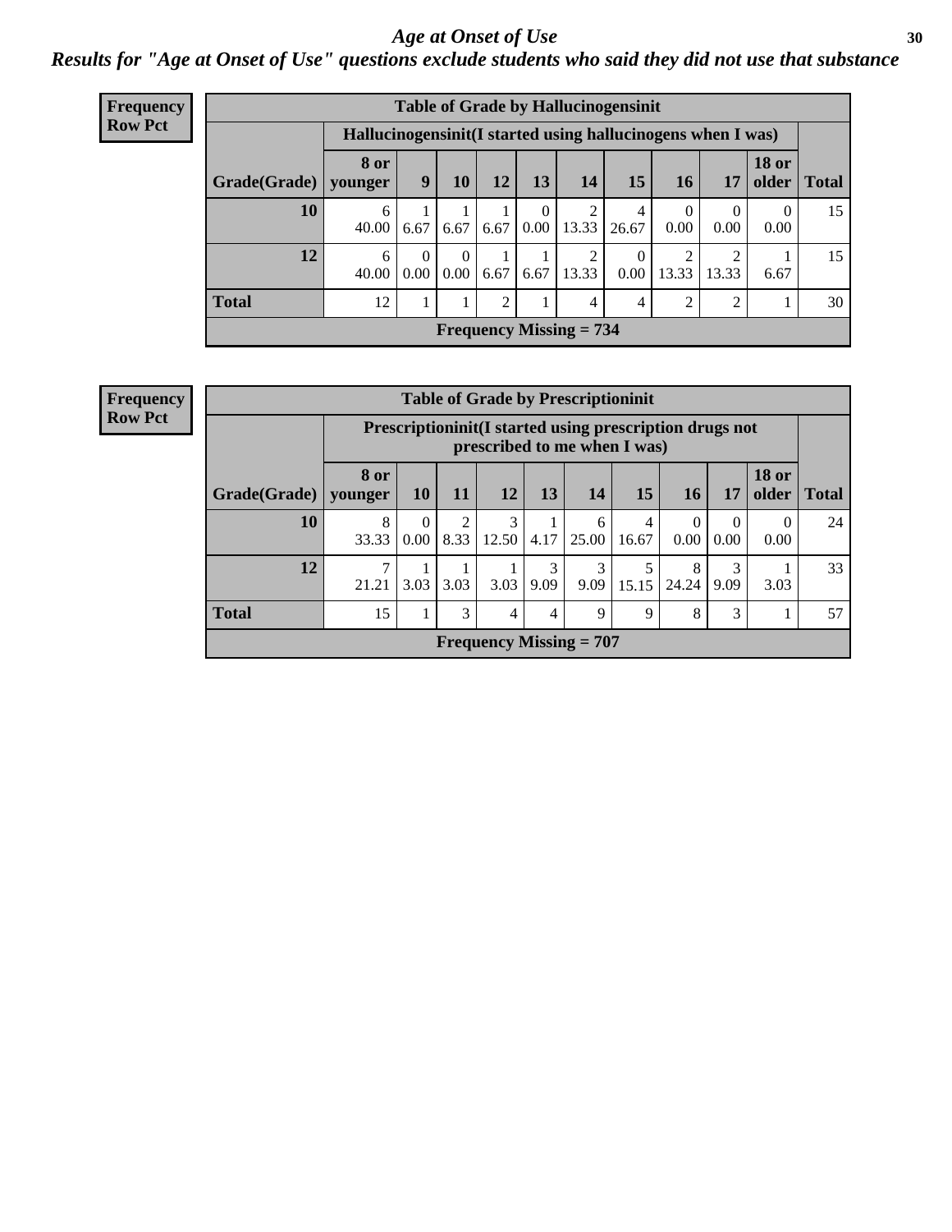## *Age at Onset of Use*

### *Results for "Age at Onset of Use" questions exclude students who said they did not use that substance*

**Frequency**
**Row Pct**

| Table of Grade by Hallucinogensinit | | | | | | | | | | | |
|---|---|---|---|---|---|---|---|---|---|---|---|
| | Hallucinogensinit(I started using hallucinogens when I was) | | | | | | | | | | |
| **Grade(Grade)** | **8 or younger** | **9** | **10** | **12** | **13** | **14** | **15** | **16** | **17** | **18 or older** | **Total** |
| **10** | 6<br>40.00 | 1<br>6.67 | 1<br>6.67 | 1<br>6.67 | 0<br>0.00 | 2<br>13.33 | 4<br>26.67 | 0<br>0.00 | 0<br>0.00 | 0<br>0.00 | 15 |
| **12** | 6<br>40.00 | 0<br>0.00 | 0<br>0.00 | 1<br>6.67 | 1<br>6.67 | 2<br>13.33 | 0<br>0.00 | 2<br>13.33 | 2<br>13.33 | 1<br>6.67 | 15 |
| **Total** | 12 | 1 | 1 | 2 | 1 | 4 | 4 | 2 | 2 | 1 | 30 |
| **Frequency Missing = 734** | | | | | | | | | | | |

**Frequency**
**Row Pct**

| Table of Grade by Prescriptioninit | | | | | | | | | | | |
|---|---|---|---|---|---|---|---|---|---|---|---|
| | Prescriptioninit(I started using prescription drugs not prescribed to me when I was) | | | | | | | | | | |
| **Grade(Grade)** | **8 or younger** | **10** | **11** | **12** | **13** | **14** | **15** | **16** | **17** | **18 or older** | **Total** |
| **10** | 8<br>33.33 | 0<br>0.00 | 2<br>8.33 | 3<br>12.50 | 1<br>4.17 | 6<br>25.00 | 4<br>16.67 | 0<br>0.00 | 0<br>0.00 | 0<br>0.00 | 24 |
| **12** | 7<br>21.21 | 1<br>3.03 | 1<br>3.03 | 1<br>3.03 | 3<br>9.09 | 3<br>9.09 | 5<br>15.15 | 8<br>24.24 | 3<br>9.09 | 1<br>3.03 | 33 |
| **Total** | 15 | 1 | 3 | 4 | 4 | 9 | 9 | 8 | 3 | 1 | 57 |
| **Frequency Missing = 707** | | | | | | | | | | | |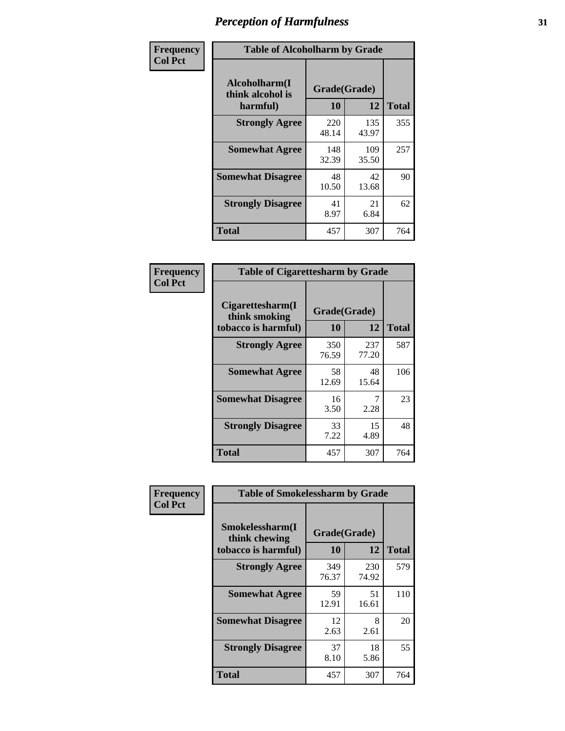# Perception of Harmfulness

| Frequency<br>Col Pct | Table of Alcoholharm by Grade | | |
|---|---|---|---|
| Alcoholharm(I think alcohol is harmful) | Grade(Grade) | | |
| | 10 | 12 | Total |
| Strongly Agree | 220<br>48.14 | 135<br>43.97 | 355 |
| Somewhat Agree | 148<br>32.39 | 109<br>35.50 | 257 |
| Somewhat Disagree | 48<br>10.50 | 42<br>13.68 | 90 |
| Strongly Disagree | 41<br>8.97 | 21<br>6.84 | 62 |
| Total | 457 | 307 | 764 |

| Frequency<br>Col Pct | Table of Cigarettesharm by Grade | | |
|---|---|---|---|
| Cigarettesharm(I think smoking tobacco is harmful) | Grade(Grade) | | |
| | 10 | 12 | Total |
| Strongly Agree | 350<br>76.59 | 237<br>77.20 | 587 |
| Somewhat Agree | 58<br>12.69 | 48<br>15.64 | 106 |
| Somewhat Disagree | 16<br>3.50 | 7<br>2.28 | 23 |
| Strongly Disagree | 33<br>7.22 | 15<br>4.89 | 48 |
| Total | 457 | 307 | 764 |

| Frequency<br>Col Pct | Table of Smokelessharm by Grade | | |
|---|---|---|---|
| Smokelessharm(I think chewing tobacco is harmful) | Grade(Grade) | | |
| | 10 | 12 | Total |
| Strongly Agree | 349<br>76.37 | 230<br>74.92 | 579 |
| Somewhat Agree | 59<br>12.91 | 51<br>16.61 | 110 |
| Somewhat Disagree | 12<br>2.63 | 8<br>2.61 | 20 |
| Strongly Disagree | 37<br>8.10 | 18<br>5.86 | 55 |
| Total | 457 | 307 | 764 |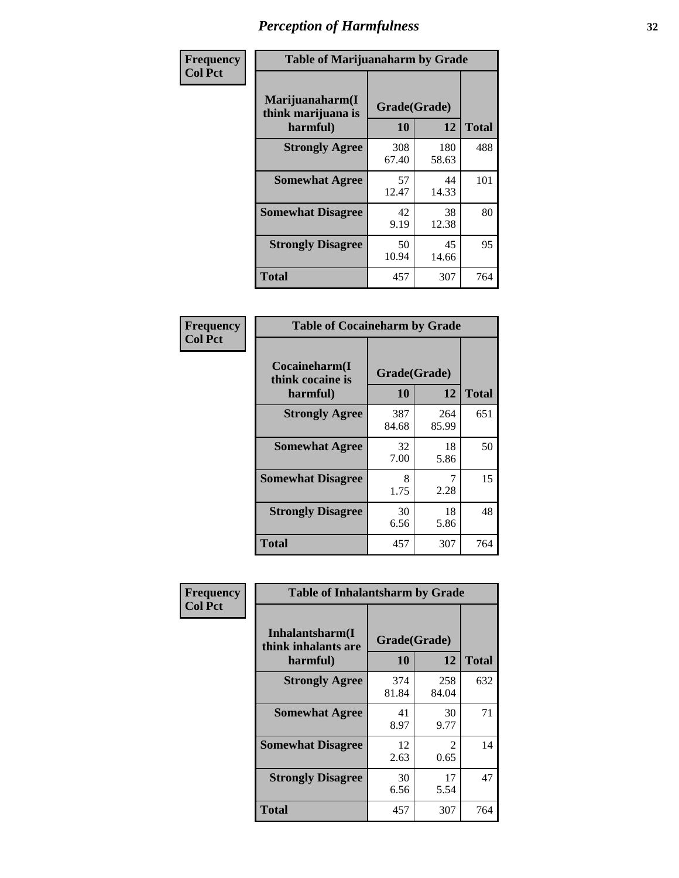# Perception of Harmfulness

**Frequency**
**Col Pct**

**Table of Marijuanaharm by Grade**

| Marijuanaharm(I think marijuana is harmful) | Grade(Grade) 10 | 12 | Total |
|---|---|---|---|
| **Strongly Agree** | 308<br>67.40 | 180<br>58.63 | 488 |
| **Somewhat Agree** | 57<br>12.47 | 44<br>14.33 | 101 |
| **Somewhat Disagree** | 42<br>9.19 | 38<br>12.38 | 80 |
| **Strongly Disagree** | 50<br>10.94 | 45<br>14.66 | 95 |
| **Total** | 457 | 307 | 764 |

**Frequency**
**Col Pct**

**Table of Cocaineharm by Grade**

| Cocaineharm(I think cocaine is harmful) | Grade(Grade) 10 | 12 | Total |
|---|---|---|---|
| **Strongly Agree** | 387<br>84.68 | 264<br>85.99 | 651 |
| **Somewhat Agree** | 32<br>7.00 | 18<br>5.86 | 50 |
| **Somewhat Disagree** | 8<br>1.75 | 7<br>2.28 | 15 |
| **Strongly Disagree** | 30<br>6.56 | 18<br>5.86 | 48 |
| **Total** | 457 | 307 | 764 |

**Frequency**
**Col Pct**

**Table of Inhalantsharm by Grade**

| Inhalantsharm(I think inhalants are harmful) | Grade(Grade) 10 | 12 | Total |
|---|---|---|---|
| **Strongly Agree** | 374<br>81.84 | 258<br>84.04 | 632 |
| **Somewhat Agree** | 41<br>8.97 | 30<br>9.77 | 71 |
| **Somewhat Disagree** | 12<br>2.63 | 2<br>0.65 | 14 |
| **Strongly Disagree** | 30<br>6.56 | 17<br>5.54 | 47 |
| **Total** | 457 | 307 | 764 |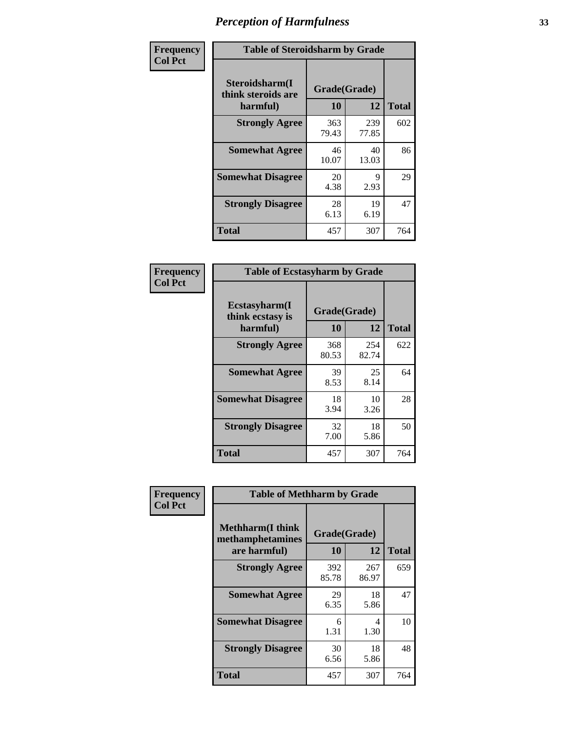## Perception of Harmfulness

**Frequency**
**Col Pct**

**Table of Steroidsharm by Grade**

| Steroidsharm(I think steroids are harmful) | Grade(Grade) 10 | 12 | Total |
|---|---|---|---|
| **Strongly Agree** | 363<br>79.43 | 239<br>77.85 | 602 |
| **Somewhat Agree** | 46<br>10.07 | 40<br>13.03 | 86 |
| **Somewhat Disagree** | 20<br>4.38 | 9<br>2.93 | 29 |
| **Strongly Disagree** | 28<br>6.13 | 19<br>6.19 | 47 |
| **Total** | 457 | 307 | 764 |

**Frequency**
**Col Pct**

**Table of Ecstasyharm by Grade**

| Ecstasyharm(I think ecstasy is harmful) | Grade(Grade) 10 | 12 | Total |
|---|---|---|---|
| **Strongly Agree** | 368<br>80.53 | 254<br>82.74 | 622 |
| **Somewhat Agree** | 39<br>8.53 | 25<br>8.14 | 64 |
| **Somewhat Disagree** | 18<br>3.94 | 10<br>3.26 | 28 |
| **Strongly Disagree** | 32<br>7.00 | 18<br>5.86 | 50 |
| **Total** | 457 | 307 | 764 |

**Frequency**
**Col Pct**

**Table of Methharm by Grade**

| Methharm(I think methamphetamines are harmful) | Grade(Grade) 10 | 12 | Total |
|---|---|---|---|
| **Strongly Agree** | 392<br>85.78 | 267<br>86.97 | 659 |
| **Somewhat Agree** | 29<br>6.35 | 18<br>5.86 | 47 |
| **Somewhat Disagree** | 6<br>1.31 | 4<br>1.30 | 10 |
| **Strongly Disagree** | 30<br>6.56 | 18<br>5.86 | 48 |
| **Total** | 457 | 307 | 764 |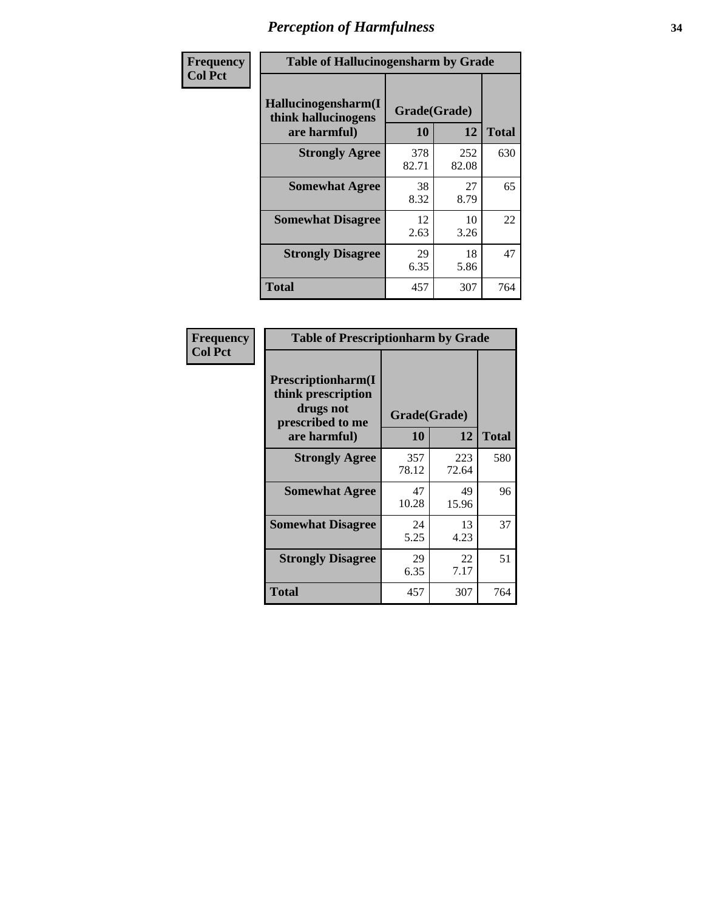# Perception of Harmfulness

| Frequency Col Pct | Table of Hallucinogensharm by Grade | | |
|---|---|---|---|
| Hallucinogensharm(I think hallucinogens are harmful) | Grade(Grade) | | |
| | 10 | 12 | Total |
| Strongly Agree | 378<br>82.71 | 252<br>82.08 | 630 |
| Somewhat Agree | 38<br>8.32 | 27<br>8.79 | 65 |
| Somewhat Disagree | 12<br>2.63 | 10<br>3.26 | 22 |
| Strongly Disagree | 29<br>6.35 | 18<br>5.86 | 47 |
| Total | 457 | 307 | 764 |

| Frequency Col Pct | Table of Prescriptionharm by Grade | | |
|---|---|---|---|
| Prescriptionharm(I think prescription drugs not prescribed to me are harmful) | Grade(Grade) | | |
| | 10 | 12 | Total |
| Strongly Agree | 357<br>78.12 | 223<br>72.64 | 580 |
| Somewhat Agree | 47<br>10.28 | 49<br>15.96 | 96 |
| Somewhat Disagree | 24<br>5.25 | 13<br>4.23 | 37 |
| Strongly Disagree | 29<br>6.35 | 22<br>7.17 | 51 |
| Total | 457 | 307 | 764 |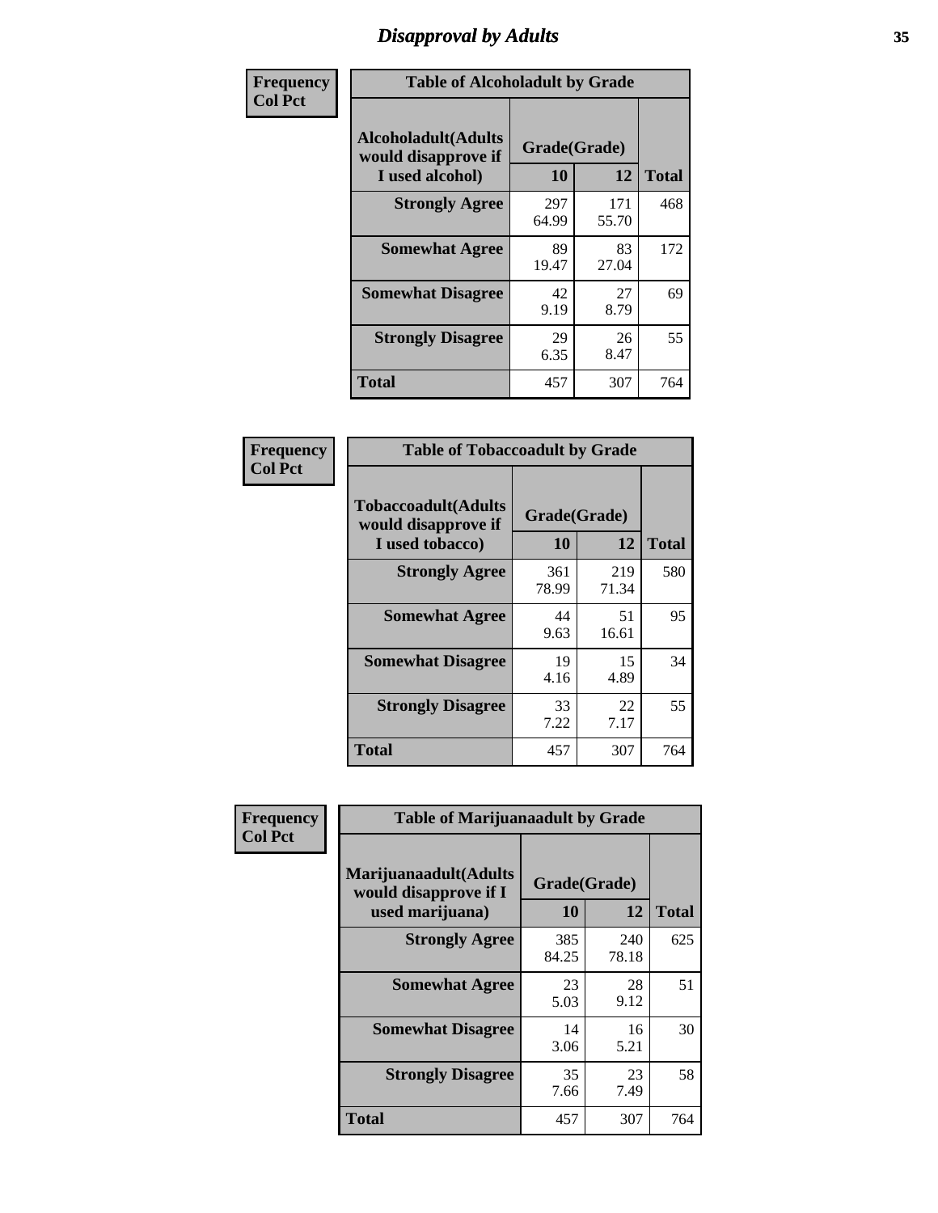# Disapproval by Adults

**Frequency**
**Col Pct**

| Table of Alcoholadult by Grade | | | |
|---|---|---|---|
| Alcoholadult(Adults would disapprove if I used alcohol) | Grade(Grade) | | Total |
| | 10 | 12 | |
| **Strongly Agree** | 297<br>64.99 | 171<br>55.70 | 468 |
| **Somewhat Agree** | 89<br>19.47 | 83<br>27.04 | 172 |
| **Somewhat Disagree** | 42<br>9.19 | 27<br>8.79 | 69 |
| **Strongly Disagree** | 29<br>6.35 | 26<br>8.47 | 55 |
| **Total** | 457 | 307 | 764 |

**Frequency**
**Col Pct**

| Table of Tobaccoadult by Grade | | | |
|---|---|---|---|
| Tobaccoadult(Adults would disapprove if I used tobacco) | Grade(Grade) | | Total |
| | 10 | 12 | |
| **Strongly Agree** | 361<br>78.99 | 219<br>71.34 | 580 |
| **Somewhat Agree** | 44<br>9.63 | 51<br>16.61 | 95 |
| **Somewhat Disagree** | 19<br>4.16 | 15<br>4.89 | 34 |
| **Strongly Disagree** | 33<br>7.22 | 22<br>7.17 | 55 |
| **Total** | 457 | 307 | 764 |

**Frequency**
**Col Pct**

| Table of Marijuanaadult by Grade | | | |
|---|---|---|---|
| Marijuanaadult(Adults would disapprove if I used marijuana) | Grade(Grade) | | Total |
| | 10 | 12 | |
| **Strongly Agree** | 385<br>84.25 | 240<br>78.18 | 625 |
| **Somewhat Agree** | 23<br>5.03 | 28<br>9.12 | 51 |
| **Somewhat Disagree** | 14<br>3.06 | 16<br>5.21 | 30 |
| **Strongly Disagree** | 35<br>7.66 | 23<br>7.49 | 58 |
| **Total** | 457 | 307 | 764 |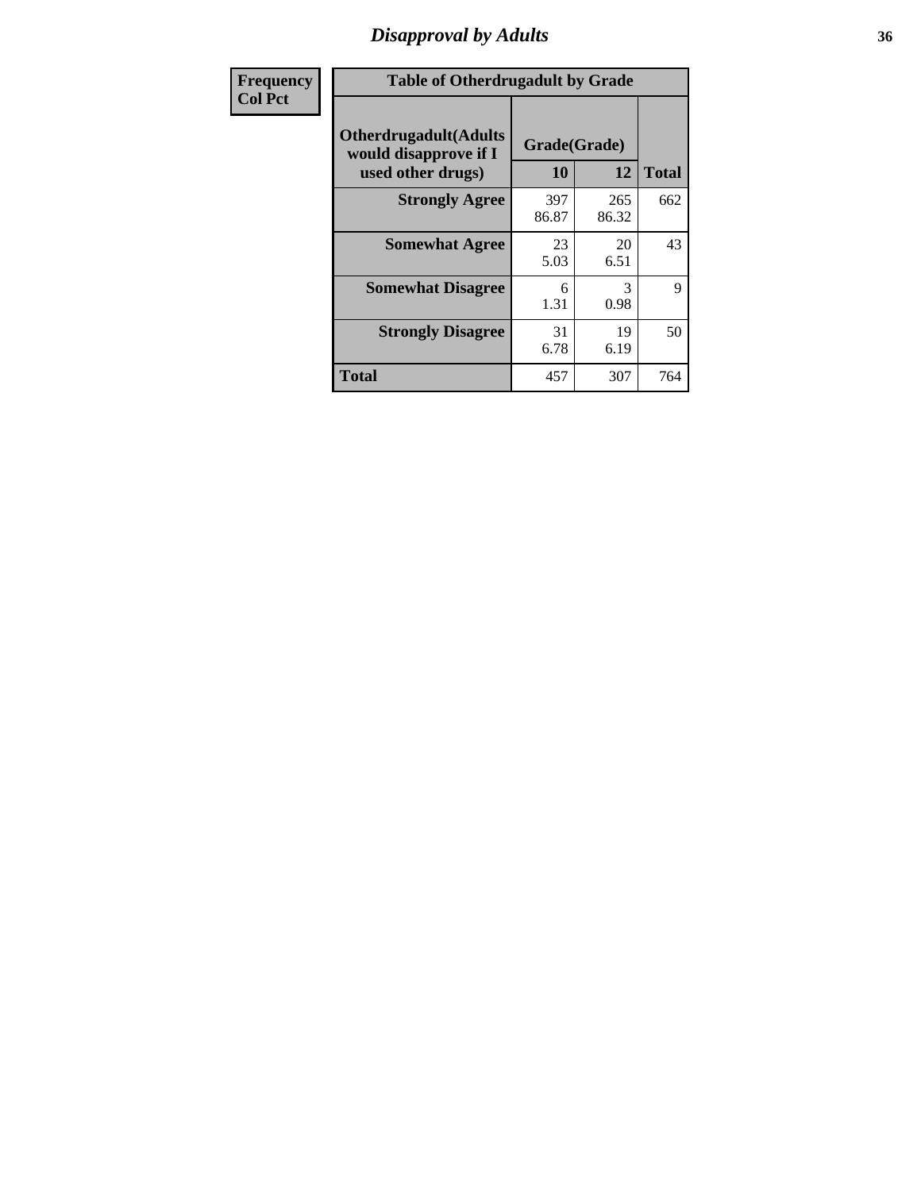# Disapproval by Adults

| Frequency<br>Col Pct | Table of Otherdrugadult by Grade | | |
|---|---|---|---|
| **Otherdrugadult(Adults would disapprove if I used other drugs)** | **Grade(Grade)** | | |
| | **10** | **12** | **Total** |
| **Strongly Agree** | 397<br>86.87 | 265<br>86.32 | 662 |
| **Somewhat Agree** | 23<br>5.03 | 20<br>6.51 | 43 |
| **Somewhat Disagree** | 6<br>1.31 | 3<br>0.98 | 9 |
| **Strongly Disagree** | 31<br>6.78 | 19<br>6.19 | 50 |
| **Total** | 457 | 307 | 764 |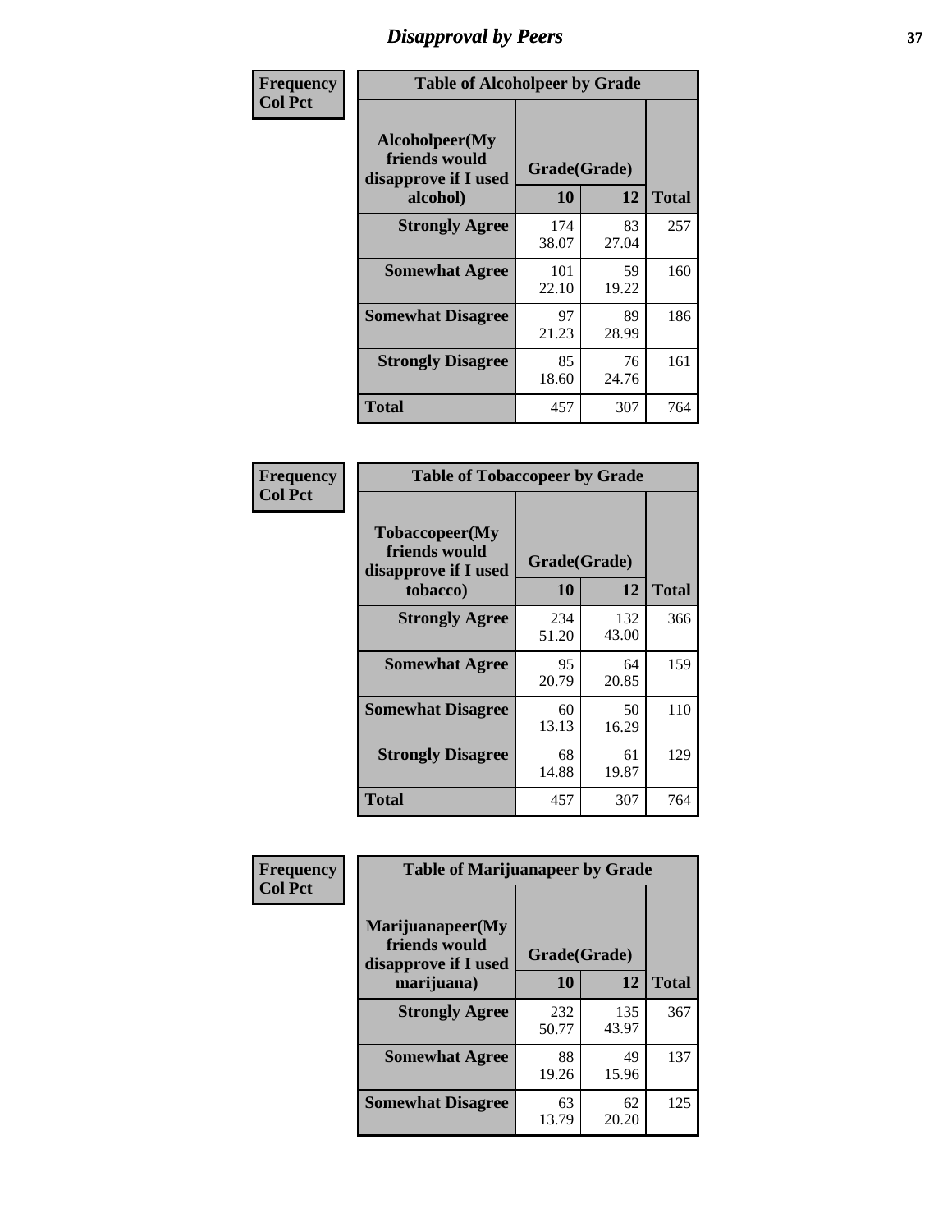# Disapproval by Peers

| Frequency Col Pct | Table of Alcoholpeer by Grade | | |
|---|---|---|---|
| Alcoholpeer(My friends would disapprove if I used alcohol) | Grade(Grade) | | |
| | 10 | 12 | Total |
| Strongly Agree | 174<br>38.07 | 83<br>27.04 | 257 |
| Somewhat Agree | 101<br>22.10 | 59<br>19.22 | 160 |
| Somewhat Disagree | 97<br>21.23 | 89<br>28.99 | 186 |
| Strongly Disagree | 85<br>18.60 | 76<br>24.76 | 161 |
| Total | 457 | 307 | 764 |

| Frequency Col Pct | Table of Tobaccopeer by Grade | | |
|---|---|---|---|
| Tobaccopeer(My friends would disapprove if I used tobacco) | Grade(Grade) | | |
| | 10 | 12 | Total |
| Strongly Agree | 234<br>51.20 | 132<br>43.00 | 366 |
| Somewhat Agree | 95<br>20.79 | 64<br>20.85 | 159 |
| Somewhat Disagree | 60<br>13.13 | 50<br>16.29 | 110 |
| Strongly Disagree | 68<br>14.88 | 61<br>19.87 | 129 |
| Total | 457 | 307 | 764 |

| Frequency Col Pct | Table of Marijuanapeer by Grade | | |
|---|---|---|---|
| Marijuanapeer(My friends would disapprove if I used marijuana) | Grade(Grade) | | |
| | 10 | 12 | Total |
| Strongly Agree | 232<br>50.77 | 135<br>43.97 | 367 |
| Somewhat Agree | 88<br>19.26 | 49<br>15.96 | 137 |
| Somewhat Disagree | 63<br>13.79 | 62<br>20.20 | 125 |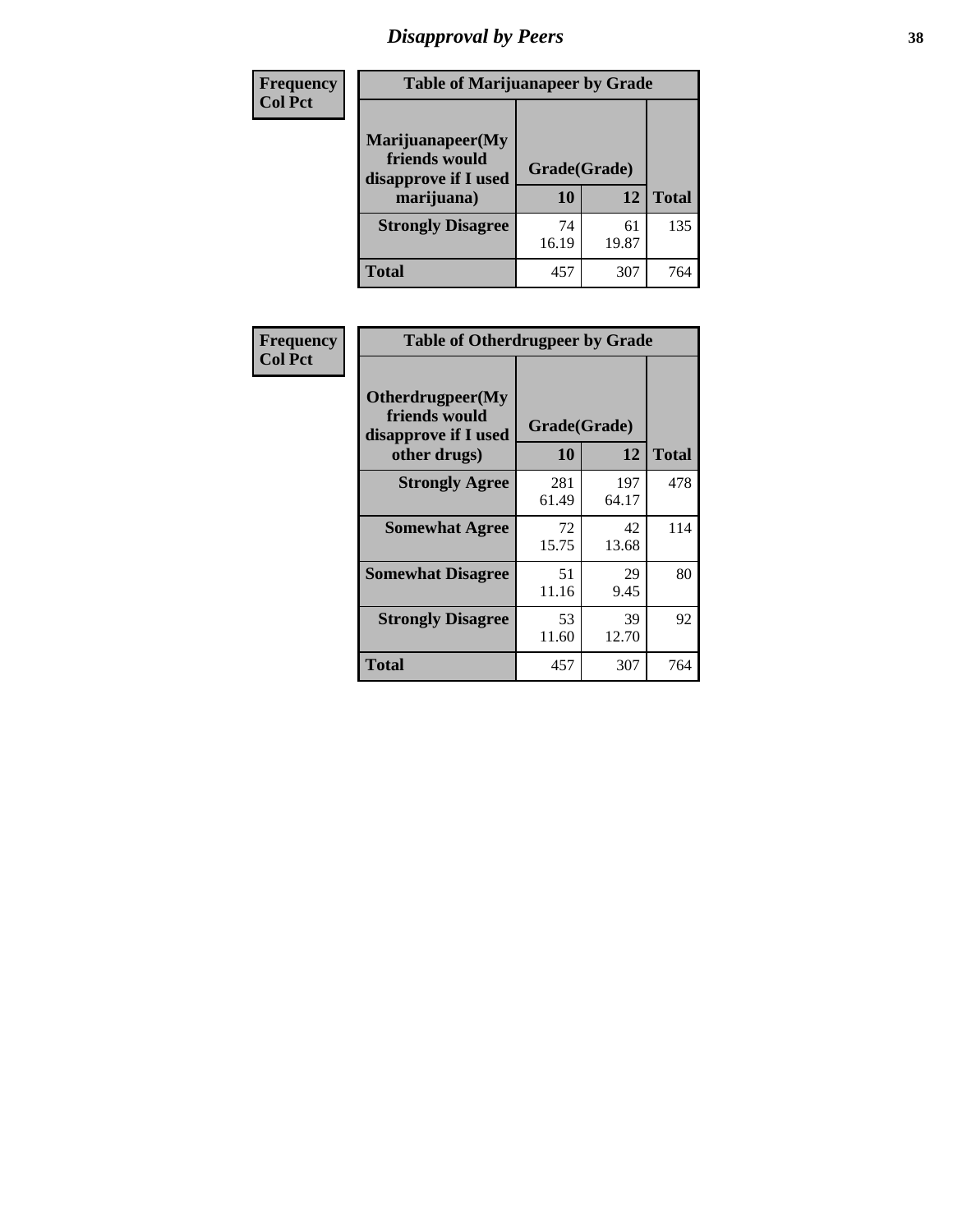## Disapproval by Peers

**Frequency**
**Col Pct**

| Table of Marijuanapeer by Grade | | | |
|---|---|---|---|
| Marijuanapeer(My friends would disapprove if I used marijuana) | Grade(Grade) | | |
| | 10 | 12 | Total |
| **Strongly Disagree** | 74<br>16.19 | 61<br>19.87 | 135 |
| **Total** | 457 | 307 | 764 |

**Frequency**
**Col Pct**

| Table of Otherdrugpeer by Grade | | | |
|---|---|---|---|
| Otherdrugpeer(My friends would disapprove if I used other drugs) | Grade(Grade) | | |
| | 10 | 12 | Total |
| **Strongly Agree** | 281<br>61.49 | 197<br>64.17 | 478 |
| **Somewhat Agree** | 72<br>15.75 | 42<br>13.68 | 114 |
| **Somewhat Disagree** | 51<br>11.16 | 29<br>9.45 | 80 |
| **Strongly Disagree** | 53<br>11.60 | 39<br>12.70 | 92 |
| **Total** | 457 | 307 | 764 |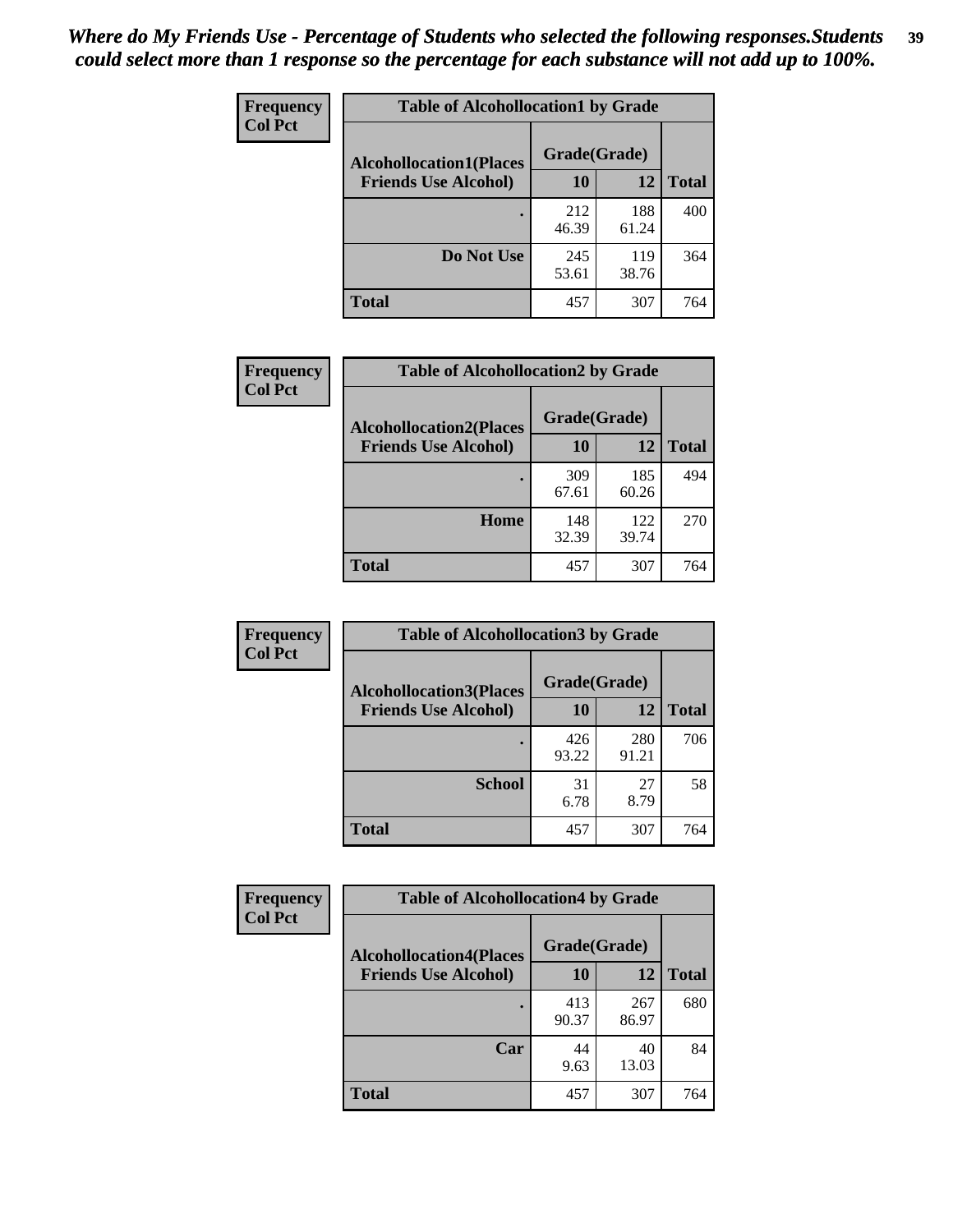*Where do My Friends Use - Percentage of Students who selected the following responses.Students could select more than 1 response so the percentage for each substance will not add up to 100%.*

| Frequency Col Pct | Table of Alcohollocation1 by Grade | | |
|---|---|---|---|
| Alcohollocation1(Places Friends Use Alcohol) | Grade(Grade) 10 | 12 | Total |
| . | 212<br>46.39 | 188<br>61.24 | 400 |
| Do Not Use | 245<br>53.61 | 119<br>38.76 | 364 |
| Total | 457 | 307 | 764 |

| Frequency Col Pct | Table of Alcohollocation2 by Grade | | |
|---|---|---|---|
| Alcohollocation2(Places Friends Use Alcohol) | Grade(Grade) 10 | 12 | Total |
| . | 309<br>67.61 | 185<br>60.26 | 494 |
| Home | 148<br>32.39 | 122<br>39.74 | 270 |
| Total | 457 | 307 | 764 |

| Frequency Col Pct | Table of Alcohollocation3 by Grade | | |
|---|---|---|---|
| Alcohollocation3(Places Friends Use Alcohol) | Grade(Grade) 10 | 12 | Total |
| . | 426<br>93.22 | 280<br>91.21 | 706 |
| School | 31<br>6.78 | 27<br>8.79 | 58 |
| Total | 457 | 307 | 764 |

| Frequency Col Pct | Table of Alcohollocation4 by Grade | | |
|---|---|---|---|
| Alcohollocation4(Places Friends Use Alcohol) | Grade(Grade) 10 | 12 | Total |
| . | 413<br>90.37 | 267<br>86.97 | 680 |
| Car | 44<br>9.63 | 40<br>13.03 | 84 |
| Total | 457 | 307 | 764 |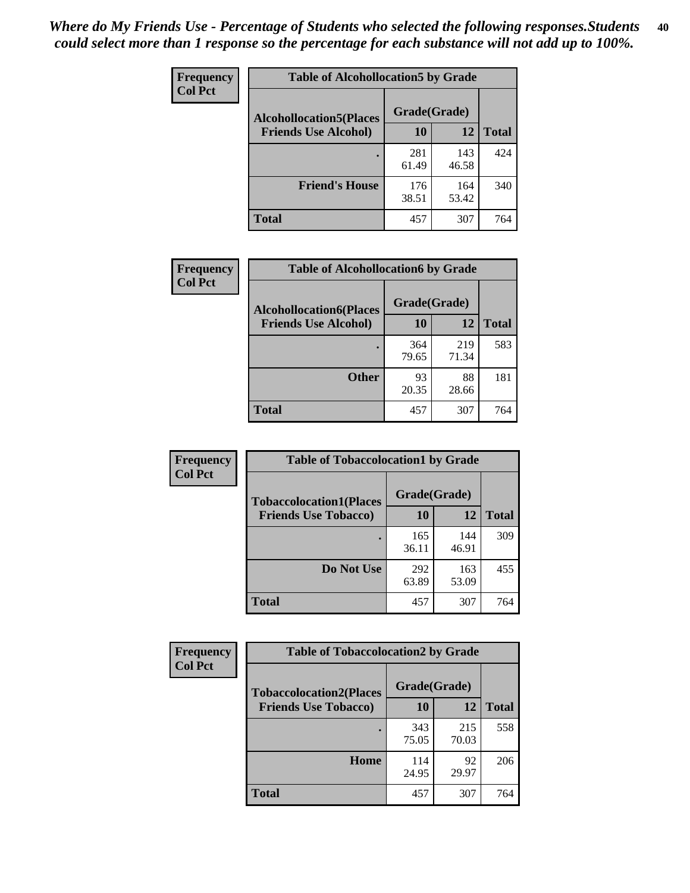*Where do My Friends Use - Percentage of Students who selected the following responses.Students could select more than 1 response so the percentage for each substance will not add up to 100%.*

**Frequency**
**Col Pct**

| Table of Alcohollocation5 by Grade | | | |
|---|---|---|---|
| **Alcohollocation5(Places Friends Use Alcohol)** | **Grade(Grade)** | | **Total** |
| | **10** | **12** | |
| **.** | 281<br>61.49 | 143<br>46.58 | 424 |
| **Friend's House** | 176<br>38.51 | 164<br>53.42 | 340 |
| **Total** | 457 | 307 | 764 |

**Frequency**
**Col Pct**

| Table of Alcohollocation6 by Grade | | | |
|---|---|---|---|
| **Alcohollocation6(Places Friends Use Alcohol)** | **Grade(Grade)** | | **Total** |
| | **10** | **12** | |
| **.** | 364<br>79.65 | 219<br>71.34 | 583 |
| **Other** | 93<br>20.35 | 88<br>28.66 | 181 |
| **Total** | 457 | 307 | 764 |

**Frequency**
**Col Pct**

| Table of Tobaccolocation1 by Grade | | | |
|---|---|---|---|
| **Tobaccolocation1(Places Friends Use Tobacco)** | **Grade(Grade)** | | **Total** |
| | **10** | **12** | |
| **.** | 165<br>36.11 | 144<br>46.91 | 309 |
| **Do Not Use** | 292<br>63.89 | 163<br>53.09 | 455 |
| **Total** | 457 | 307 | 764 |

**Frequency**
**Col Pct**

| Table of Tobaccolocation2 by Grade | | | |
|---|---|---|---|
| **Tobaccolocation2(Places Friends Use Tobacco)** | **Grade(Grade)** | | **Total** |
| | **10** | **12** | |
| **.** | 343<br>75.05 | 215<br>70.03 | 558 |
| **Home** | 114<br>24.95 | 92<br>29.97 | 206 |
| **Total** | 457 | 307 | 764 |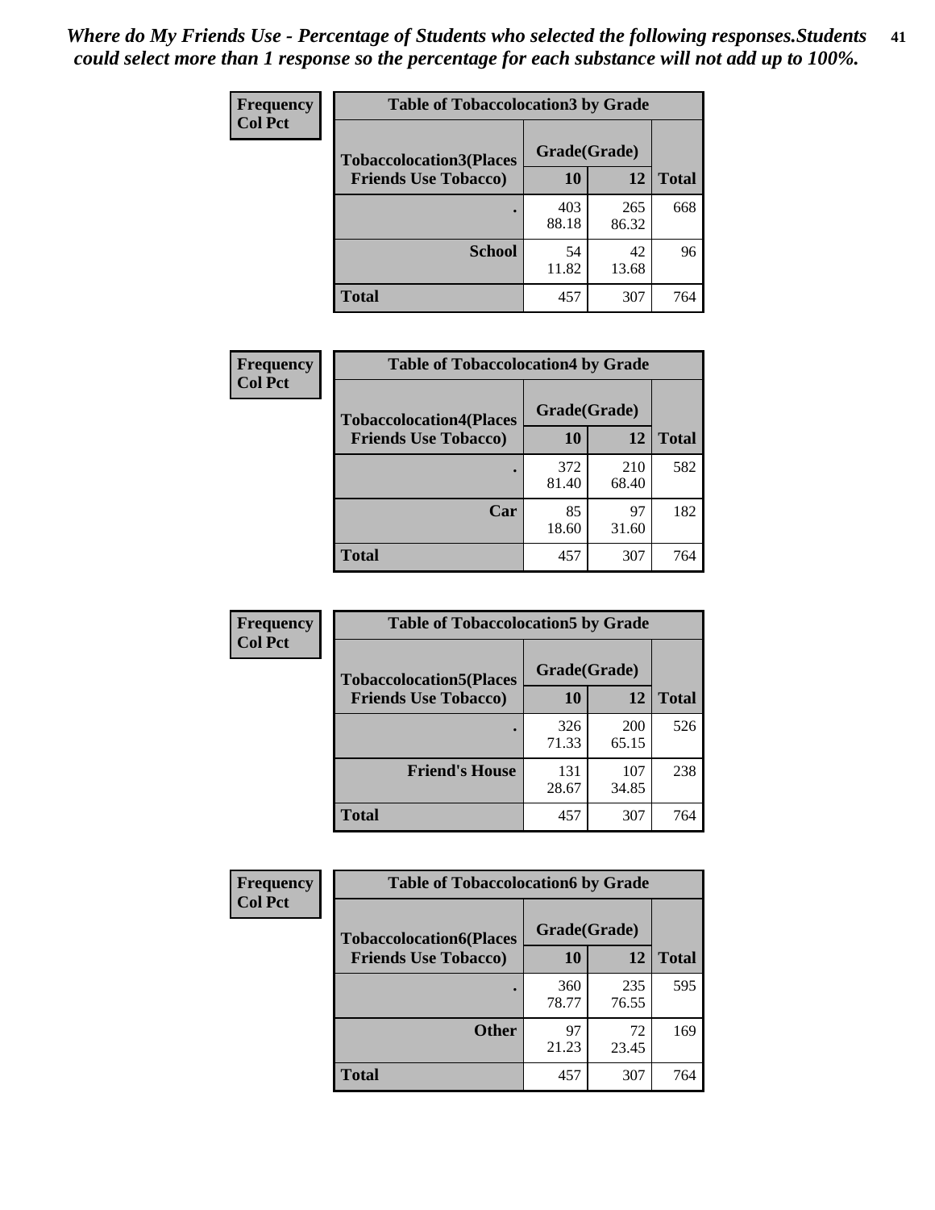*Where do My Friends Use - Percentage of Students who selected the following responses.Students could select more than 1 response so the percentage for each substance will not add up to 100%.*

**Frequency / Col Pct**

**Table of Tobaccolocation3 by Grade**

| Tobaccolocation3(Places Friends Use Tobacco) | Grade(Grade) 10 | 12 | Total |
|---|---|---|---|
| . | 403<br>88.18 | 265<br>86.32 | 668 |
| School | 54<br>11.82 | 42<br>13.68 | 96 |
| Total | 457 | 307 | 764 |

**Frequency / Col Pct**

**Table of Tobaccolocation4 by Grade**

| Tobaccolocation4(Places Friends Use Tobacco) | Grade(Grade) 10 | 12 | Total |
|---|---|---|---|
| . | 372<br>81.40 | 210<br>68.40 | 582 |
| Car | 85<br>18.60 | 97<br>31.60 | 182 |
| Total | 457 | 307 | 764 |

**Frequency / Col Pct**

**Table of Tobaccolocation5 by Grade**

| Tobaccolocation5(Places Friends Use Tobacco) | Grade(Grade) 10 | 12 | Total |
|---|---|---|---|
| . | 326<br>71.33 | 200<br>65.15 | 526 |
| Friend's House | 131<br>28.67 | 107<br>34.85 | 238 |
| Total | 457 | 307 | 764 |

**Frequency / Col Pct**

**Table of Tobaccolocation6 by Grade**

| Tobaccolocation6(Places Friends Use Tobacco) | Grade(Grade) 10 | 12 | Total |
|---|---|---|---|
| . | 360<br>78.77 | 235<br>76.55 | 595 |
| Other | 97<br>21.23 | 72<br>23.45 | 169 |
| Total | 457 | 307 | 764 |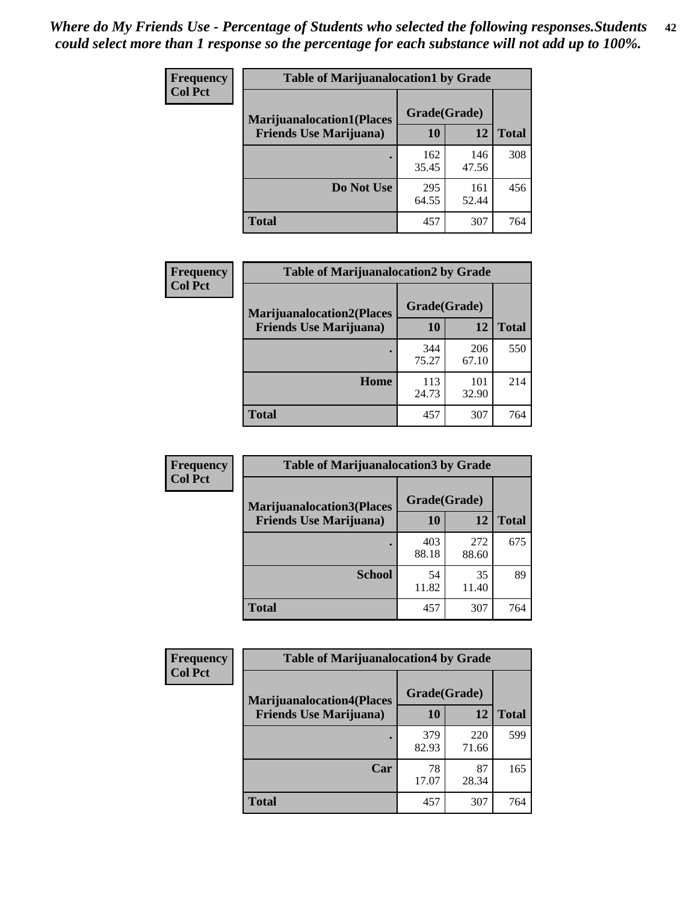*Where do My Friends Use - Percentage of Students who selected the following responses.Students could select more than 1 response so the percentage for each substance will not add up to 100%.*

**Frequency**
**Col Pct**

| Table of Marijuanalocation1 by Grade | | | |
|---|---|---|---|
| **Marijuanalocation1(Places Friends Use Marijuana)** | **Grade(Grade)** | | **Total** |
| | **10** | **12** | |
| **.** | 162<br>35.45 | 146<br>47.56 | 308 |
| **Do Not Use** | 295<br>64.55 | 161<br>52.44 | 456 |
| **Total** | 457 | 307 | 764 |

**Frequency**
**Col Pct**

| Table of Marijuanalocation2 by Grade | | | |
|---|---|---|---|
| **Marijuanalocation2(Places Friends Use Marijuana)** | **Grade(Grade)** | | **Total** |
| | **10** | **12** | |
| **.** | 344<br>75.27 | 206<br>67.10 | 550 |
| **Home** | 113<br>24.73 | 101<br>32.90 | 214 |
| **Total** | 457 | 307 | 764 |

**Frequency**
**Col Pct**

| Table of Marijuanalocation3 by Grade | | | |
|---|---|---|---|
| **Marijuanalocation3(Places Friends Use Marijuana)** | **Grade(Grade)** | | **Total** |
| | **10** | **12** | |
| **.** | 403<br>88.18 | 272<br>88.60 | 675 |
| **School** | 54<br>11.82 | 35<br>11.40 | 89 |
| **Total** | 457 | 307 | 764 |

**Frequency**
**Col Pct**

| Table of Marijuanalocation4 by Grade | | | |
|---|---|---|---|
| **Marijuanalocation4(Places Friends Use Marijuana)** | **Grade(Grade)** | | **Total** |
| | **10** | **12** | |
| **.** | 379<br>82.93 | 220<br>71.66 | 599 |
| **Car** | 78<br>17.07 | 87<br>28.34 | 165 |
| **Total** | 457 | 307 | 764 |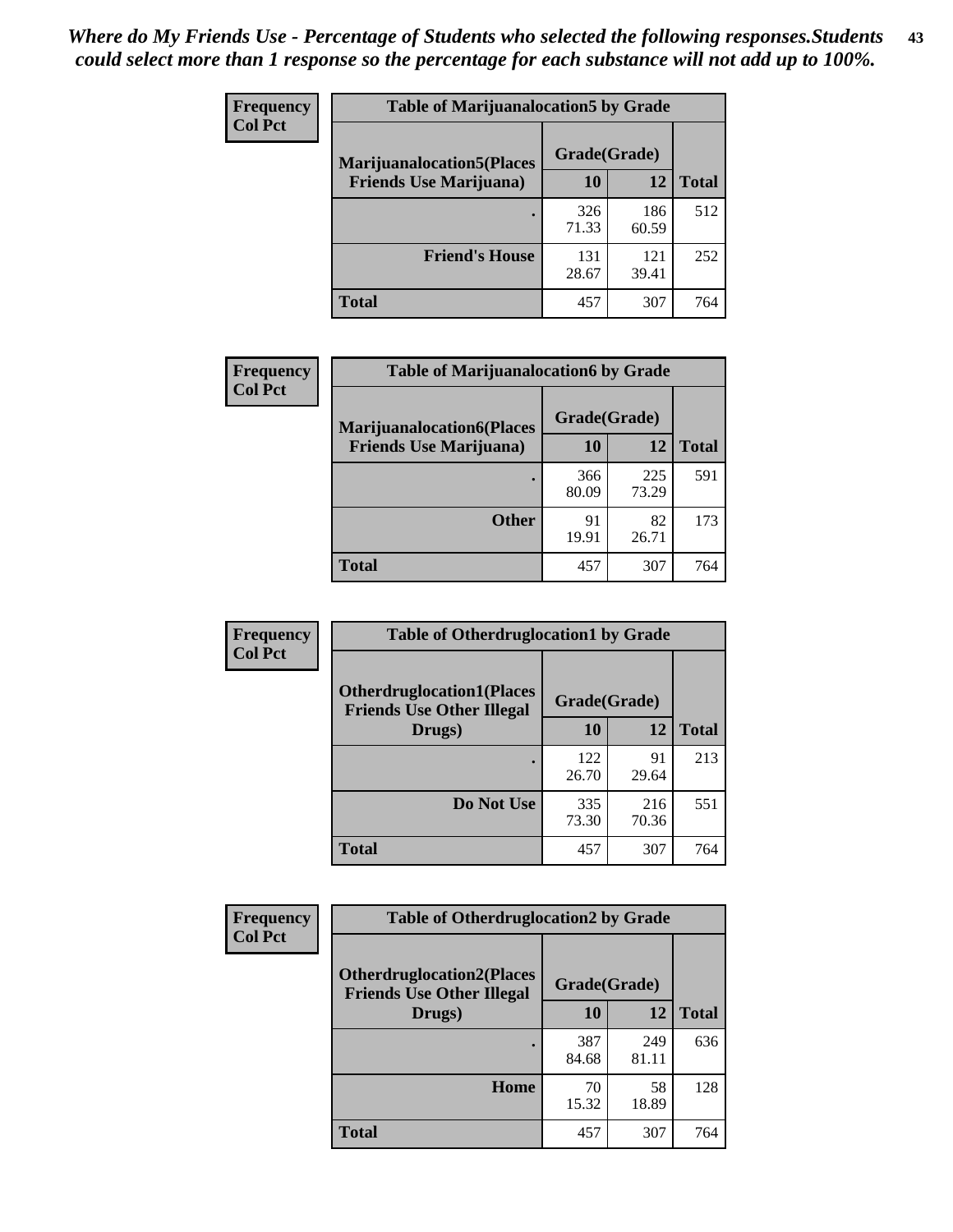*Where do My Friends Use - Percentage of Students who selected the following responses.Students could select more than 1 response so the percentage for each substance will not add up to 100%.*

| Frequency Col Pct | Table of Marijuanalocation5 by Grade | | |
|---|---|---|---|
| Marijuanalocation5(Places Friends Use Marijuana) | Grade(Grade) | | |
| | 10 | 12 | Total |
| . | 326 71.33 | 186 60.59 | 512 |
| Friend's House | 131 28.67 | 121 39.41 | 252 |
| Total | 457 | 307 | 764 |

| Frequency Col Pct | Table of Marijuanalocation6 by Grade | | |
|---|---|---|---|
| Marijuanalocation6(Places Friends Use Marijuana) | Grade(Grade) | | |
| | 10 | 12 | Total |
| . | 366 80.09 | 225 73.29 | 591 |
| Other | 91 19.91 | 82 26.71 | 173 |
| Total | 457 | 307 | 764 |

| Frequency Col Pct | Table of Otherdruglocation1 by Grade | | |
|---|---|---|---|
| Otherdruglocation1(Places Friends Use Other Illegal Drugs) | Grade(Grade) | | |
| | 10 | 12 | Total |
| . | 122 26.70 | 91 29.64 | 213 |
| Do Not Use | 335 73.30 | 216 70.36 | 551 |
| Total | 457 | 307 | 764 |

| Frequency Col Pct | Table of Otherdruglocation2 by Grade | | |
|---|---|---|---|
| Otherdruglocation2(Places Friends Use Other Illegal Drugs) | Grade(Grade) | | |
| | 10 | 12 | Total |
| . | 387 84.68 | 249 81.11 | 636 |
| Home | 70 15.32 | 58 18.89 | 128 |
| Total | 457 | 307 | 764 |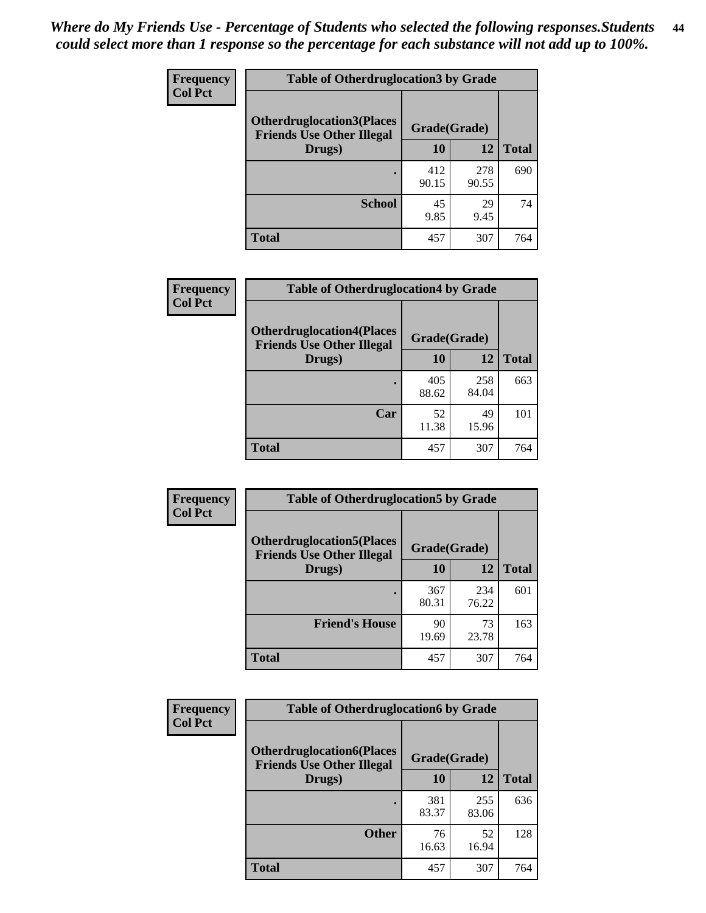*Where do My Friends Use - Percentage of Students who selected the following responses.Students could select more than 1 response so the percentage for each substance will not add up to 100%.*

**Frequency**
**Col Pct**

| Table of Otherdruglocation3 by Grade | | | |
|---|---|---|---|
| **Otherdruglocation3(Places Friends Use Other Illegal Drugs)** | **Grade(Grade)** | | |
| | **10** | **12** | **Total** |
| **.** | 412<br>90.15 | 278<br>90.55 | 690 |
| **School** | 45<br>9.85 | 29<br>9.45 | 74 |
| **Total** | 457 | 307 | 764 |

**Frequency**
**Col Pct**

| Table of Otherdruglocation4 by Grade | | | |
|---|---|---|---|
| **Otherdruglocation4(Places Friends Use Other Illegal Drugs)** | **Grade(Grade)** | | |
| | **10** | **12** | **Total** |
| **.** | 405<br>88.62 | 258<br>84.04 | 663 |
| **Car** | 52<br>11.38 | 49<br>15.96 | 101 |
| **Total** | 457 | 307 | 764 |

**Frequency**
**Col Pct**

| Table of Otherdruglocation5 by Grade | | | |
|---|---|---|---|
| **Otherdruglocation5(Places Friends Use Other Illegal Drugs)** | **Grade(Grade)** | | |
| | **10** | **12** | **Total** |
| **.** | 367<br>80.31 | 234<br>76.22 | 601 |
| **Friend's House** | 90<br>19.69 | 73<br>23.78 | 163 |
| **Total** | 457 | 307 | 764 |

**Frequency**
**Col Pct**

| Table of Otherdruglocation6 by Grade | | | |
|---|---|---|---|
| **Otherdruglocation6(Places Friends Use Other Illegal Drugs)** | **Grade(Grade)** | | |
| | **10** | **12** | **Total** |
| **.** | 381<br>83.37 | 255<br>83.06 | 636 |
| **Other** | 76<br>16.63 | 52<br>16.94 | 128 |
| **Total** | 457 | 307 | 764 |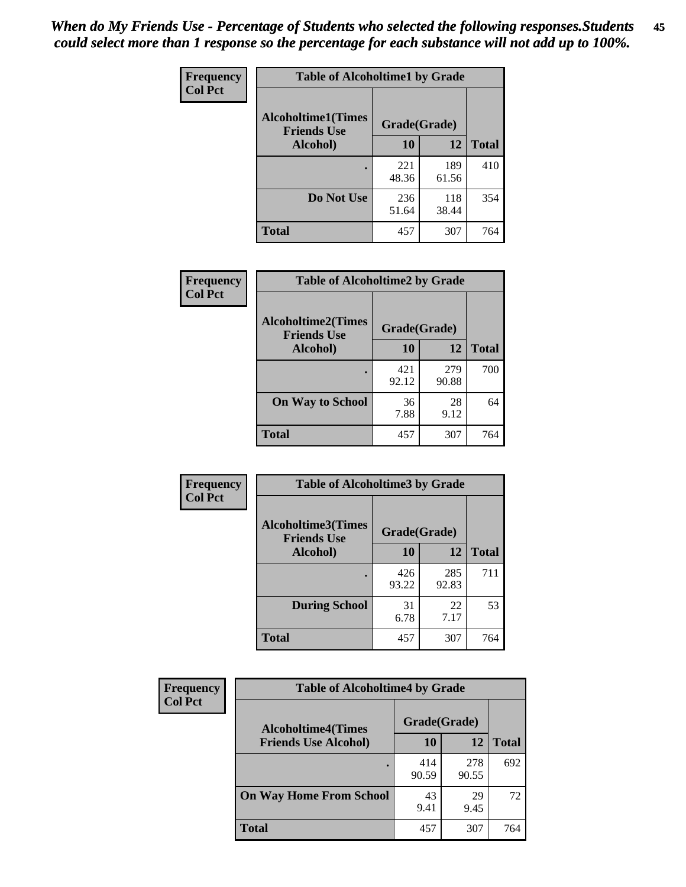*When do My Friends Use - Percentage of Students who selected the following responses.Students could select more than 1 response so the percentage for each substance will not add up to 100%.*

**Frequency**
**Col Pct**

| Table of Alcoholtime1 by Grade | | | |
|---|---|---|---|
| **Alcoholtime1(Times Friends Use Alcohol)** | **Grade(Grade)** | | **Total** |
| | **10** | **12** | |
| **.** | 221<br>48.36 | 189<br>61.56 | 410 |
| **Do Not Use** | 236<br>51.64 | 118<br>38.44 | 354 |
| **Total** | 457 | 307 | 764 |

**Frequency**
**Col Pct**

| Table of Alcoholtime2 by Grade | | | |
|---|---|---|---|
| **Alcoholtime2(Times Friends Use Alcohol)** | **Grade(Grade)** | | **Total** |
| | **10** | **12** | |
| **.** | 421<br>92.12 | 279<br>90.88 | 700 |
| **On Way to School** | 36<br>7.88 | 28<br>9.12 | 64 |
| **Total** | 457 | 307 | 764 |

**Frequency**
**Col Pct**

| Table of Alcoholtime3 by Grade | | | |
|---|---|---|---|
| **Alcoholtime3(Times Friends Use Alcohol)** | **Grade(Grade)** | | **Total** |
| | **10** | **12** | |
| **.** | 426<br>93.22 | 285<br>92.83 | 711 |
| **During School** | 31<br>6.78 | 22<br>7.17 | 53 |
| **Total** | 457 | 307 | 764 |

**Frequency**
**Col Pct**

| Table of Alcoholtime4 by Grade | | | |
|---|---|---|---|
| **Alcoholtime4(Times Friends Use Alcohol)** | **Grade(Grade)** | | **Total** |
| | **10** | **12** | |
| **.** | 414<br>90.59 | 278<br>90.55 | 692 |
| **On Way Home From School** | 43<br>9.41 | 29<br>9.45 | 72 |
| **Total** | 457 | 307 | 764 |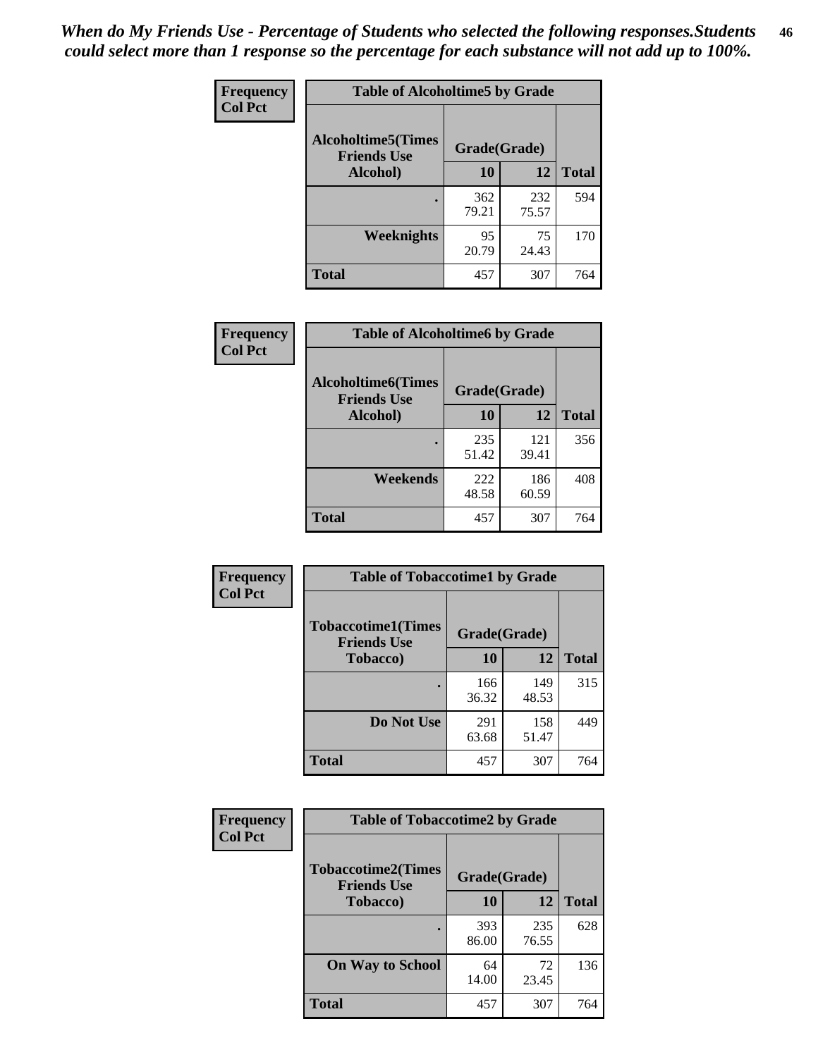*When do My Friends Use - Percentage of Students who selected the following responses.Students could select more than 1 response so the percentage for each substance will not add up to 100%.*

**Frequency**
**Col Pct**

**Table of Alcoholtime5 by Grade**

| Alcoholtime5(Times Friends Use Alcohol) | Grade(Grade) | | Total |
|---|---|---|---|
| | 10 | 12 | |
| . | 362<br>79.21 | 232<br>75.57 | 594 |
| Weeknights | 95<br>20.79 | 75<br>24.43 | 170 |
| Total | 457 | 307 | 764 |

**Frequency**
**Col Pct**

**Table of Alcoholtime6 by Grade**

| Alcoholtime6(Times Friends Use Alcohol) | Grade(Grade) | | Total |
|---|---|---|---|
| | 10 | 12 | |
| . | 235<br>51.42 | 121<br>39.41 | 356 |
| Weekends | 222<br>48.58 | 186<br>60.59 | 408 |
| Total | 457 | 307 | 764 |

**Frequency**
**Col Pct**

**Table of Tobaccotime1 by Grade**

| Tobaccotime1(Times Friends Use Tobacco) | Grade(Grade) | | Total |
|---|---|---|---|
| | 10 | 12 | |
| . | 166<br>36.32 | 149<br>48.53 | 315 |
| Do Not Use | 291<br>63.68 | 158<br>51.47 | 449 |
| Total | 457 | 307 | 764 |

**Frequency**
**Col Pct**

**Table of Tobaccotime2 by Grade**

| Tobaccotime2(Times Friends Use Tobacco) | Grade(Grade) | | Total |
|---|---|---|---|
| | 10 | 12 | |
| . | 393<br>86.00 | 235<br>76.55 | 628 |
| On Way to School | 64<br>14.00 | 72<br>23.45 | 136 |
| Total | 457 | 307 | 764 |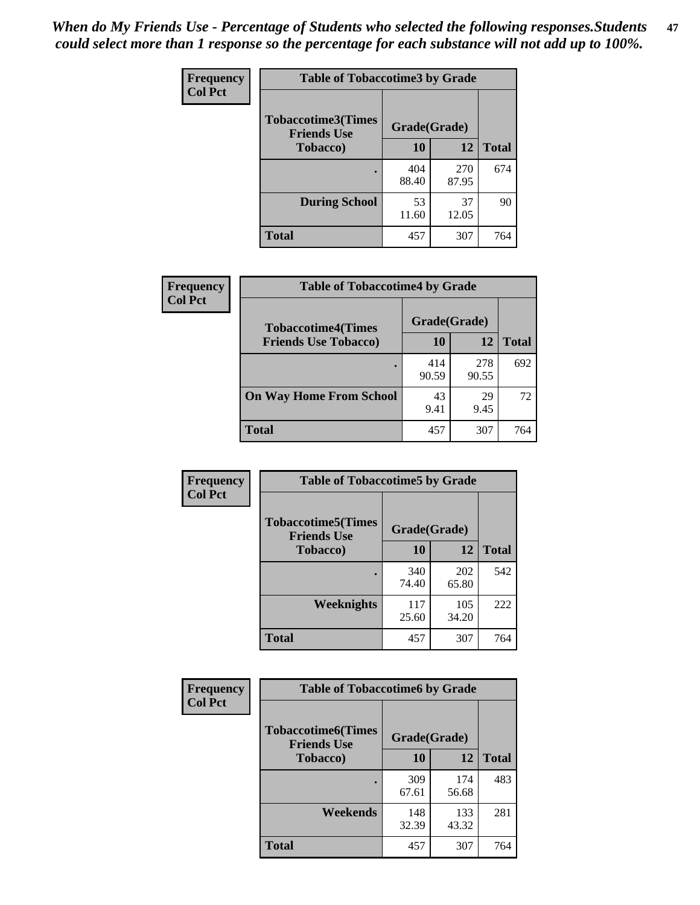*When do My Friends Use - Percentage of Students who selected the following responses.Students could select more than 1 response so the percentage for each substance will not add up to 100%.*

**Frequency**
**Col Pct**

| Table of Tobaccotime3 by Grade | | | |
|---|---|---|---|
| **Tobaccotime3(Times Friends Use Tobacco)** | **Grade(Grade)** | | **Total** |
| | **10** | **12** | |
| **.** | 404<br>88.40 | 270<br>87.95 | 674 |
| **During School** | 53<br>11.60 | 37<br>12.05 | 90 |
| **Total** | 457 | 307 | 764 |

**Frequency**
**Col Pct**

| Table of Tobaccotime4 by Grade | | | |
|---|---|---|---|
| **Tobaccotime4(Times Friends Use Tobacco)** | **Grade(Grade)** | | **Total** |
| | **10** | **12** | |
| **.** | 414<br>90.59 | 278<br>90.55 | 692 |
| **On Way Home From School** | 43<br>9.41 | 29<br>9.45 | 72 |
| **Total** | 457 | 307 | 764 |

**Frequency**
**Col Pct**

| Table of Tobaccotime5 by Grade | | | |
|---|---|---|---|
| **Tobaccotime5(Times Friends Use Tobacco)** | **Grade(Grade)** | | **Total** |
| | **10** | **12** | |
| **.** | 340<br>74.40 | 202<br>65.80 | 542 |
| **Weeknights** | 117<br>25.60 | 105<br>34.20 | 222 |
| **Total** | 457 | 307 | 764 |

**Frequency**
**Col Pct**

| Table of Tobaccotime6 by Grade | | | |
|---|---|---|---|
| **Tobaccotime6(Times Friends Use Tobacco)** | **Grade(Grade)** | | **Total** |
| | **10** | **12** | |
| **.** | 309<br>67.61 | 174<br>56.68 | 483 |
| **Weekends** | 148<br>32.39 | 133<br>43.32 | 281 |
| **Total** | 457 | 307 | 764 |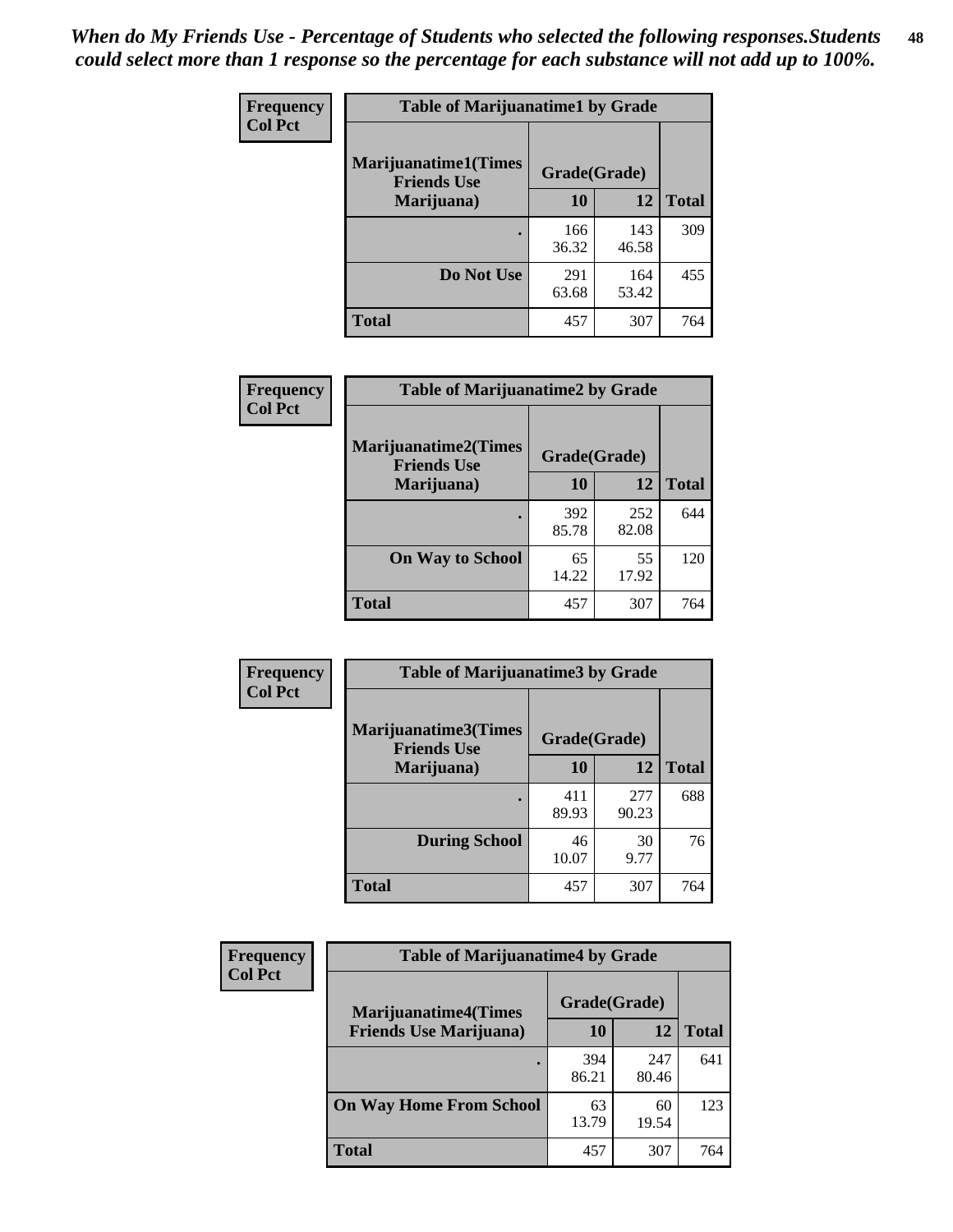*When do My Friends Use - Percentage of Students who selected the following responses.Students could select more than 1 response so the percentage for each substance will not add up to 100%.*

**Frequency**
**Col Pct**

| Table of Marijuanatime1 by Grade | | | |
|---|---|---|---|
| **Marijuanatime1(Times Friends Use Marijuana)** | **Grade(Grade)** | | **Total** |
| | **10** | **12** | |
| **.** | 166<br>36.32 | 143<br>46.58 | 309 |
| **Do Not Use** | 291<br>63.68 | 164<br>53.42 | 455 |
| **Total** | 457 | 307 | 764 |

**Frequency**
**Col Pct**

| Table of Marijuanatime2 by Grade | | | |
|---|---|---|---|
| **Marijuanatime2(Times Friends Use Marijuana)** | **Grade(Grade)** | | **Total** |
| | **10** | **12** | |
| **.** | 392<br>85.78 | 252<br>82.08 | 644 |
| **On Way to School** | 65<br>14.22 | 55<br>17.92 | 120 |
| **Total** | 457 | 307 | 764 |

**Frequency**
**Col Pct**

| Table of Marijuanatime3 by Grade | | | |
|---|---|---|---|
| **Marijuanatime3(Times Friends Use Marijuana)** | **Grade(Grade)** | | **Total** |
| | **10** | **12** | |
| **.** | 411<br>89.93 | 277<br>90.23 | 688 |
| **During School** | 46<br>10.07 | 30<br>9.77 | 76 |
| **Total** | 457 | 307 | 764 |

**Frequency**
**Col Pct**

| Table of Marijuanatime4 by Grade | | | |
|---|---|---|---|
| **Marijuanatime4(Times Friends Use Marijuana)** | **Grade(Grade)** | | **Total** |
| | **10** | **12** | |
| **.** | 394<br>86.21 | 247<br>80.46 | 641 |
| **On Way Home From School** | 63<br>13.79 | 60<br>19.54 | 123 |
| **Total** | 457 | 307 | 764 |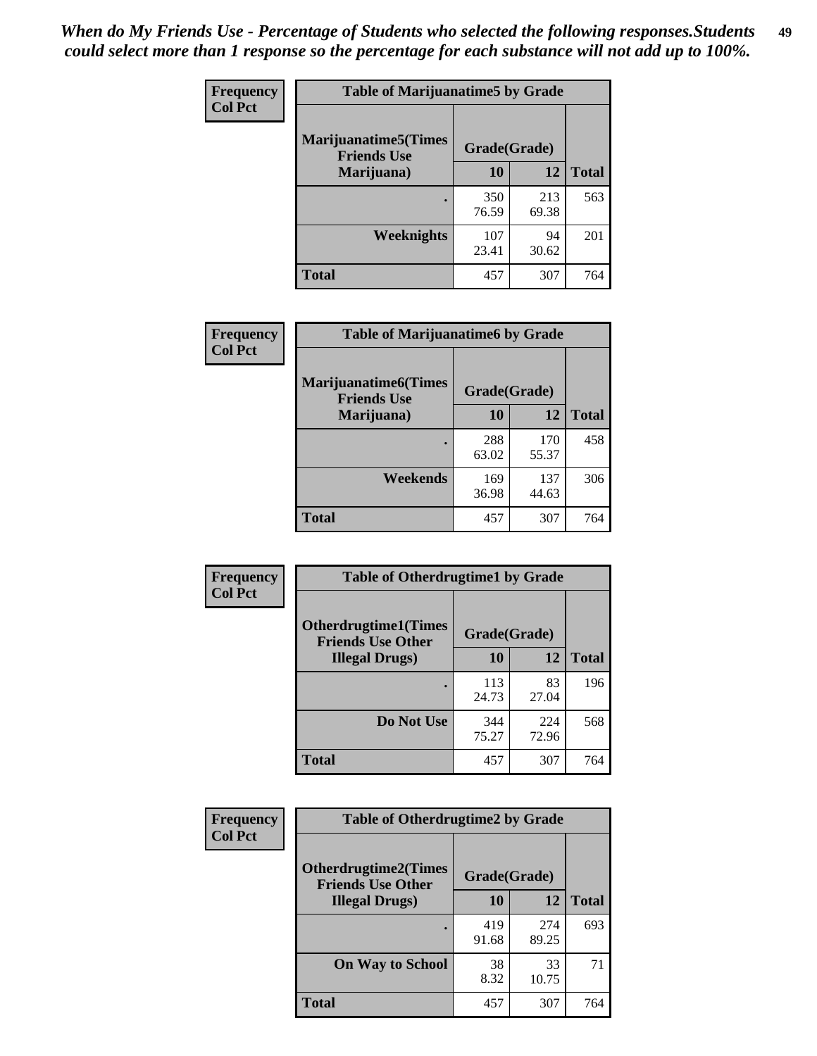*When do My Friends Use - Percentage of Students who selected the following responses.Students could select more than 1 response so the percentage for each substance will not add up to 100%.*

**Frequency**
**Col Pct**

| Table of Marijuanatime5 by Grade | | | |
|---|---|---|---|
| **Marijuanatime5(Times Friends Use Marijuana)** | **Grade(Grade)** | | **Total** |
| | **10** | **12** | |
| **.** | 350<br>76.59 | 213<br>69.38 | 563 |
| **Weeknights** | 107<br>23.41 | 94<br>30.62 | 201 |
| **Total** | 457 | 307 | 764 |

**Frequency**
**Col Pct**

| Table of Marijuanatime6 by Grade | | | |
|---|---|---|---|
| **Marijuanatime6(Times Friends Use Marijuana)** | **Grade(Grade)** | | **Total** |
| | **10** | **12** | |
| **.** | 288<br>63.02 | 170<br>55.37 | 458 |
| **Weekends** | 169<br>36.98 | 137<br>44.63 | 306 |
| **Total** | 457 | 307 | 764 |

**Frequency**
**Col Pct**

| Table of Otherdrugtime1 by Grade | | | |
|---|---|---|---|
| **Otherdrugtime1(Times Friends Use Other Illegal Drugs)** | **Grade(Grade)** | | **Total** |
| | **10** | **12** | |
| **.** | 113<br>24.73 | 83<br>27.04 | 196 |
| **Do Not Use** | 344<br>75.27 | 224<br>72.96 | 568 |
| **Total** | 457 | 307 | 764 |

**Frequency**
**Col Pct**

| Table of Otherdrugtime2 by Grade | | | |
|---|---|---|---|
| **Otherdrugtime2(Times Friends Use Other Illegal Drugs)** | **Grade(Grade)** | | **Total** |
| | **10** | **12** | |
| **.** | 419<br>91.68 | 274<br>89.25 | 693 |
| **On Way to School** | 38<br>8.32 | 33<br>10.75 | 71 |
| **Total** | 457 | 307 | 764 |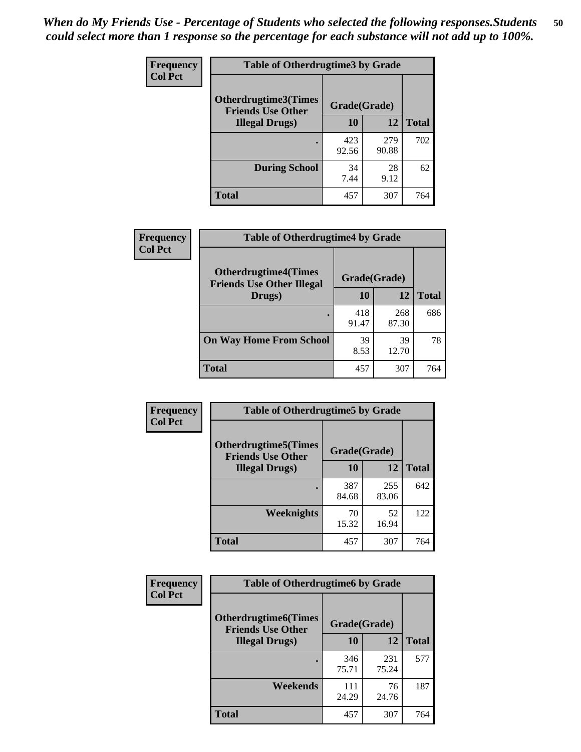*When do My Friends Use - Percentage of Students who selected the following responses.Students could select more than 1 response so the percentage for each substance will not add up to 100%.*

**Frequency**
**Col Pct**

**Table of Otherdrugtime3 by Grade**

| Otherdrugtime3(Times Friends Use Other Illegal Drugs) | Grade(Grade) | | Total |
|---|---|---|---|
| | 10 | 12 | |
| . | 423<br>92.56 | 279<br>90.88 | 702 |
| During School | 34<br>7.44 | 28<br>9.12 | 62 |
| Total | 457 | 307 | 764 |

**Frequency**
**Col Pct**

**Table of Otherdrugtime4 by Grade**

| Otherdrugtime4(Times Friends Use Other Illegal Drugs) | Grade(Grade) | | Total |
|---|---|---|---|
| | 10 | 12 | |
| . | 418<br>91.47 | 268<br>87.30 | 686 |
| On Way Home From School | 39<br>8.53 | 39<br>12.70 | 78 |
| Total | 457 | 307 | 764 |

**Frequency**
**Col Pct**

**Table of Otherdrugtime5 by Grade**

| Otherdrugtime5(Times Friends Use Other Illegal Drugs) | Grade(Grade) | | Total |
|---|---|---|---|
| | 10 | 12 | |
| . | 387<br>84.68 | 255<br>83.06 | 642 |
| Weeknights | 70<br>15.32 | 52<br>16.94 | 122 |
| Total | 457 | 307 | 764 |

**Frequency**
**Col Pct**

**Table of Otherdrugtime6 by Grade**

| Otherdrugtime6(Times Friends Use Other Illegal Drugs) | Grade(Grade) | | Total |
|---|---|---|---|
| | 10 | 12 | |
| . | 346<br>75.71 | 231<br>75.24 | 577 |
| Weekends | 111<br>24.29 | 76<br>24.76 | 187 |
| Total | 457 | 307 | 764 |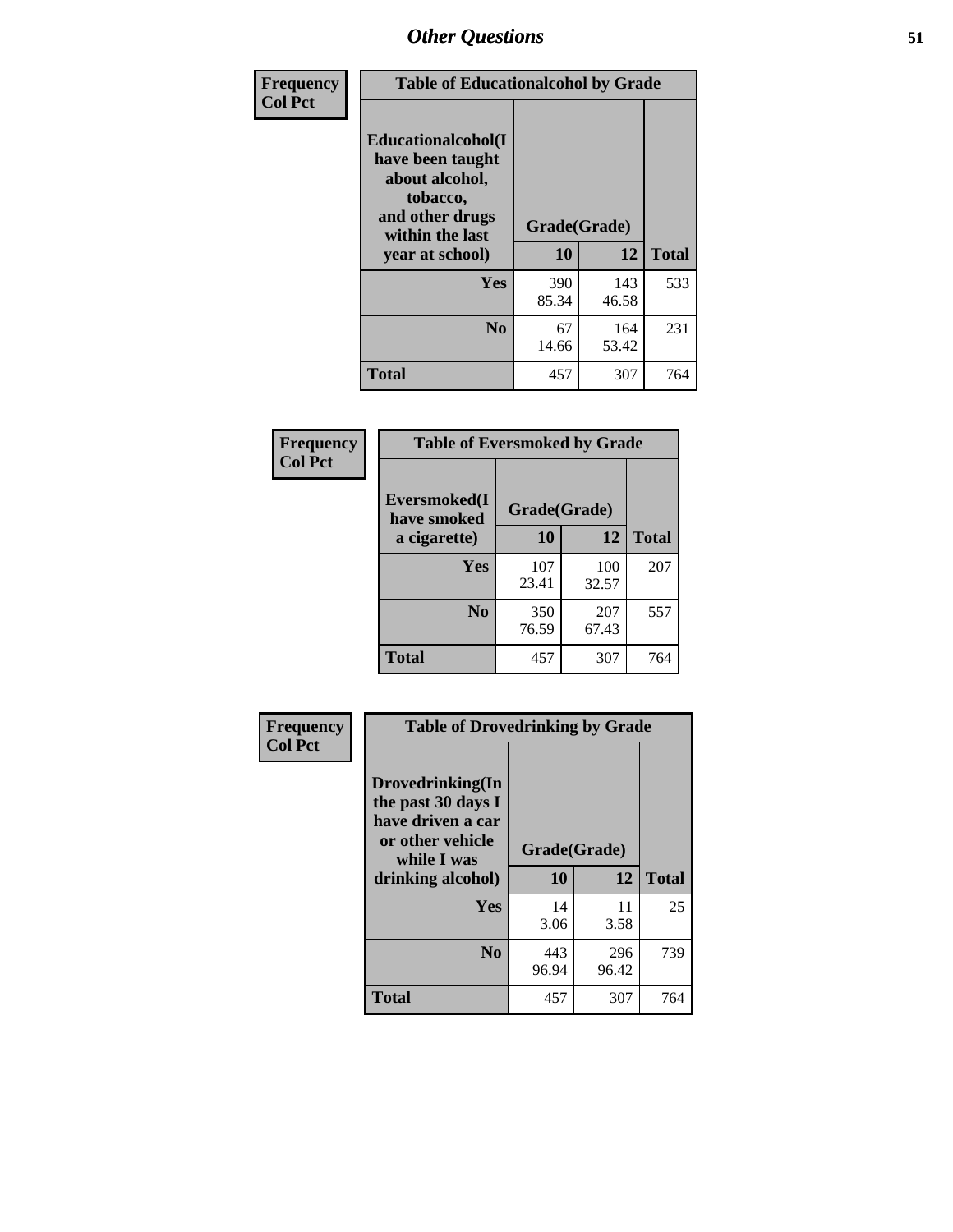| Frequency<br>Col Pct | Table of Educationalcohol by Grade | | |
|---|---|---|---|
| Educationalcohol(I have been taught about alcohol, tobacco, and other drugs within the last year at school) | Grade(Grade) | | |
| | 10 | 12 | Total |
| Yes | 390<br>85.34 | 143<br>46.58 | 533 |
| No | 67<br>14.66 | 164<br>53.42 | 231 |
| Total | 457 | 307 | 764 |

| Frequency<br>Col Pct | Table of Eversmoked by Grade | | |
|---|---|---|---|
| Eversmoked(I have smoked a cigarette) | Grade(Grade) | | |
| | 10 | 12 | Total |
| Yes | 107<br>23.41 | 100<br>32.57 | 207 |
| No | 350<br>76.59 | 207<br>67.43 | 557 |
| Total | 457 | 307 | 764 |

| Frequency<br>Col Pct | Table of Drovedrinking by Grade | | |
|---|---|---|---|
| Drovedrinking(In the past 30 days I have driven a car or other vehicle while I was drinking alcohol) | Grade(Grade) | | |
| | 10 | 12 | Total |
| Yes | 14<br>3.06 | 11<br>3.58 | 25 |
| No | 443<br>96.94 | 296<br>96.42 | 739 |
| Total | 457 | 307 | 764 |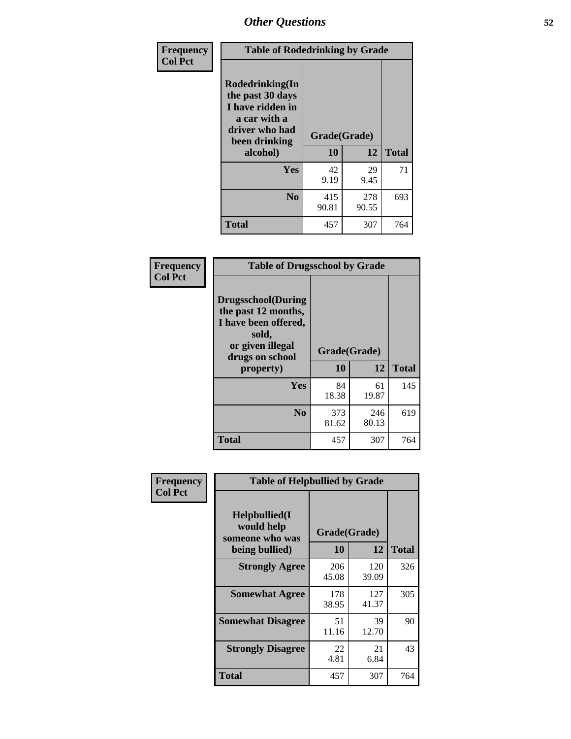## Other Questions

**Frequency**
**Col Pct**

| Table of Rodedrinking by Grade | | | |
|---|---|---|---|
| **Rodedrinking(In the past 30 days I have ridden in a car with a driver who had been drinking alcohol)** | **Grade(Grade)** | | |
| | **10** | **12** | **Total** |
| **Yes** | 42<br>9.19 | 29<br>9.45 | 71 |
| **No** | 415<br>90.81 | 278<br>90.55 | 693 |
| **Total** | 457 | 307 | 764 |

**Frequency**
**Col Pct**

| Table of Drugsschool by Grade | | | |
|---|---|---|---|
| **Drugsschool(During the past 12 months, I have been offered, sold, or given illegal drugs on school property)** | **Grade(Grade)** | | |
| | **10** | **12** | **Total** |
| **Yes** | 84<br>18.38 | 61<br>19.87 | 145 |
| **No** | 373<br>81.62 | 246<br>80.13 | 619 |
| **Total** | 457 | 307 | 764 |

**Frequency**
**Col Pct**

| Table of Helpbullied by Grade | | | |
|---|---|---|---|
| **Helpbullied(I would help someone who was being bullied)** | **Grade(Grade)** | | |
| | **10** | **12** | **Total** |
| **Strongly Agree** | 206<br>45.08 | 120<br>39.09 | 326 |
| **Somewhat Agree** | 178<br>38.95 | 127<br>41.37 | 305 |
| **Somewhat Disagree** | 51<br>11.16 | 39<br>12.70 | 90 |
| **Strongly Disagree** | 22<br>4.81 | 21<br>6.84 | 43 |
| **Total** | 457 | 307 | 764 |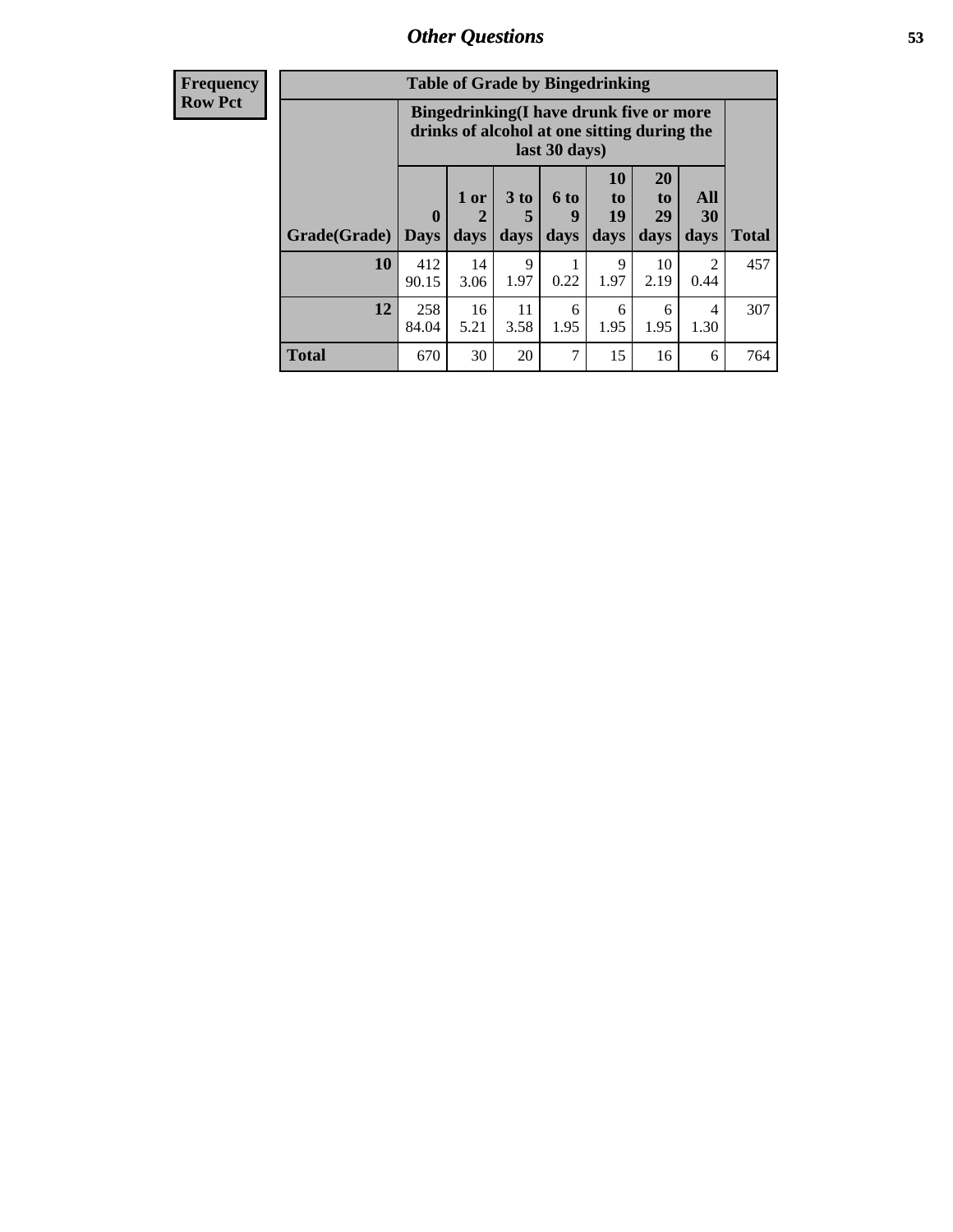## Other Questions

**Frequency**
**Row Pct**

| Table of Grade by Bingedrinking | | | | | | | | |
|---|---|---|---|---|---|---|---|---|
| | Bingedrinking(I have drunk five or more drinks of alcohol at one sitting during the last 30 days) | | | | | | | |
| Grade(Grade) | 0 Days | 1 or 2 days | 3 to 5 days | 6 to 9 days | 10 to 19 days | 20 to 29 days | All 30 days | Total |
| 10 | 412<br>90.15 | 14<br>3.06 | 9<br>1.97 | 1<br>0.22 | 9<br>1.97 | 10<br>2.19 | 2<br>0.44 | 457 |
| 12 | 258<br>84.04 | 16<br>5.21 | 11<br>3.58 | 6<br>1.95 | 6<br>1.95 | 6<br>1.95 | 4<br>1.30 | 307 |
| Total | 670 | 30 | 20 | 7 | 15 | 16 | 6 | 764 |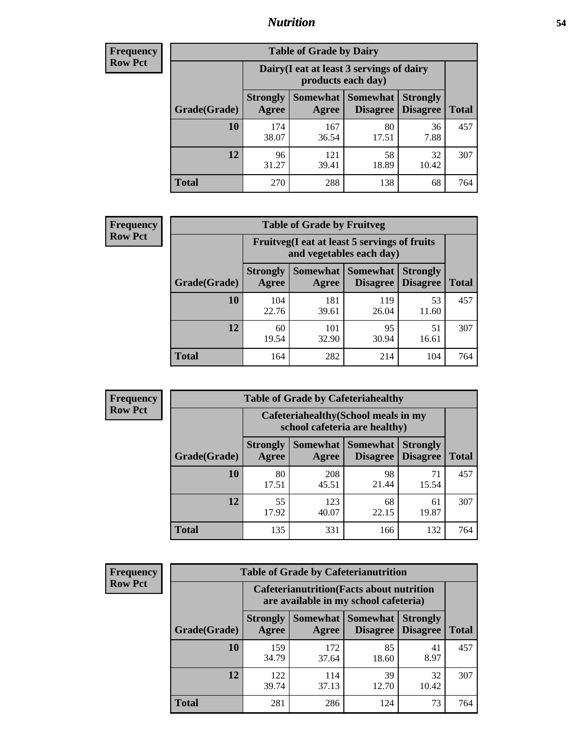## Nutrition

**Frequency**
**Row Pct**

| Table of Grade by Dairy | | | | | |
|---|---|---|---|---|---|
| | Dairy(I eat at least 3 servings of dairy products each day) | | | | |
| Grade(Grade) | Strongly Agree | Somewhat Agree | Somewhat Disagree | Strongly Disagree | Total |
| 10 | 174<br>38.07 | 167<br>36.54 | 80<br>17.51 | 36<br>7.88 | 457 |
| 12 | 96<br>31.27 | 121<br>39.41 | 58<br>18.89 | 32<br>10.42 | 307 |
| Total | 270 | 288 | 138 | 68 | 764 |

**Frequency**
**Row Pct**

| Table of Grade by Fruitveg | | | | | |
|---|---|---|---|---|---|
| | Fruitveg(I eat at least 5 servings of fruits and vegetables each day) | | | | |
| Grade(Grade) | Strongly Agree | Somewhat Agree | Somewhat Disagree | Strongly Disagree | Total |
| 10 | 104<br>22.76 | 181<br>39.61 | 119<br>26.04 | 53<br>11.60 | 457 |
| 12 | 60<br>19.54 | 101<br>32.90 | 95<br>30.94 | 51<br>16.61 | 307 |
| Total | 164 | 282 | 214 | 104 | 764 |

**Frequency**
**Row Pct**

| Table of Grade by Cafeteriahealthy | | | | | |
|---|---|---|---|---|---|
| | Cafeteriahealthy(School meals in my school cafeteria are healthy) | | | | |
| Grade(Grade) | Strongly Agree | Somewhat Agree | Somewhat Disagree | Strongly Disagree | Total |
| 10 | 80<br>17.51 | 208<br>45.51 | 98<br>21.44 | 71<br>15.54 | 457 |
| 12 | 55<br>17.92 | 123<br>40.07 | 68<br>22.15 | 61<br>19.87 | 307 |
| Total | 135 | 331 | 166 | 132 | 764 |

**Frequency**
**Row Pct**

| Table of Grade by Cafeterianutrition | | | | | |
|---|---|---|---|---|---|
| | Cafeterianutrition(Facts about nutrition are available in my school cafeteria) | | | | |
| Grade(Grade) | Strongly Agree | Somewhat Agree | Somewhat Disagree | Strongly Disagree | Total |
| 10 | 159<br>34.79 | 172<br>37.64 | 85<br>18.60 | 41<br>8.97 | 457 |
| 12 | 122<br>39.74 | 114<br>37.13 | 39<br>12.70 | 32<br>10.42 | 307 |
| Total | 281 | 286 | 124 | 73 | 764 |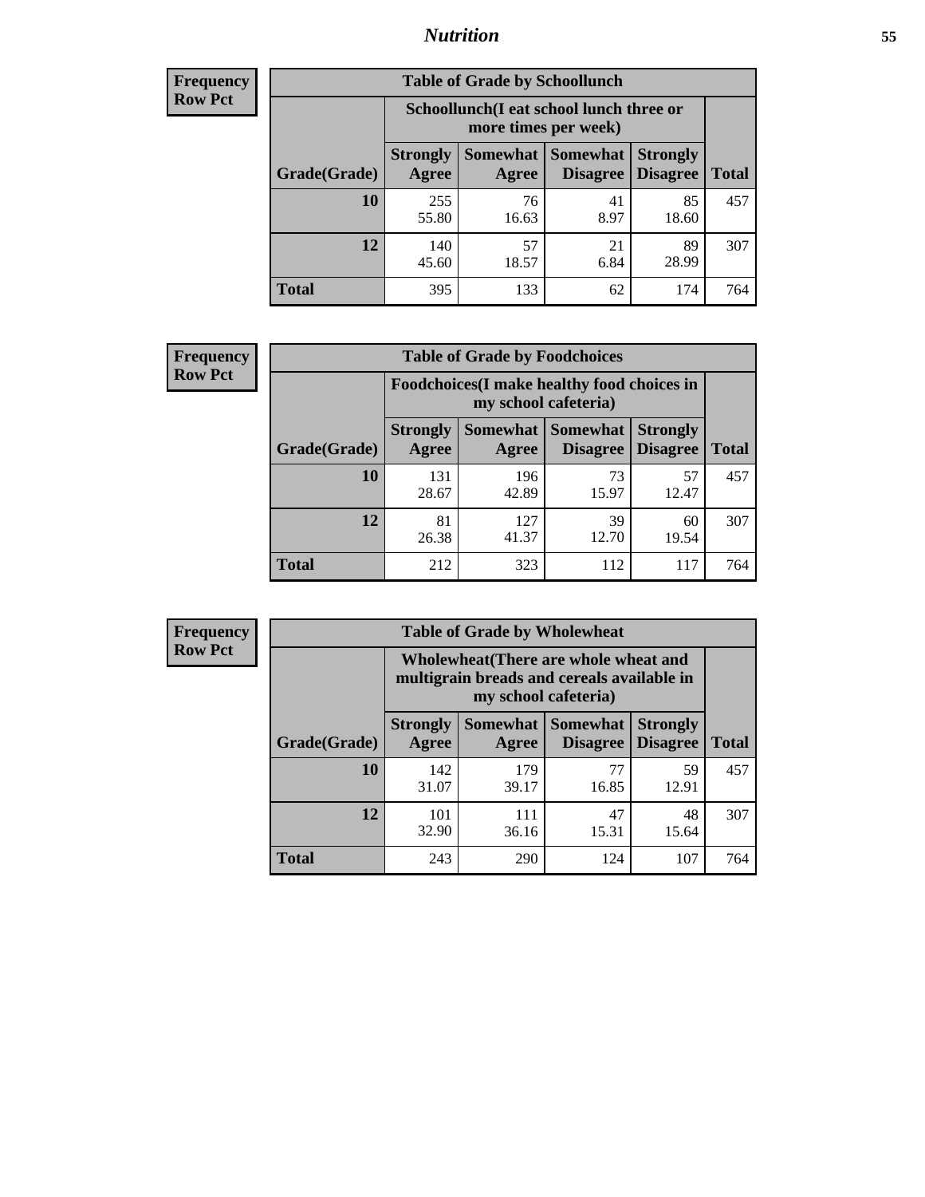# Nutrition

**Frequency**
**Row Pct**

| Table of Grade by Schoollunch | | | | | |
|---|---|---|---|---|---|
| | Schoollunch(I eat school lunch three or more times per week) | | | | |
| Grade(Grade) | Strongly Agree | Somewhat Agree | Somewhat Disagree | Strongly Disagree | Total |
| 10 | 255<br>55.80 | 76<br>16.63 | 41<br>8.97 | 85<br>18.60 | 457 |
| 12 | 140<br>45.60 | 57<br>18.57 | 21<br>6.84 | 89<br>28.99 | 307 |
| Total | 395 | 133 | 62 | 174 | 764 |

**Frequency**
**Row Pct**

| Table of Grade by Foodchoices | | | | | |
|---|---|---|---|---|---|
| | Foodchoices(I make healthy food choices in my school cafeteria) | | | | |
| Grade(Grade) | Strongly Agree | Somewhat Agree | Somewhat Disagree | Strongly Disagree | Total |
| 10 | 131<br>28.67 | 196<br>42.89 | 73<br>15.97 | 57<br>12.47 | 457 |
| 12 | 81<br>26.38 | 127<br>41.37 | 39<br>12.70 | 60<br>19.54 | 307 |
| Total | 212 | 323 | 112 | 117 | 764 |

**Frequency**
**Row Pct**

| Table of Grade by Wholewheat | | | | | |
|---|---|---|---|---|---|
| | Wholewheat(There are whole wheat and multigrain breads and cereals available in my school cafeteria) | | | | |
| Grade(Grade) | Strongly Agree | Somewhat Agree | Somewhat Disagree | Strongly Disagree | Total |
| 10 | 142<br>31.07 | 179<br>39.17 | 77<br>16.85 | 59<br>12.91 | 457 |
| 12 | 101<br>32.90 | 111<br>36.16 | 47<br>15.31 | 48<br>15.64 | 307 |
| Total | 243 | 290 | 124 | 107 | 764 |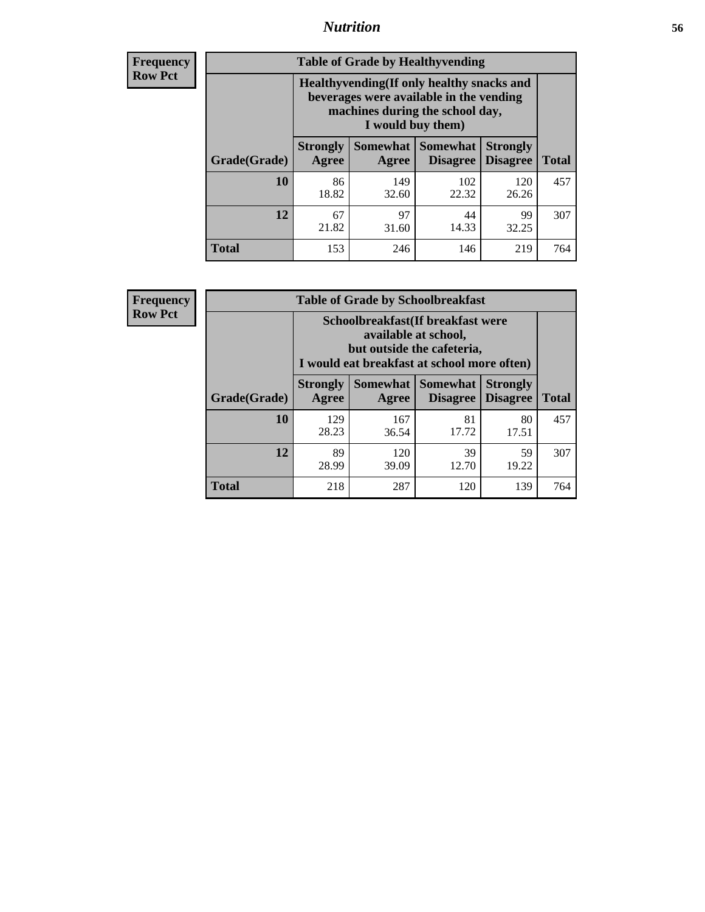**Frequency**
**Row Pct**

| Table of Grade by Healthyvending | | | | | |
|---|---|---|---|---|---|
| | Healthyvending(If only healthy snacks and beverages were available in the vending machines during the school day, I would buy them) | | | | |
| Grade(Grade) | Strongly Agree | Somewhat Agree | Somewhat Disagree | Strongly Disagree | Total |
| **10** | 86<br>18.82 | 149<br>32.60 | 102<br>22.32 | 120<br>26.26 | 457 |
| **12** | 67<br>21.82 | 97<br>31.60 | 44<br>14.33 | 99<br>32.25 | 307 |
| **Total** | 153 | 246 | 146 | 219 | 764 |

**Frequency**
**Row Pct**

| Table of Grade by Schoolbreakfast | | | | | |
|---|---|---|---|---|---|
| | Schoolbreakfast(If breakfast were available at school, but outside the cafeteria, I would eat breakfast at school more often) | | | | |
| Grade(Grade) | Strongly Agree | Somewhat Agree | Somewhat Disagree | Strongly Disagree | Total |
| **10** | 129<br>28.23 | 167<br>36.54 | 81<br>17.72 | 80<br>17.51 | 457 |
| **12** | 89<br>28.99 | 120<br>39.09 | 39<br>12.70 | 59<br>19.22 | 307 |
| **Total** | 218 | 287 | 120 | 139 | 764 |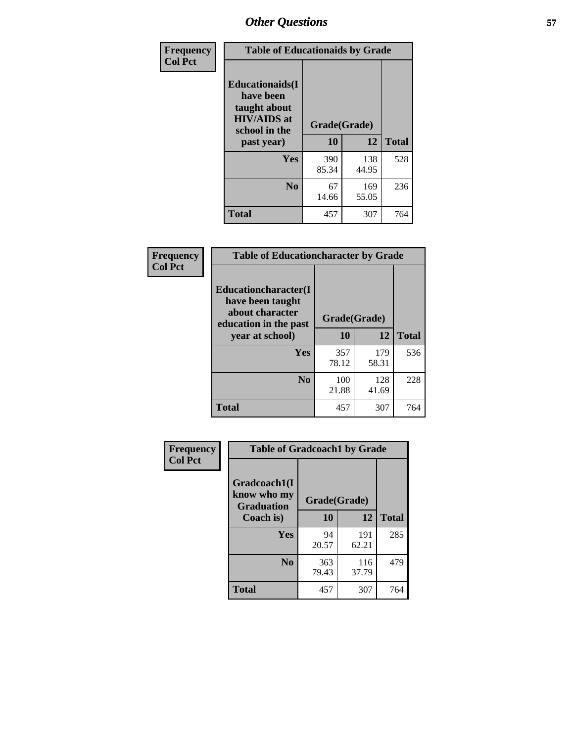# Other Questions

| Frequency Col Pct | | | |
|---|---|---|---|
| **Table of Educationaids by Grade** | | | |
| **Educationaids(I have been taught about HIV/AIDS at school in the past year)** | **Grade(Grade)** | | |
| | **10** | **12** | **Total** |
| **Yes** | 390<br>85.34 | 138<br>44.95 | 528 |
| **No** | 67<br>14.66 | 169<br>55.05 | 236 |
| **Total** | 457 | 307 | 764 |

| Frequency Col Pct | | | |
|---|---|---|---|
| **Table of Educationcharacter by Grade** | | | |
| **Educationcharacter(I have been taught about character education in the past year at school)** | **Grade(Grade)** | | |
| | **10** | **12** | **Total** |
| **Yes** | 357<br>78.12 | 179<br>58.31 | 536 |
| **No** | 100<br>21.88 | 128<br>41.69 | 228 |
| **Total** | 457 | 307 | 764 |

| Frequency Col Pct | | | |
|---|---|---|---|
| **Table of Gradcoach1 by Grade** | | | |
| **Gradcoach1(I know who my Graduation Coach is)** | **Grade(Grade)** | | |
| | **10** | **12** | **Total** |
| **Yes** | 94<br>20.57 | 191<br>62.21 | 285 |
| **No** | 363<br>79.43 | 116<br>37.79 | 479 |
| **Total** | 457 | 307 | 764 |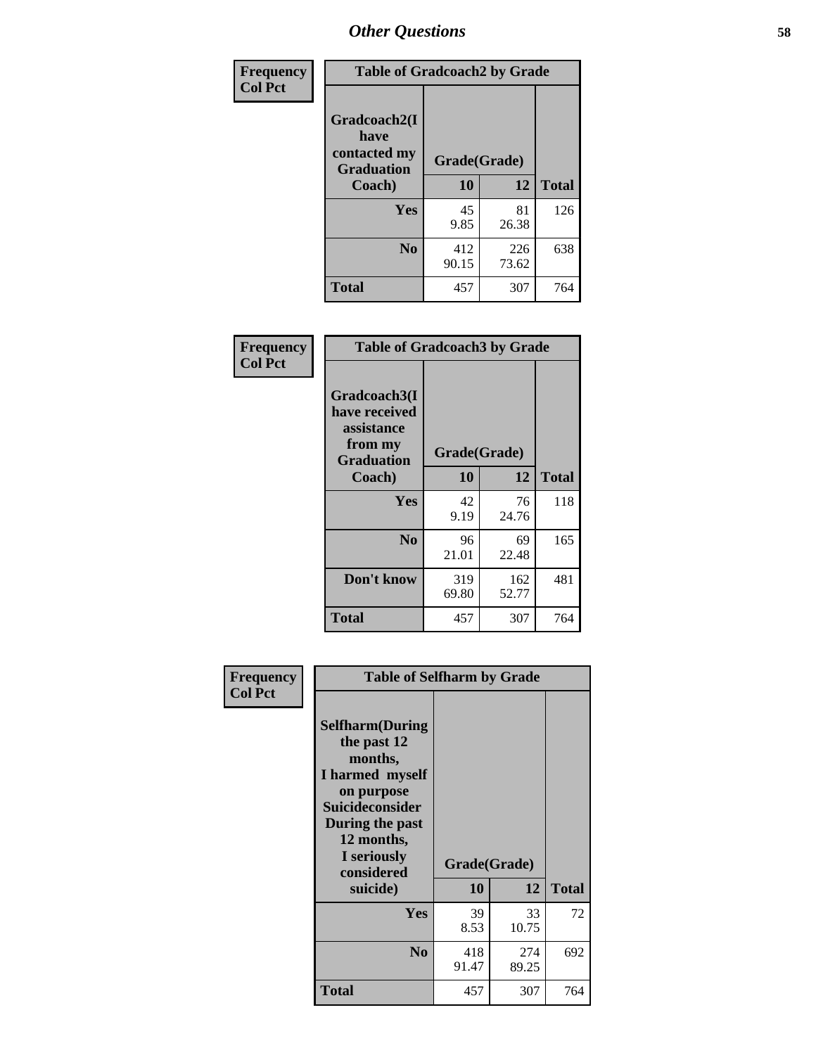| Frequency Col Pct | Table of Gradcoach2 by Grade | | |
|---|---|---|---|
| Gradcoach2(I have contacted my Graduation Coach) | Grade(Grade) | | |
| | 10 | 12 | Total |
| Yes | 45<br>9.85 | 81<br>26.38 | 126 |
| No | 412<br>90.15 | 226<br>73.62 | 638 |
| Total | 457 | 307 | 764 |

| Frequency Col Pct | Table of Gradcoach3 by Grade | | |
|---|---|---|---|
| Gradcoach3(I have received assistance from my Graduation Coach) | Grade(Grade) | | |
| | 10 | 12 | Total |
| Yes | 42<br>9.19 | 76<br>24.76 | 118 |
| No | 96<br>21.01 | 69<br>22.48 | 165 |
| Don't know | 319<br>69.80 | 162<br>52.77 | 481 |
| Total | 457 | 307 | 764 |

| Frequency Col Pct | Table of Selfharm by Grade | | |
|---|---|---|---|
| Selfharm(During the past 12 months, I harmed myself on purpose Suicideconsider During the past 12 months, I seriously considered suicide) | Grade(Grade) | | |
| | 10 | 12 | Total |
| Yes | 39<br>8.53 | 33<br>10.75 | 72 |
| No | 418<br>91.47 | 274<br>89.25 | 692 |
| Total | 457 | 307 | 764 |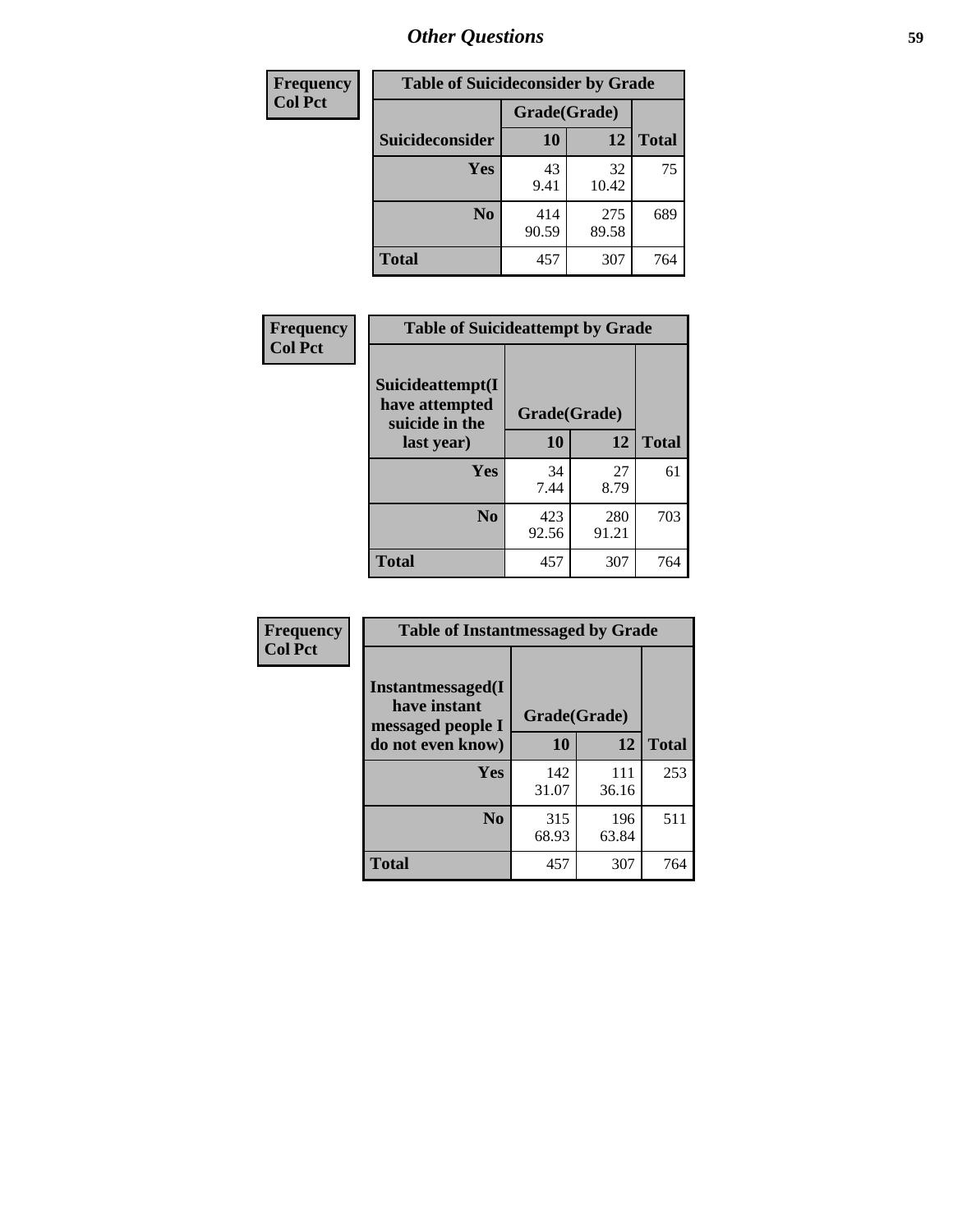| Frequency<br>Col Pct |
|---|

| Table of Suicideconsider by Grade | | | |
|---|---|---|---|
| | Grade(Grade) | | |
| Suicideconsider | 10 | 12 | Total |
| Yes | 43<br>9.41 | 32<br>10.42 | 75 |
| No | 414<br>90.59 | 275<br>89.58 | 689 |
| Total | 457 | 307 | 764 |

| Frequency<br>Col Pct |
|---|

| Table of Suicideattempt by Grade | | | |
|---|---|---|---|
| Suicideattempt(I have attempted suicide in the last year) | Grade(Grade) | | |
| | 10 | 12 | Total |
| Yes | 34<br>7.44 | 27<br>8.79 | 61 |
| No | 423<br>92.56 | 280<br>91.21 | 703 |
| Total | 457 | 307 | 764 |

| Frequency<br>Col Pct |
|---|

| Table of Instantmessaged by Grade | | | |
|---|---|---|---|
| Instantmessaged(I have instant messaged people I do not even know) | Grade(Grade) | | |
| | 10 | 12 | Total |
| Yes | 142<br>31.07 | 111<br>36.16 | 253 |
| No | 315<br>68.93 | 196<br>63.84 | 511 |
| Total | 457 | 307 | 764 |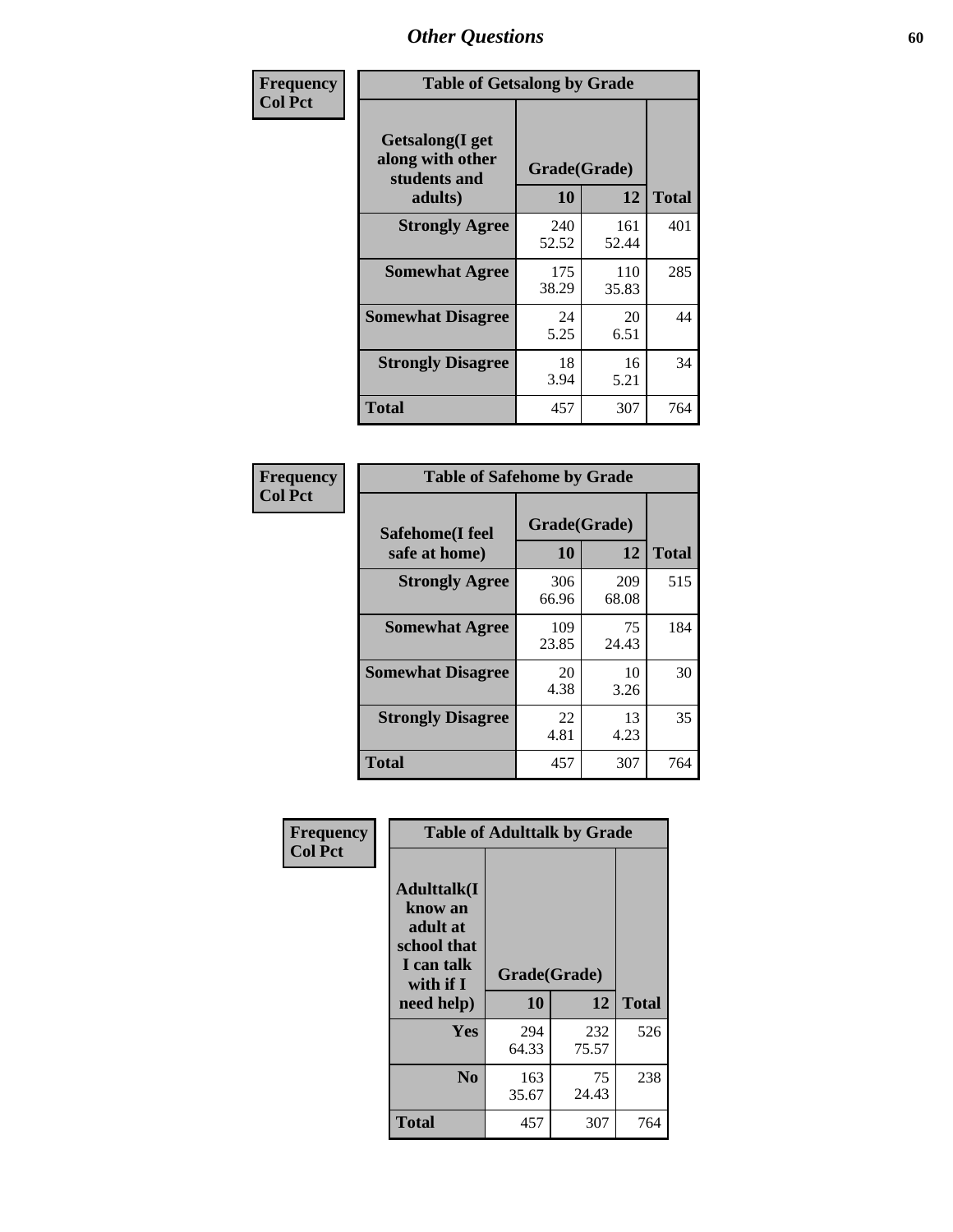# Other Questions

**Frequency**
**Col Pct**

| Table of Getsalong by Grade | | | |
|---|---|---|---|
| Getsalong(I get along with other students and adults) | Grade(Grade) | | |
| | 10 | 12 | Total |
| **Strongly Agree** | 240<br>52.52 | 161<br>52.44 | 401 |
| **Somewhat Agree** | 175<br>38.29 | 110<br>35.83 | 285 |
| **Somewhat Disagree** | 24<br>5.25 | 20<br>6.51 | 44 |
| **Strongly Disagree** | 18<br>3.94 | 16<br>5.21 | 34 |
| **Total** | 457 | 307 | 764 |

**Frequency**
**Col Pct**

| Table of Safehome by Grade | | | |
|---|---|---|---|
| Safehome(I feel safe at home) | Grade(Grade) | | |
| | 10 | 12 | Total |
| **Strongly Agree** | 306<br>66.96 | 209<br>68.08 | 515 |
| **Somewhat Agree** | 109<br>23.85 | 75<br>24.43 | 184 |
| **Somewhat Disagree** | 20<br>4.38 | 10<br>3.26 | 30 |
| **Strongly Disagree** | 22<br>4.81 | 13<br>4.23 | 35 |
| **Total** | 457 | 307 | 764 |

**Frequency**
**Col Pct**

| Table of Adulttalk by Grade | | | |
|---|---|---|---|
| Adulttalk(I know an adult at school that I can talk with if I need help) | Grade(Grade) | | |
| | 10 | 12 | Total |
| **Yes** | 294<br>64.33 | 232<br>75.57 | 526 |
| **No** | 163<br>35.67 | 75<br>24.43 | 238 |
| **Total** | 457 | 307 | 764 |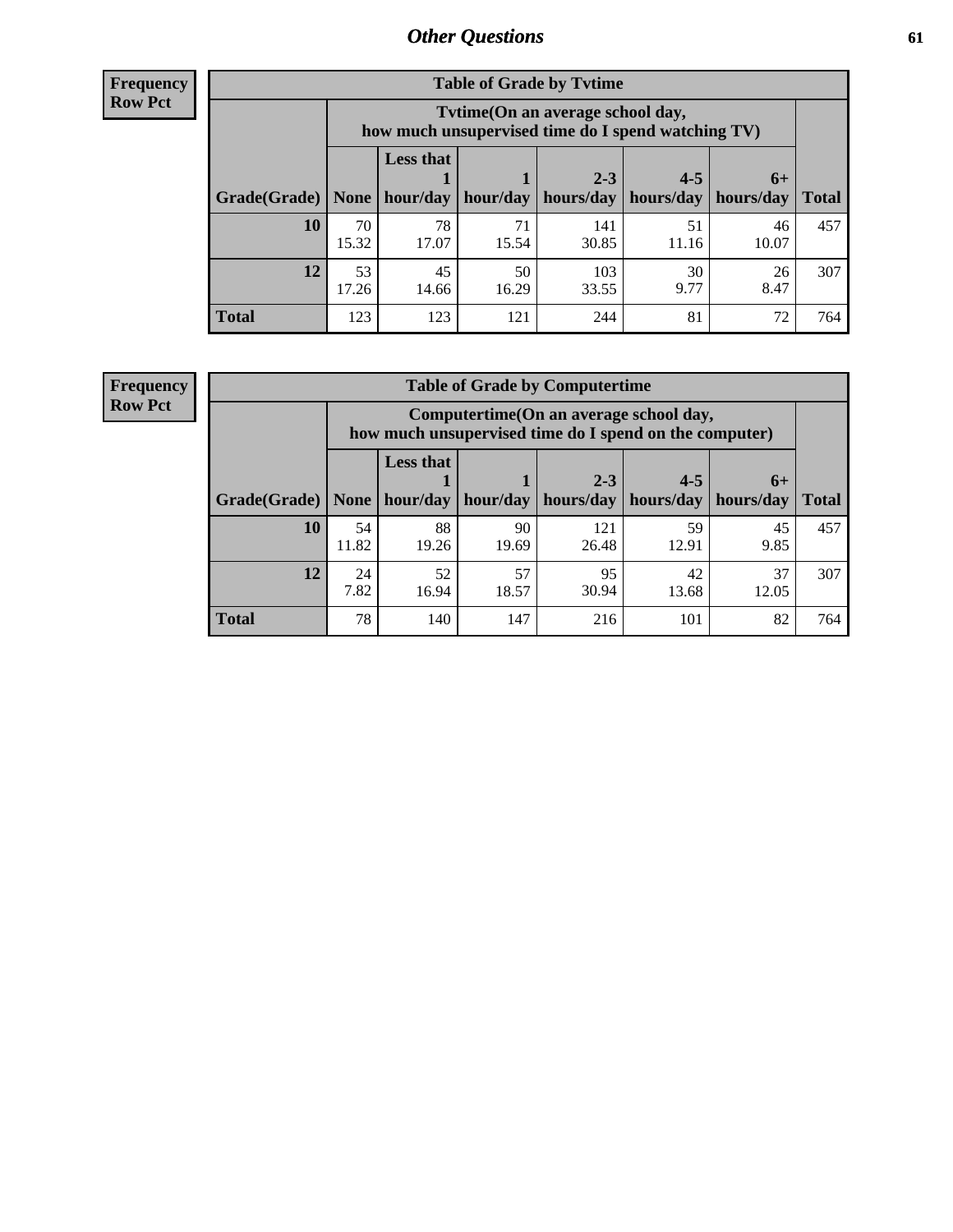## Other Questions

**Frequency Row Pct**

| Table of Grade by Tvtime | | | | | | | |
|---|---|---|---|---|---|---|---|
| | Tvtime(On an average school day, how much unsupervised time do I spend watching TV) | | | | | | |
| Grade(Grade) | None | Less that 1 hour/day | 1 hour/day | 2-3 hours/day | 4-5 hours/day | 6+ hours/day | Total |
| **10** | 70<br>15.32 | 78<br>17.07 | 71<br>15.54 | 141<br>30.85 | 51<br>11.16 | 46<br>10.07 | 457 |
| **12** | 53<br>17.26 | 45<br>14.66 | 50<br>16.29 | 103<br>33.55 | 30<br>9.77 | 26<br>8.47 | 307 |
| **Total** | 123 | 123 | 121 | 244 | 81 | 72 | 764 |

**Frequency Row Pct**

| Table of Grade by Computertime | | | | | | | |
|---|---|---|---|---|---|---|---|
| | Computertime(On an average school day, how much unsupervised time do I spend on the computer) | | | | | | |
| Grade(Grade) | None | Less that 1 hour/day | 1 hour/day | 2-3 hours/day | 4-5 hours/day | 6+ hours/day | Total |
| **10** | 54<br>11.82 | 88<br>19.26 | 90<br>19.69 | 121<br>26.48 | 59<br>12.91 | 45<br>9.85 | 457 |
| **12** | 24<br>7.82 | 52<br>16.94 | 57<br>18.57 | 95<br>30.94 | 42<br>13.68 | 37<br>12.05 | 307 |
| **Total** | 78 | 140 | 147 | 216 | 101 | 82 | 764 |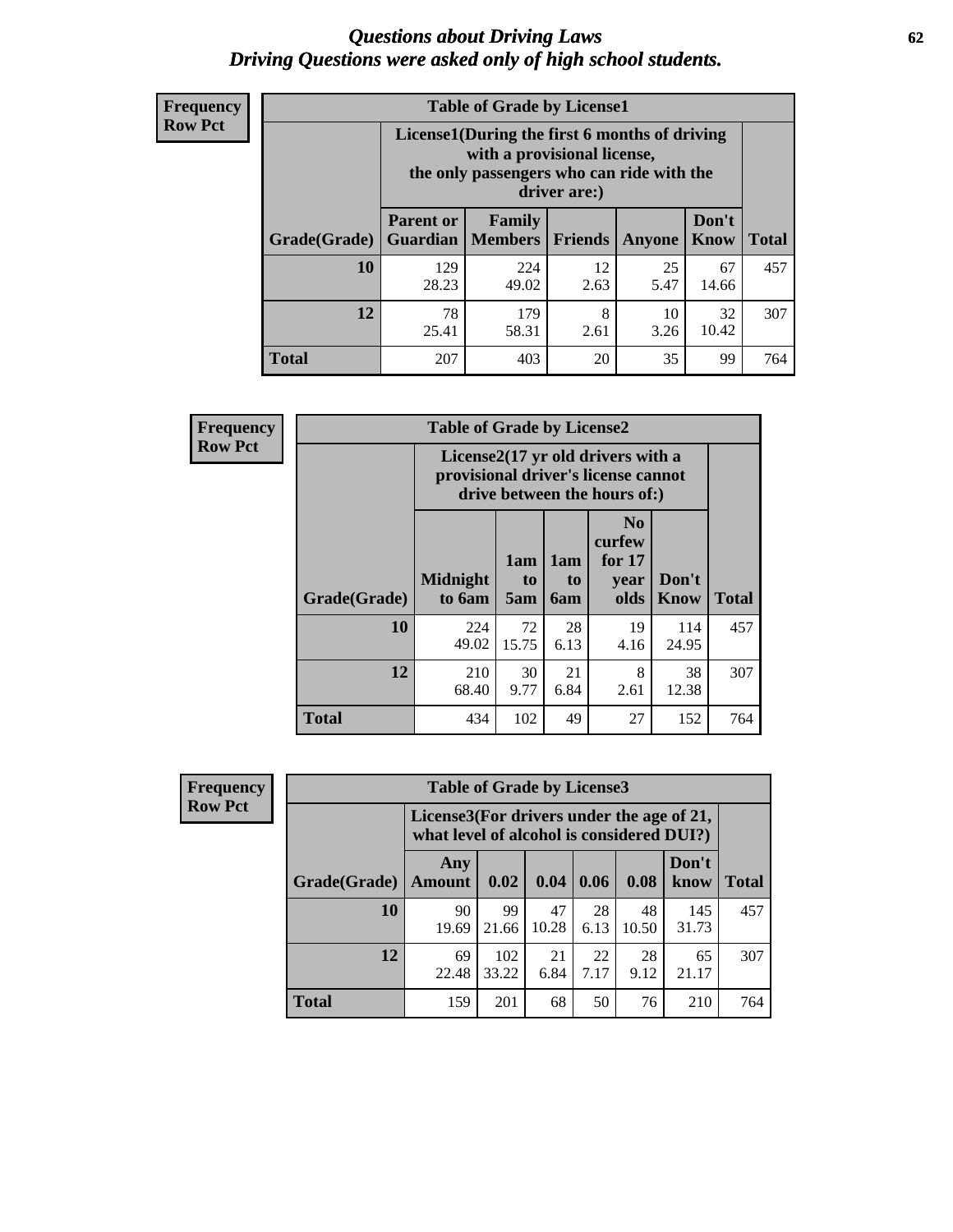# *Questions about Driving Laws*
# *Driving Questions were asked only of high school students.*

**Frequency**
**Row Pct**

**Table of Grade by License1**

| Grade(Grade) | License1(During the first 6 months of driving with a provisional license, the only passengers who can ride with the driver are:) | | | | | Total |
|---|---|---|---|---|---|---|
| | Parent or Guardian | Family Members | Friends | Anyone | Don't Know | |
| 10 | 129<br>28.23 | 224<br>49.02 | 12<br>2.63 | 25<br>5.47 | 67<br>14.66 | 457 |
| 12 | 78<br>25.41 | 179<br>58.31 | 8<br>2.61 | 10<br>3.26 | 32<br>10.42 | 307 |
| Total | 207 | 403 | 20 | 35 | 99 | 764 |

**Frequency**
**Row Pct**

**Table of Grade by License2**

| Grade(Grade) | License2(17 yr old drivers with a provisional driver's license cannot drive between the hours of:) | | | | | Total |
|---|---|---|---|---|---|---|
| | Midnight to 6am | 1am to 5am | 1am to 6am | No curfew for 17 year olds | Don't Know | |
| 10 | 224<br>49.02 | 72<br>15.75 | 28<br>6.13 | 19<br>4.16 | 114<br>24.95 | 457 |
| 12 | 210<br>68.40 | 30<br>9.77 | 21<br>6.84 | 8<br>2.61 | 38<br>12.38 | 307 |
| Total | 434 | 102 | 49 | 27 | 152 | 764 |

**Frequency**
**Row Pct**

**Table of Grade by License3**

| Grade(Grade) | License3(For drivers under the age of 21, what level of alcohol is considered DUI?) | | | | | | Total |
|---|---|---|---|---|---|---|---|
| | Any Amount | 0.02 | 0.04 | 0.06 | 0.08 | Don't know | |
| 10 | 90<br>19.69 | 99<br>21.66 | 47<br>10.28 | 28<br>6.13 | 48<br>10.50 | 145<br>31.73 | 457 |
| 12 | 69<br>22.48 | 102<br>33.22 | 21<br>6.84 | 22<br>7.17 | 28<br>9.12 | 65<br>21.17 | 307 |
| Total | 159 | 201 | 68 | 50 | 76 | 210 | 764 |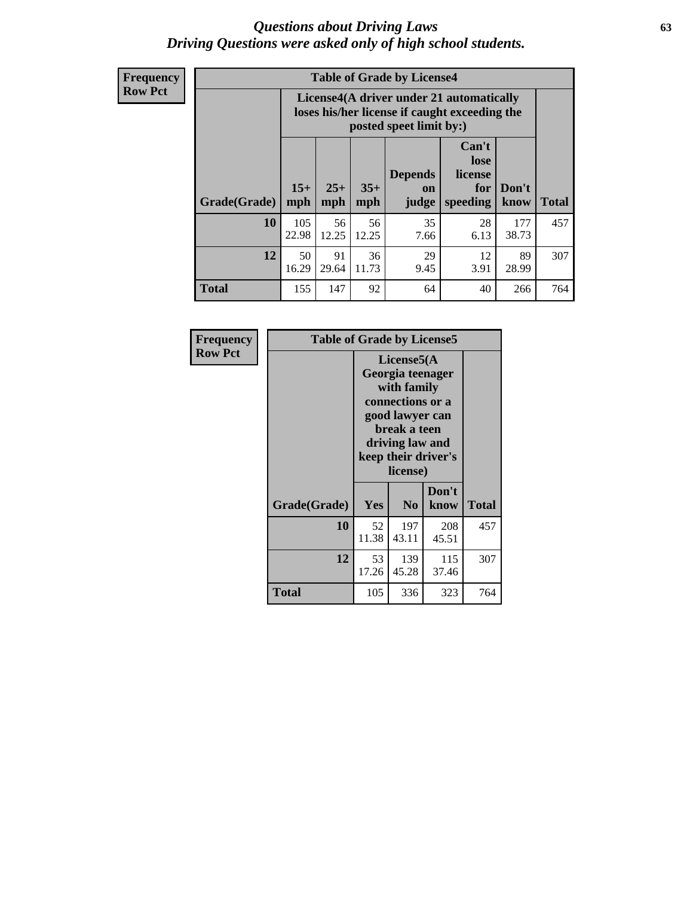# Questions about Driving Laws
## Driving Questions were asked only of high school students.

**Frequency**
**Row Pct**

**Table of Grade by License4**

| Grade(Grade) | License4(A driver under 21 automatically loses his/her license if caught exceeding the posted speet limit by:) | | | | | | Total |
|---|---|---|---|---|---|---|---|
| | 15+ mph | 25+ mph | 35+ mph | Depends on judge | Can't lose license for speeding | Don't know | |
| **10** | 105<br>22.98 | 56<br>12.25 | 56<br>12.25 | 35<br>7.66 | 28<br>6.13 | 177<br>38.73 | 457 |
| **12** | 50<br>16.29 | 91<br>29.64 | 36<br>11.73 | 29<br>9.45 | 12<br>3.91 | 89<br>28.99 | 307 |
| **Total** | 155 | 147 | 92 | 64 | 40 | 266 | 764 |

**Frequency**
**Row Pct**

**Table of Grade by License5**

| Grade(Grade) | License5(A Georgia teenager with family connections or a good lawyer can break a teen driving law and keep their driver's license) | | | Total |
|---|---|---|---|---|
| | Yes | No | Don't know | |
| **10** | 52<br>11.38 | 197<br>43.11 | 208<br>45.51 | 457 |
| **12** | 53<br>17.26 | 139<br>45.28 | 115<br>37.46 | 307 |
| **Total** | 105 | 336 | 323 | 764 |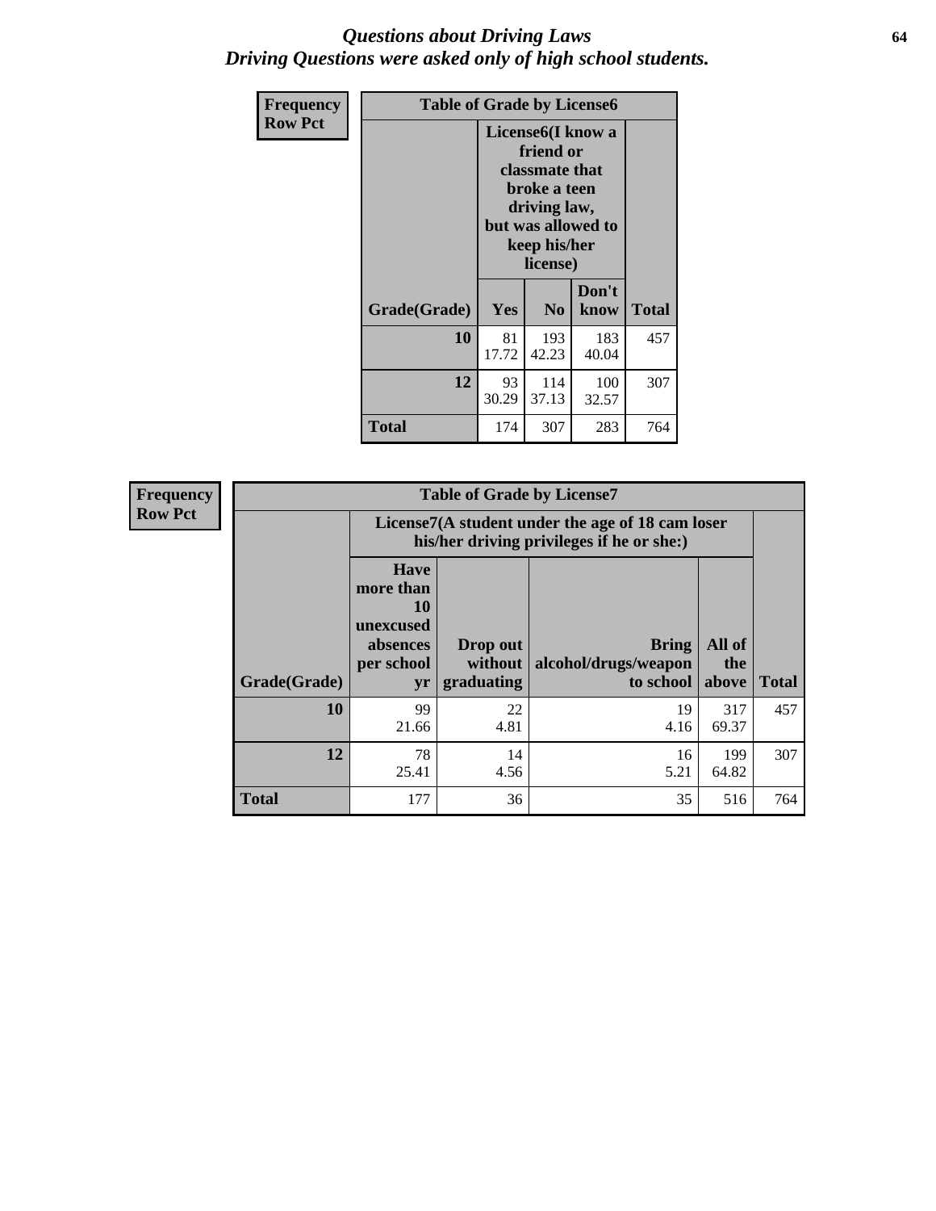# *Questions about Driving Laws*
## *Driving Questions were asked only of high school students.*

| Frequency<br>Row Pct | Table of Grade by License6 | | | |
|---|---|---|---|---|
| | License6(I know a friend or classmate that broke a teen driving law, but was allowed to keep his/her license) | | | |
| Grade(Grade) | Yes | No | Don't know | Total |
| 10 | 81<br>17.72 | 193<br>42.23 | 183<br>40.04 | 457 |
| 12 | 93<br>30.29 | 114<br>37.13 | 100<br>32.57 | 307 |
| Total | 174 | 307 | 283 | 764 |

| Frequency<br>Row Pct | Table of Grade by License7 | | | | |
|---|---|---|---|---|---|
| | License7(A student under the age of 18 cam loser his/her driving privileges if he or she:) | | | | |
| Grade(Grade) | Have more than 10 unexcused absences per school yr | Drop out without graduating | Bring alcohol/drugs/weapon to school | All of the above | Total |
| 10 | 99<br>21.66 | 22<br>4.81 | 19<br>4.16 | 317<br>69.37 | 457 |
| 12 | 78<br>25.41 | 14<br>4.56 | 16<br>5.21 | 199<br>64.82 | 307 |
| Total | 177 | 36 | 35 | 516 | 764 |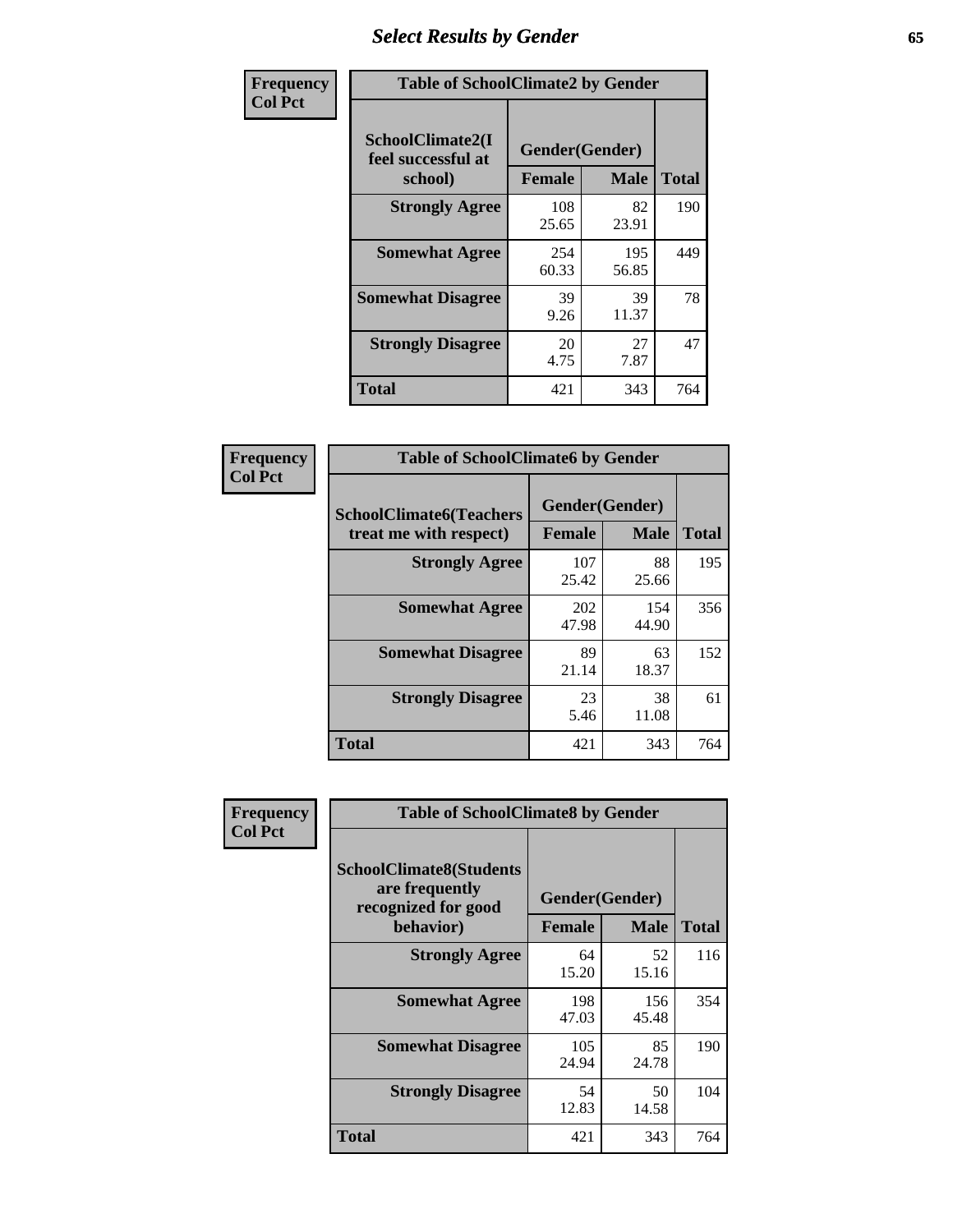# Select Results by Gender

**Frequency / Col Pct**

| Table of SchoolClimate2 by Gender | | | |
|---|---|---|---|
| SchoolClimate2(I feel successful at school) | Gender(Gender) | | |
| | Female | Male | Total |
| Strongly Agree | 108<br>25.65 | 82<br>23.91 | 190 |
| Somewhat Agree | 254<br>60.33 | 195<br>56.85 | 449 |
| Somewhat Disagree | 39<br>9.26 | 39<br>11.37 | 78 |
| Strongly Disagree | 20<br>4.75 | 27<br>7.87 | 47 |
| Total | 421 | 343 | 764 |

**Frequency / Col Pct**

| Table of SchoolClimate6 by Gender | | | |
|---|---|---|---|
| SchoolClimate6(Teachers treat me with respect) | Gender(Gender) | | |
| | Female | Male | Total |
| Strongly Agree | 107<br>25.42 | 88<br>25.66 | 195 |
| Somewhat Agree | 202<br>47.98 | 154<br>44.90 | 356 |
| Somewhat Disagree | 89<br>21.14 | 63<br>18.37 | 152 |
| Strongly Disagree | 23<br>5.46 | 38<br>11.08 | 61 |
| Total | 421 | 343 | 764 |

**Frequency / Col Pct**

| Table of SchoolClimate8 by Gender | | | |
|---|---|---|---|
| SchoolClimate8(Students are frequently recognized for good behavior) | Gender(Gender) | | |
| | Female | Male | Total |
| Strongly Agree | 64<br>15.20 | 52<br>15.16 | 116 |
| Somewhat Agree | 198<br>47.03 | 156<br>45.48 | 354 |
| Somewhat Disagree | 105<br>24.94 | 85<br>24.78 | 190 |
| Strongly Disagree | 54<br>12.83 | 50<br>14.58 | 104 |
| Total | 421 | 343 | 764 |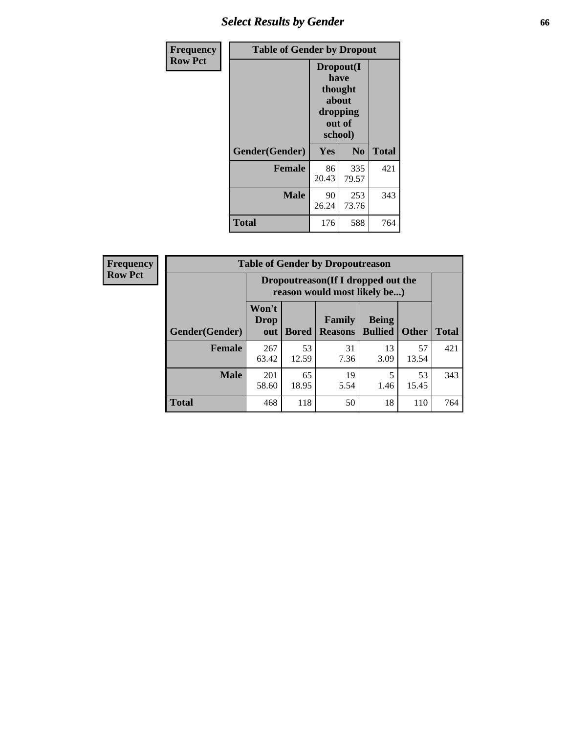| Frequency<br>Row Pct | Table of Gender by Dropout | | |
|---|---|---|---|
| | Dropout(I have thought about dropping out of school) | | |
| Gender(Gender) | Yes | No | Total |
| Female | 86<br>20.43 | 335<br>79.57 | 421 |
| Male | 90<br>26.24 | 253<br>73.76 | 343 |
| Total | 176 | 588 | 764 |

| Frequency<br>Row Pct | Table of Gender by Dropoutreason | | | | | |
|---|---|---|---|---|---|---|
| | Dropoutreason(If I dropped out the reason would most likely be...) | | | | | |
| Gender(Gender) | Won't Drop out | Bored | Family Reasons | Being Bullied | Other | Total |
| Female | 267<br>63.42 | 53<br>12.59 | 31<br>7.36 | 13<br>3.09 | 57<br>13.54 | 421 |
| Male | 201<br>58.60 | 65<br>18.95 | 19<br>5.54 | 5<br>1.46 | 53<br>15.45 | 343 |
| Total | 468 | 118 | 50 | 18 | 110 | 764 |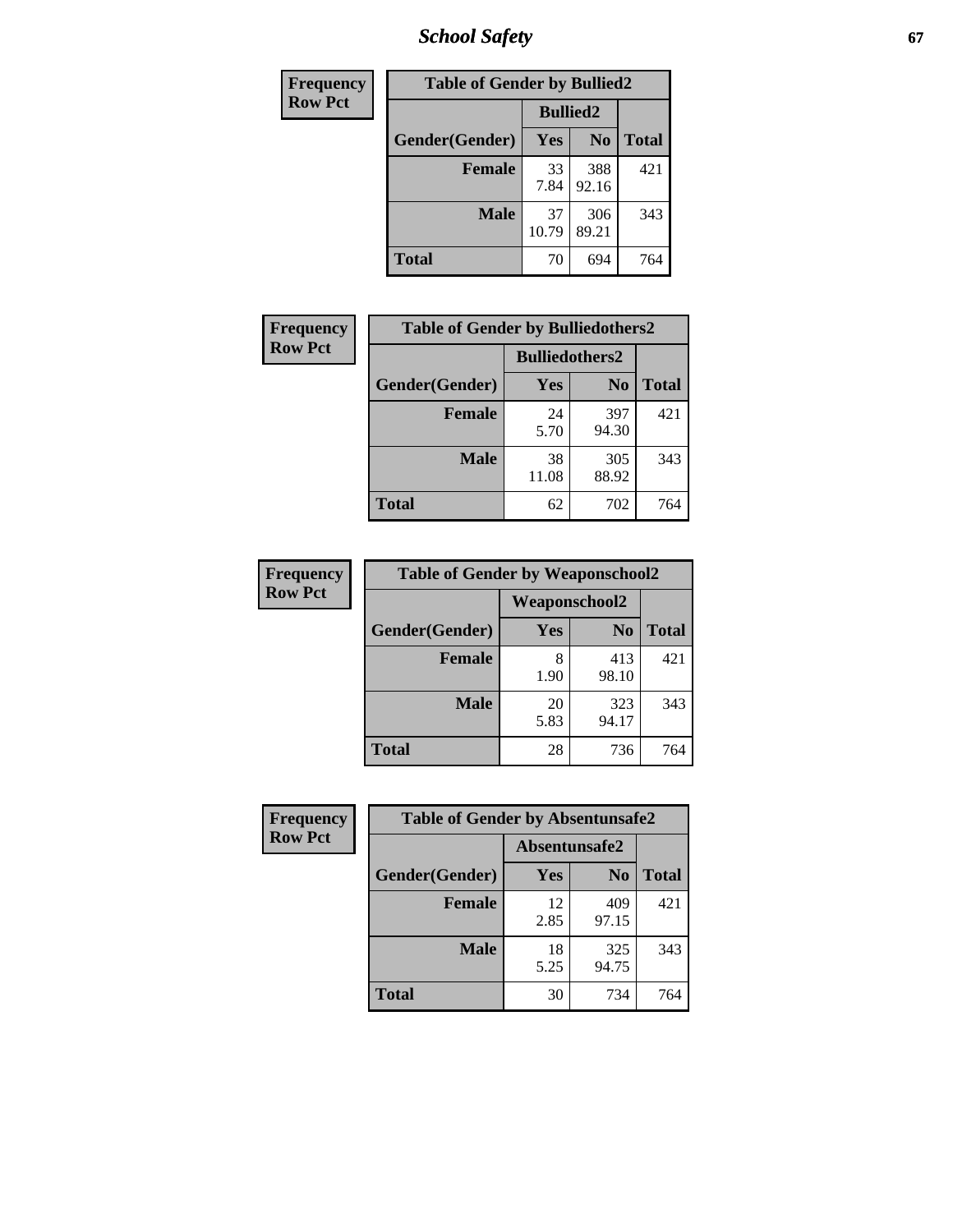| Frequency Row Pct |
|---|

| Table of Gender by Bullied2 | | | |
|---|---|---|---|
| | Bullied2 | | |
| Gender(Gender) | Yes | No | Total |
| Female | 33<br>7.84 | 388<br>92.16 | 421 |
| Male | 37<br>10.79 | 306<br>89.21 | 343 |
| Total | 70 | 694 | 764 |

| Frequency Row Pct |
|---|

| Table of Gender by Bulliedothers2 | | | |
|---|---|---|---|
| | Bulliedothers2 | | |
| Gender(Gender) | Yes | No | Total |
| Female | 24<br>5.70 | 397<br>94.30 | 421 |
| Male | 38<br>11.08 | 305<br>88.92 | 343 |
| Total | 62 | 702 | 764 |

| Frequency Row Pct |
|---|

| Table of Gender by Weaponschool2 | | | |
|---|---|---|---|
| | Weaponschool2 | | |
| Gender(Gender) | Yes | No | Total |
| Female | 8<br>1.90 | 413<br>98.10 | 421 |
| Male | 20<br>5.83 | 323<br>94.17 | 343 |
| Total | 28 | 736 | 764 |

| Frequency Row Pct |
|---|

| Table of Gender by Absentunsafe2 | | | |
|---|---|---|---|
| | Absentunsafe2 | | |
| Gender(Gender) | Yes | No | Total |
| Female | 12<br>2.85 | 409<br>97.15 | 421 |
| Male | 18<br>5.25 | 325<br>94.75 | 343 |
| Total | 30 | 734 | 764 |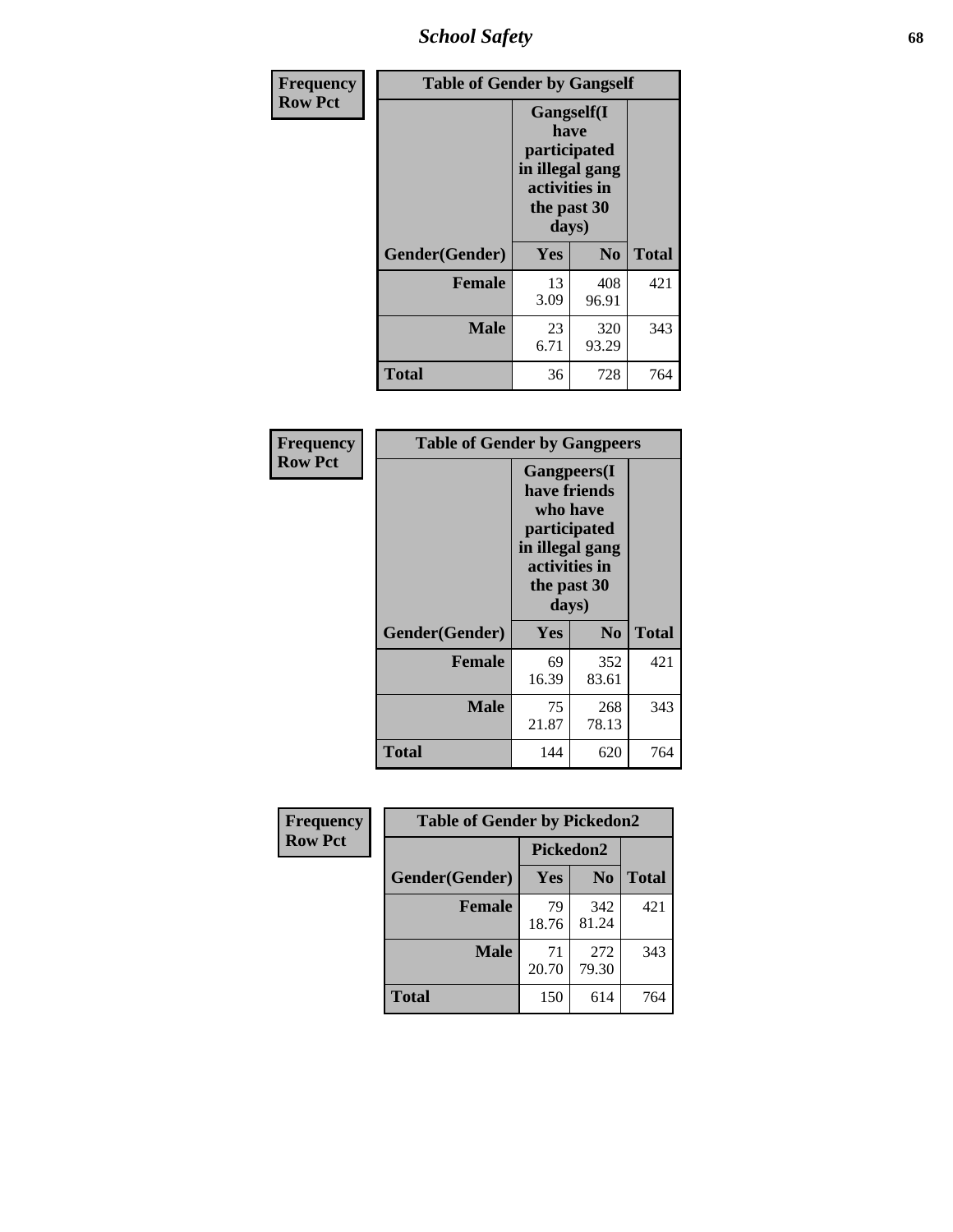| Frequency Row Pct | Table of Gender by Gangself | | |
|---|---|---|---|
| | Gangself(I have participated in illegal gang activities in the past 30 days) | | |
| Gender(Gender) | Yes | No | Total |
| Female | 13<br>3.09 | 408<br>96.91 | 421 |
| Male | 23<br>6.71 | 320<br>93.29 | 343 |
| Total | 36 | 728 | 764 |

| Frequency Row Pct | Table of Gender by Gangpeers | | |
|---|---|---|---|
| | Gangpeers(I have friends who have participated in illegal gang activities in the past 30 days) | | |
| Gender(Gender) | Yes | No | Total |
| Female | 69<br>16.39 | 352<br>83.61 | 421 |
| Male | 75<br>21.87 | 268<br>78.13 | 343 |
| Total | 144 | 620 | 764 |

| Frequency Row Pct | Table of Gender by Pickedon2 | | |
|---|---|---|---|
| | Pickedon2 | | |
| Gender(Gender) | Yes | No | Total |
| Female | 79<br>18.76 | 342<br>81.24 | 421 |
| Male | 71<br>20.70 | 272<br>79.30 | 343 |
| Total | 150 | 614 | 764 |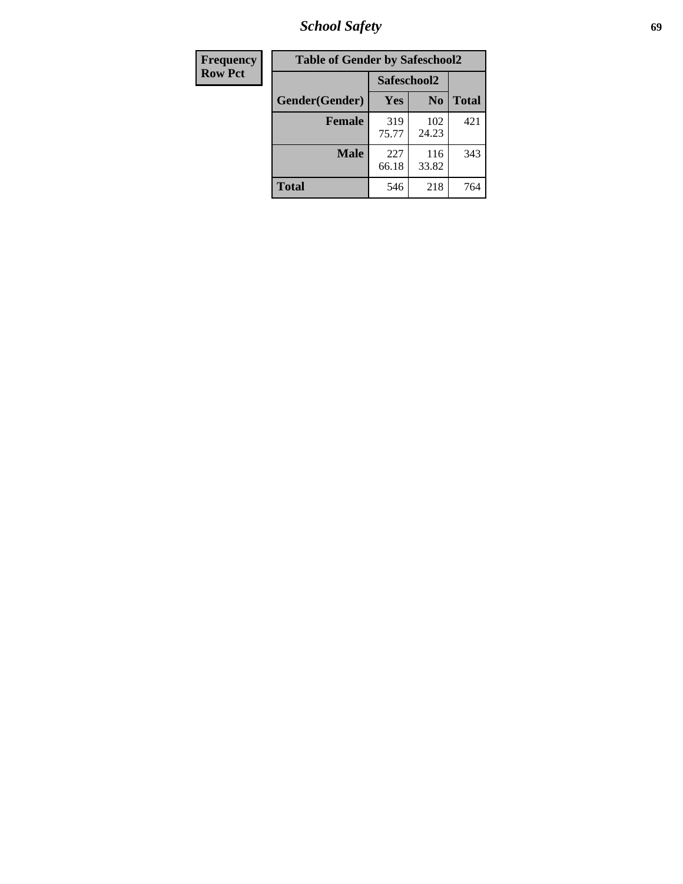| Frequency Row Pct | Table of Gender by Safeschool2 | | |
|---|---|---|---|
| | Safeschool2 | | |
| Gender(Gender) | Yes | No | Total |
| Female | 319 75.77 | 102 24.23 | 421 |
| Male | 227 66.18 | 116 33.82 | 343 |
| Total | 546 | 218 | 764 |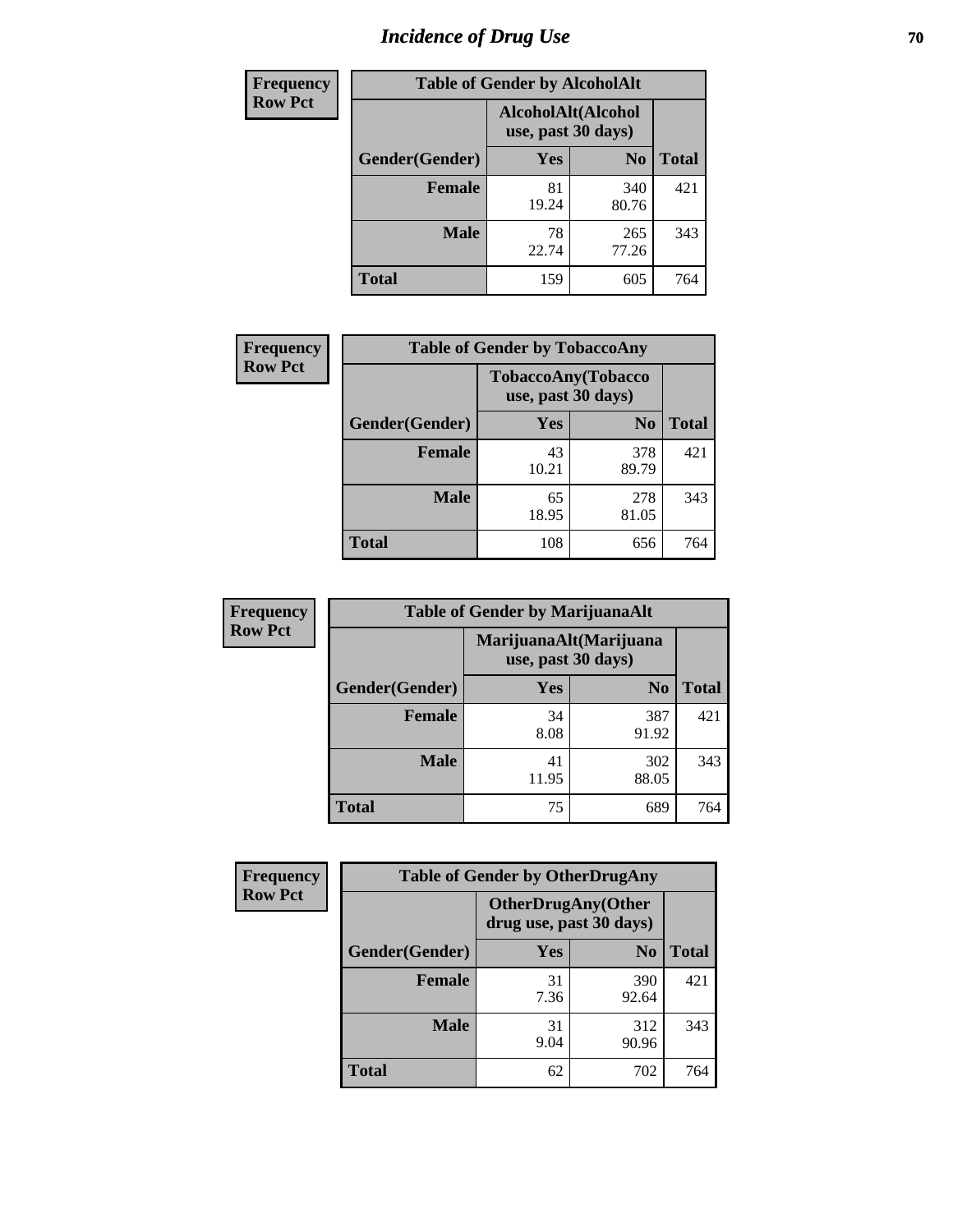# Incidence of Drug Use

**Frequency**
**Row Pct**

| Table of Gender by AlcoholAlt | | | |
|---|---|---|---|
| | AlcoholAlt(Alcohol use, past 30 days) | | |
| Gender(Gender) | Yes | No | Total |
| Female | 81<br>19.24 | 340<br>80.76 | 421 |
| Male | 78<br>22.74 | 265<br>77.26 | 343 |
| Total | 159 | 605 | 764 |

**Frequency**
**Row Pct**

| Table of Gender by TobaccoAny | | | |
|---|---|---|---|
| | TobaccoAny(Tobacco use, past 30 days) | | |
| Gender(Gender) | Yes | No | Total |
| Female | 43<br>10.21 | 378<br>89.79 | 421 |
| Male | 65<br>18.95 | 278<br>81.05 | 343 |
| Total | 108 | 656 | 764 |

**Frequency**
**Row Pct**

| Table of Gender by MarijuanaAlt | | | |
|---|---|---|---|
| | MarijuanaAlt(Marijuana use, past 30 days) | | |
| Gender(Gender) | Yes | No | Total |
| Female | 34<br>8.08 | 387<br>91.92 | 421 |
| Male | 41<br>11.95 | 302<br>88.05 | 343 |
| Total | 75 | 689 | 764 |

**Frequency**
**Row Pct**

| Table of Gender by OtherDrugAny | | | |
|---|---|---|---|
| | OtherDrugAny(Other drug use, past 30 days) | | |
| Gender(Gender) | Yes | No | Total |
| Female | 31<br>7.36 | 390<br>92.64 | 421 |
| Male | 31<br>9.04 | 312<br>90.96 | 343 |
| Total | 62 | 702 | 764 |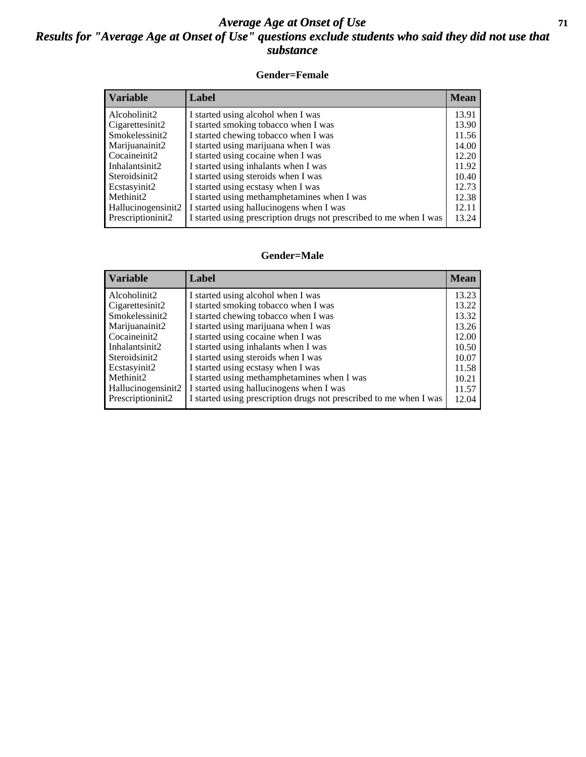# Average Age at Onset of Use

## Results for "Average Age at Onset of Use" questions exclude students who said they did not use that substance

### Gender=Female

| Variable | Label | Mean |
|---|---|---|
| Alcoholinit2 | I started using alcohol when I was | 13.91 |
| Cigarettesinit2 | I started smoking tobacco when I was | 13.90 |
| Smokelessinit2 | I started chewing tobacco when I was | 11.56 |
| Marijuanainit2 | I started using marijuana when I was | 14.00 |
| Cocaineinit2 | I started using cocaine when I was | 12.20 |
| Inhalantsinit2 | I started using inhalants when I was | 11.92 |
| Steroidsinit2 | I started using steroids when I was | 10.40 |
| Ecstasyinit2 | I started using ecstasy when I was | 12.73 |
| Methinit2 | I started using methamphetamines when I was | 12.38 |
| Hallucinogensinit2 | I started using hallucinogens when I was | 12.11 |
| Prescriptioninit2 | I started using prescription drugs not prescribed to me when I was | 13.24 |

### Gender=Male

| Variable | Label | Mean |
|---|---|---|
| Alcoholinit2 | I started using alcohol when I was | 13.23 |
| Cigarettesinit2 | I started smoking tobacco when I was | 13.22 |
| Smokelessinit2 | I started chewing tobacco when I was | 13.32 |
| Marijuanainit2 | I started using marijuana when I was | 13.26 |
| Cocaineinit2 | I started using cocaine when I was | 12.00 |
| Inhalantsinit2 | I started using inhalants when I was | 10.50 |
| Steroidsinit2 | I started using steroids when I was | 10.07 |
| Ecstasyinit2 | I started using ecstasy when I was | 11.58 |
| Methinit2 | I started using methamphetamines when I was | 10.21 |
| Hallucinogensinit2 | I started using hallucinogens when I was | 11.57 |
| Prescriptioninit2 | I started using prescription drugs not prescribed to me when I was | 12.04 |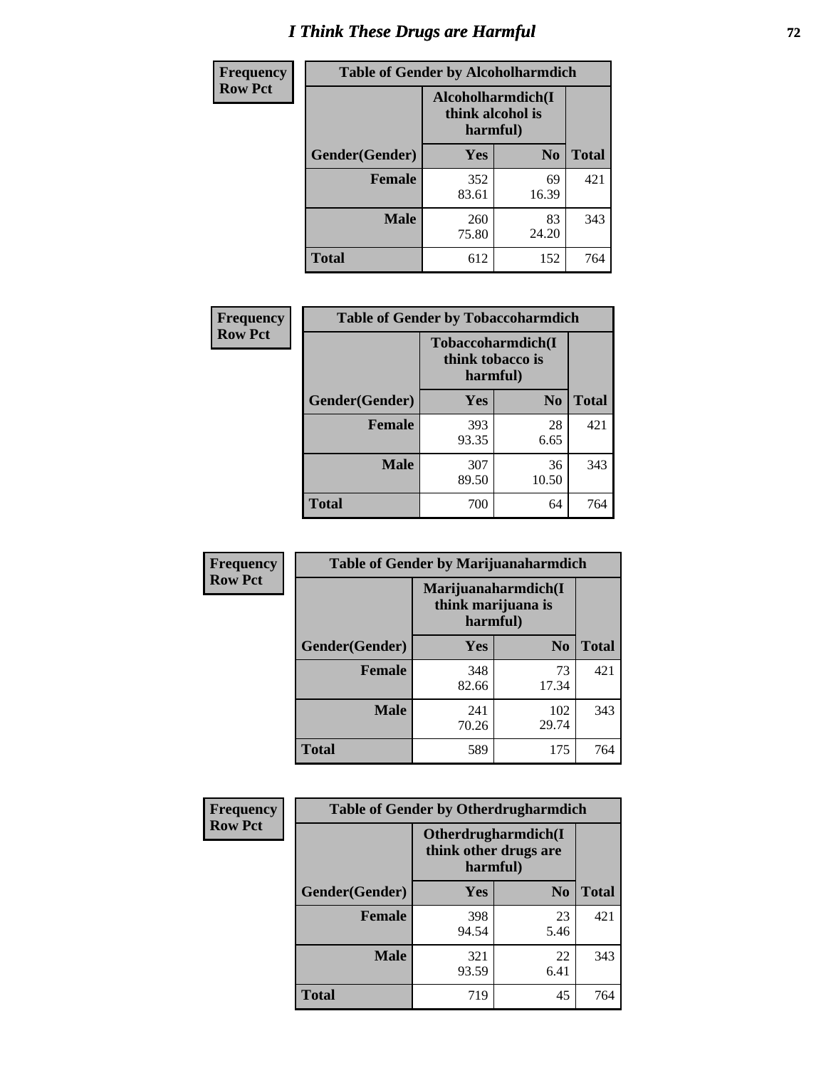# I Think These Drugs are Harmful

| Frequency Row Pct | Table of Gender by Alcoholharmdich | | |
|---|---|---|---|
| | Alcoholharmdich(I think alcohol is harmful) | | |
| Gender(Gender) | Yes | No | Total |
| Female | 352<br>83.61 | 69<br>16.39 | 421 |
| Male | 260<br>75.80 | 83<br>24.20 | 343 |
| Total | 612 | 152 | 764 |

| Frequency Row Pct | Table of Gender by Tobaccoharmdich | | |
|---|---|---|---|
| | Tobaccoharmdich(I think tobacco is harmful) | | |
| Gender(Gender) | Yes | No | Total |
| Female | 393<br>93.35 | 28<br>6.65 | 421 |
| Male | 307<br>89.50 | 36<br>10.50 | 343 |
| Total | 700 | 64 | 764 |

| Frequency Row Pct | Table of Gender by Marijuanaharmdich | | |
|---|---|---|---|
| | Marijuanaharmdich(I think marijuana is harmful) | | |
| Gender(Gender) | Yes | No | Total |
| Female | 348<br>82.66 | 73<br>17.34 | 421 |
| Male | 241<br>70.26 | 102<br>29.74 | 343 |
| Total | 589 | 175 | 764 |

| Frequency Row Pct | Table of Gender by Otherdrugharmdich | | |
|---|---|---|---|
| | Otherdrugharmdich(I think other drugs are harmful) | | |
| Gender(Gender) | Yes | No | Total |
| Female | 398<br>94.54 | 23<br>5.46 | 421 |
| Male | 321<br>93.59 | 22<br>6.41 | 343 |
| Total | 719 | 45 | 764 |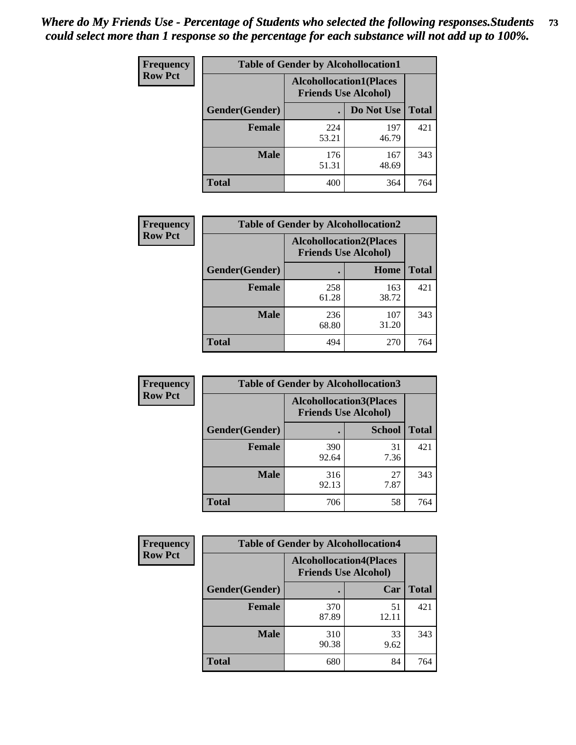*Where do My Friends Use - Percentage of Students who selected the following responses.Students could select more than 1 response so the percentage for each substance will not add up to 100%.*

**Frequency Row Pct**

| Table of Gender by Alcohollocation1 | | | |
|---|---|---|---|
| | Alcohollocation1(Places Friends Use Alcohol) | | |
| Gender(Gender) | . | Do Not Use | Total |
| Female | 224<br>53.21 | 197<br>46.79 | 421 |
| Male | 176<br>51.31 | 167<br>48.69 | 343 |
| Total | 400 | 364 | 764 |

**Frequency Row Pct**

| Table of Gender by Alcohollocation2 | | | |
|---|---|---|---|
| | Alcohollocation2(Places Friends Use Alcohol) | | |
| Gender(Gender) | . | Home | Total |
| Female | 258<br>61.28 | 163<br>38.72 | 421 |
| Male | 236<br>68.80 | 107<br>31.20 | 343 |
| Total | 494 | 270 | 764 |

**Frequency Row Pct**

| Table of Gender by Alcohollocation3 | | | |
|---|---|---|---|
| | Alcohollocation3(Places Friends Use Alcohol) | | |
| Gender(Gender) | . | School | Total |
| Female | 390<br>92.64 | 31<br>7.36 | 421 |
| Male | 316<br>92.13 | 27<br>7.87 | 343 |
| Total | 706 | 58 | 764 |

**Frequency Row Pct**

| Table of Gender by Alcohollocation4 | | | |
|---|---|---|---|
| | Alcohollocation4(Places Friends Use Alcohol) | | |
| Gender(Gender) | . | Car | Total |
| Female | 370<br>87.89 | 51<br>12.11 | 421 |
| Male | 310<br>90.38 | 33<br>9.62 | 343 |
| Total | 680 | 84 | 764 |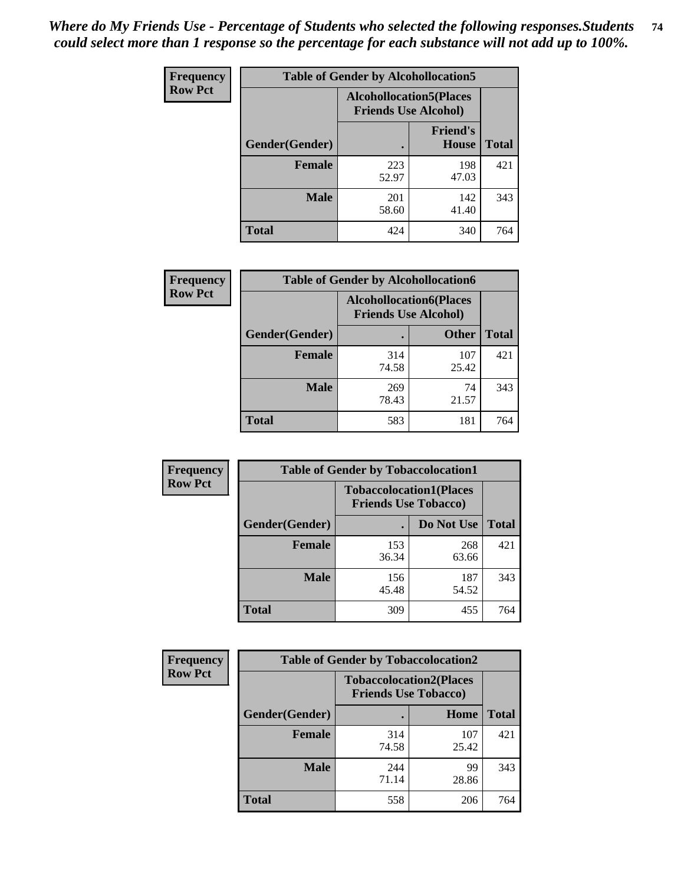*Where do My Friends Use - Percentage of Students who selected the following responses.Students could select more than 1 response so the percentage for each substance will not add up to 100%.*

**Frequency Row Pct**

| Table of Gender by Alcohollocation5 | | | |
|---|---|---|---|
| | Alcohollocation5(Places Friends Use Alcohol) | | |
| Gender(Gender) | . | Friend's House | Total |
| **Female** | 223<br>52.97 | 198<br>47.03 | 421 |
| **Male** | 201<br>58.60 | 142<br>41.40 | 343 |
| **Total** | 424 | 340 | 764 |

**Frequency Row Pct**

| Table of Gender by Alcohollocation6 | | | |
|---|---|---|---|
| | Alcohollocation6(Places Friends Use Alcohol) | | |
| Gender(Gender) | . | Other | Total |
| **Female** | 314<br>74.58 | 107<br>25.42 | 421 |
| **Male** | 269<br>78.43 | 74<br>21.57 | 343 |
| **Total** | 583 | 181 | 764 |

**Frequency Row Pct**

| Table of Gender by Tobaccolocation1 | | | |
|---|---|---|---|
| | Tobaccolocation1(Places Friends Use Tobacco) | | |
| Gender(Gender) | . | Do Not Use | Total |
| **Female** | 153<br>36.34 | 268<br>63.66 | 421 |
| **Male** | 156<br>45.48 | 187<br>54.52 | 343 |
| **Total** | 309 | 455 | 764 |

**Frequency Row Pct**

| Table of Gender by Tobaccolocation2 | | | |
|---|---|---|---|
| | Tobaccolocation2(Places Friends Use Tobacco) | | |
| Gender(Gender) | . | Home | Total |
| **Female** | 314<br>74.58 | 107<br>25.42 | 421 |
| **Male** | 244<br>71.14 | 99<br>28.86 | 343 |
| **Total** | 558 | 206 | 764 |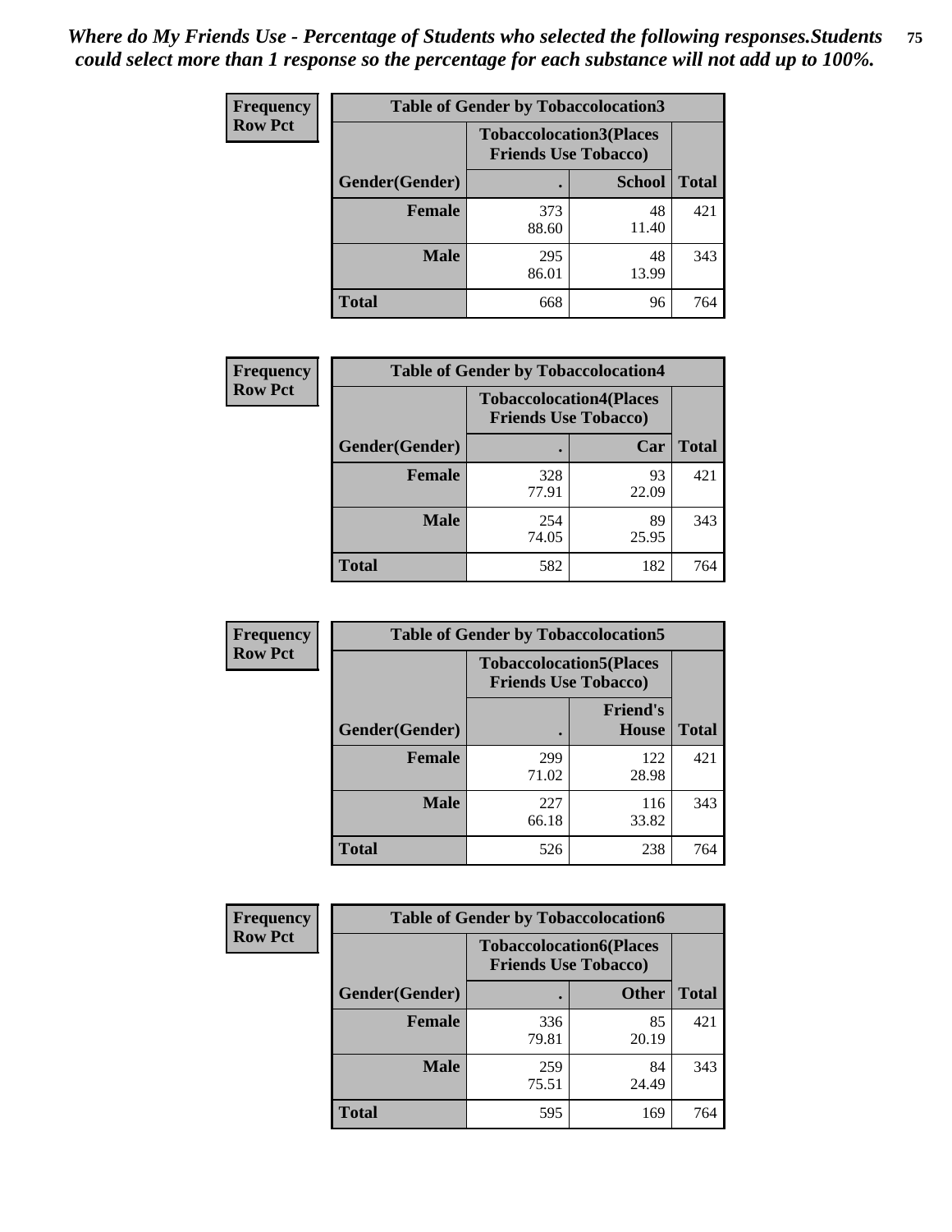*Where do My Friends Use - Percentage of Students who selected the following responses.Students could select more than 1 response so the percentage for each substance will not add up to 100%.*

**Frequency**
**Row Pct**

| Table of Gender by Tobaccolocation3 | | | |
|---|---|---|---|
| | Tobaccolocation3(Places Friends Use Tobacco) | | |
| Gender(Gender) | . | School | Total |
| Female | 373<br>88.60 | 48<br>11.40 | 421 |
| Male | 295<br>86.01 | 48<br>13.99 | 343 |
| Total | 668 | 96 | 764 |

**Frequency**
**Row Pct**

| Table of Gender by Tobaccolocation4 | | | |
|---|---|---|---|
| | Tobaccolocation4(Places Friends Use Tobacco) | | |
| Gender(Gender) | . | Car | Total |
| Female | 328<br>77.91 | 93<br>22.09 | 421 |
| Male | 254<br>74.05 | 89<br>25.95 | 343 |
| Total | 582 | 182 | 764 |

**Frequency**
**Row Pct**

| Table of Gender by Tobaccolocation5 | | | |
|---|---|---|---|
| | Tobaccolocation5(Places Friends Use Tobacco) | | |
| Gender(Gender) | . | Friend's House | Total |
| Female | 299<br>71.02 | 122<br>28.98 | 421 |
| Male | 227<br>66.18 | 116<br>33.82 | 343 |
| Total | 526 | 238 | 764 |

**Frequency**
**Row Pct**

| Table of Gender by Tobaccolocation6 | | | |
|---|---|---|---|
| | Tobaccolocation6(Places Friends Use Tobacco) | | |
| Gender(Gender) | . | Other | Total |
| Female | 336<br>79.81 | 85<br>20.19 | 421 |
| Male | 259<br>75.51 | 84<br>24.49 | 343 |
| Total | 595 | 169 | 764 |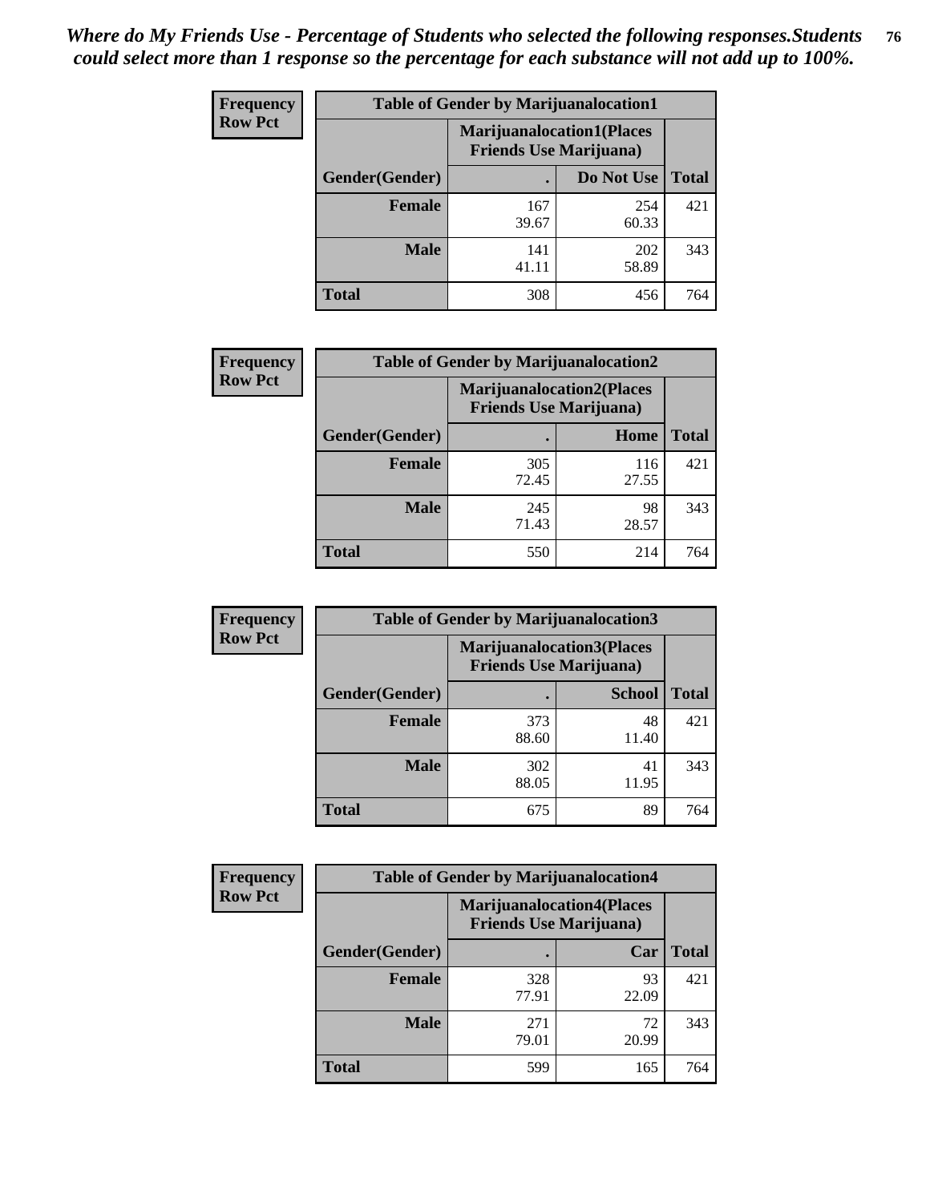*Where do My Friends Use - Percentage of Students who selected the following responses.Students could select more than 1 response so the percentage for each substance will not add up to 100%.*

**Frequency**
**Row Pct**

| Table of Gender by Marijuanalocation1 | | | |
|---|---|---|---|
| | Marijuanalocation1(Places Friends Use Marijuana) | | |
| Gender(Gender) | . | Do Not Use | Total |
| **Female** | 167<br>39.67 | 254<br>60.33 | 421 |
| **Male** | 141<br>41.11 | 202<br>58.89 | 343 |
| **Total** | 308 | 456 | 764 |

**Frequency**
**Row Pct**

| Table of Gender by Marijuanalocation2 | | | |
|---|---|---|---|
| | Marijuanalocation2(Places Friends Use Marijuana) | | |
| Gender(Gender) | . | Home | Total |
| **Female** | 305<br>72.45 | 116<br>27.55 | 421 |
| **Male** | 245<br>71.43 | 98<br>28.57 | 343 |
| **Total** | 550 | 214 | 764 |

**Frequency**
**Row Pct**

| Table of Gender by Marijuanalocation3 | | | |
|---|---|---|---|
| | Marijuanalocation3(Places Friends Use Marijuana) | | |
| Gender(Gender) | . | School | Total |
| **Female** | 373<br>88.60 | 48<br>11.40 | 421 |
| **Male** | 302<br>88.05 | 41<br>11.95 | 343 |
| **Total** | 675 | 89 | 764 |

**Frequency**
**Row Pct**

| Table of Gender by Marijuanalocation4 | | | |
|---|---|---|---|
| | Marijuanalocation4(Places Friends Use Marijuana) | | |
| Gender(Gender) | . | Car | Total |
| **Female** | 328<br>77.91 | 93<br>22.09 | 421 |
| **Male** | 271<br>79.01 | 72<br>20.99 | 343 |
| **Total** | 599 | 165 | 764 |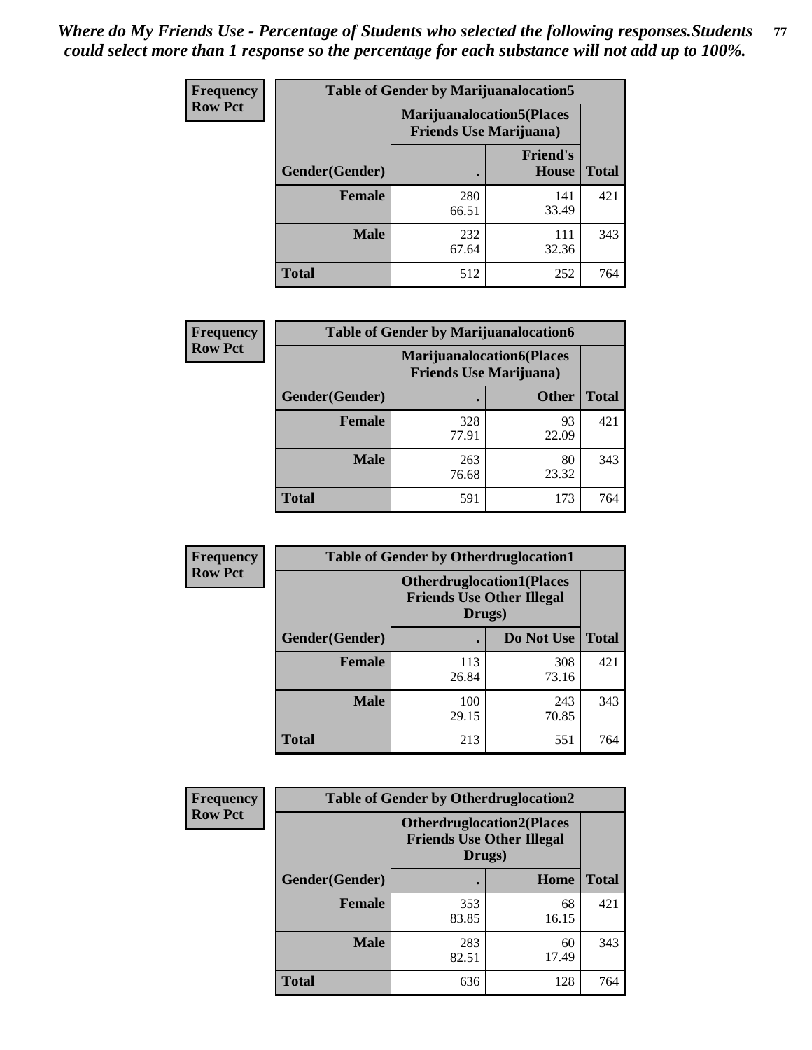*Where do My Friends Use - Percentage of Students who selected the following responses.Students could select more than 1 response so the percentage for each substance will not add up to 100%.*

**Frequency**
**Row Pct**

| Table of Gender by Marijuanalocation5 | | | |
|---|---|---|---|
| | Marijuanalocation5(Places Friends Use Marijuana) | | |
| Gender(Gender) | . | Friend's House | Total |
| **Female** | 280<br>66.51 | 141<br>33.49 | 421 |
| **Male** | 232<br>67.64 | 111<br>32.36 | 343 |
| **Total** | 512 | 252 | 764 |

**Frequency**
**Row Pct**

| Table of Gender by Marijuanalocation6 | | | |
|---|---|---|---|
| | Marijuanalocation6(Places Friends Use Marijuana) | | |
| Gender(Gender) | . | Other | Total |
| **Female** | 328<br>77.91 | 93<br>22.09 | 421 |
| **Male** | 263<br>76.68 | 80<br>23.32 | 343 |
| **Total** | 591 | 173 | 764 |

**Frequency**
**Row Pct**

| Table of Gender by Otherdruglocation1 | | | |
|---|---|---|---|
| | Otherdruglocation1(Places Friends Use Other Illegal Drugs) | | |
| Gender(Gender) | . | Do Not Use | Total |
| **Female** | 113<br>26.84 | 308<br>73.16 | 421 |
| **Male** | 100<br>29.15 | 243<br>70.85 | 343 |
| **Total** | 213 | 551 | 764 |

**Frequency**
**Row Pct**

| Table of Gender by Otherdruglocation2 | | | |
|---|---|---|---|
| | Otherdruglocation2(Places Friends Use Other Illegal Drugs) | | |
| Gender(Gender) | . | Home | Total |
| **Female** | 353<br>83.85 | 68<br>16.15 | 421 |
| **Male** | 283<br>82.51 | 60<br>17.49 | 343 |
| **Total** | 636 | 128 | 764 |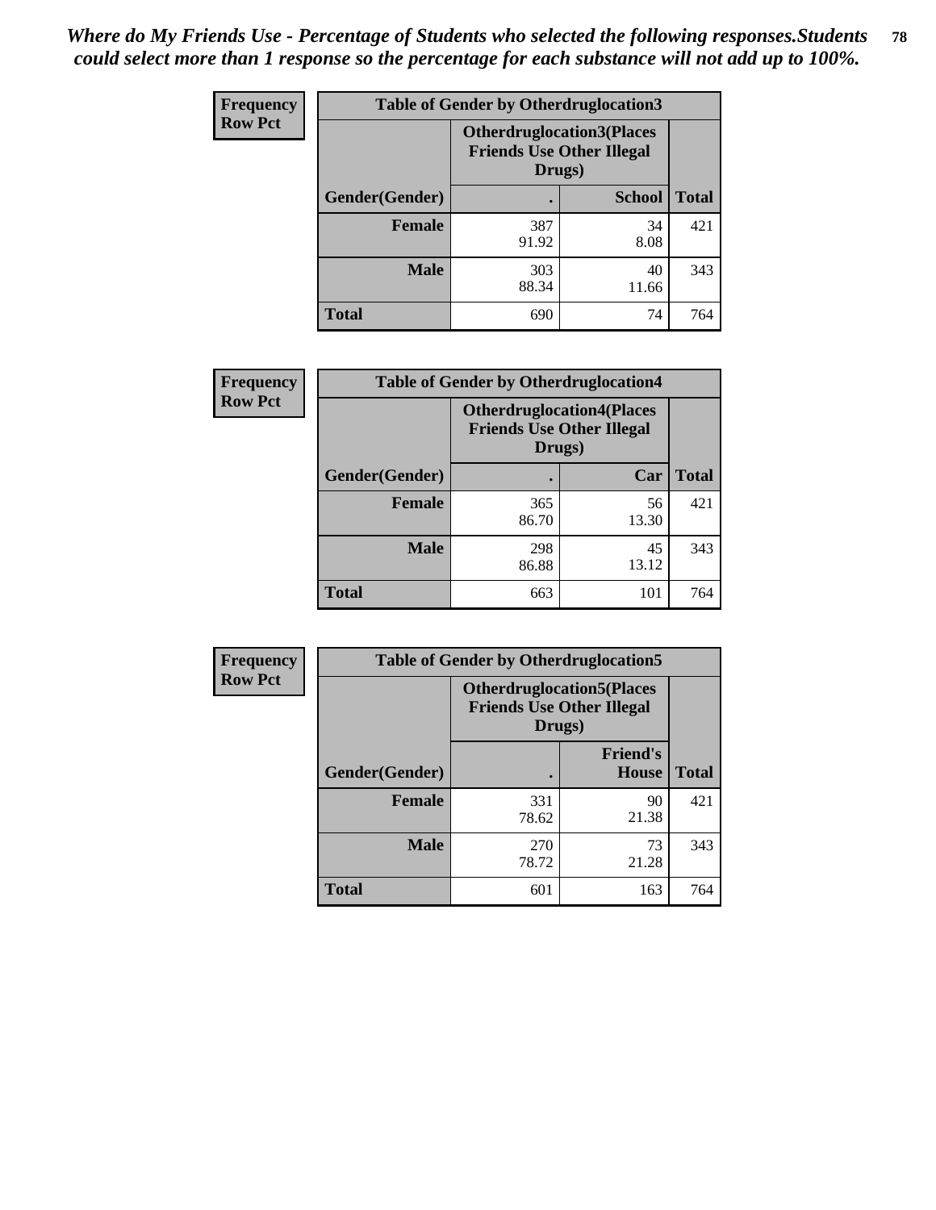*Where do My Friends Use - Percentage of Students who selected the following responses.Students could select more than 1 response so the percentage for each substance will not add up to 100%.*

**Frequency**
**Row Pct**

| Table of Gender by Otherdruglocation3 | | | |
|---|---|---|---|
| | Otherdruglocation3(Places Friends Use Other Illegal Drugs) | | |
| Gender(Gender) | . | School | Total |
| Female | 387<br>91.92 | 34<br>8.08 | 421 |
| Male | 303<br>88.34 | 40<br>11.66 | 343 |
| Total | 690 | 74 | 764 |

**Frequency**
**Row Pct**

| Table of Gender by Otherdruglocation4 | | | |
|---|---|---|---|
| | Otherdruglocation4(Places Friends Use Other Illegal Drugs) | | |
| Gender(Gender) | . | Car | Total |
| Female | 365<br>86.70 | 56<br>13.30 | 421 |
| Male | 298<br>86.88 | 45<br>13.12 | 343 |
| Total | 663 | 101 | 764 |

**Frequency**
**Row Pct**

| Table of Gender by Otherdruglocation5 | | | |
|---|---|---|---|
| | Otherdruglocation5(Places Friends Use Other Illegal Drugs) | | |
| Gender(Gender) | . | Friend's House | Total |
| Female | 331<br>78.62 | 90<br>21.38 | 421 |
| Male | 270<br>78.72 | 73<br>21.28 | 343 |
| Total | 601 | 163 | 764 |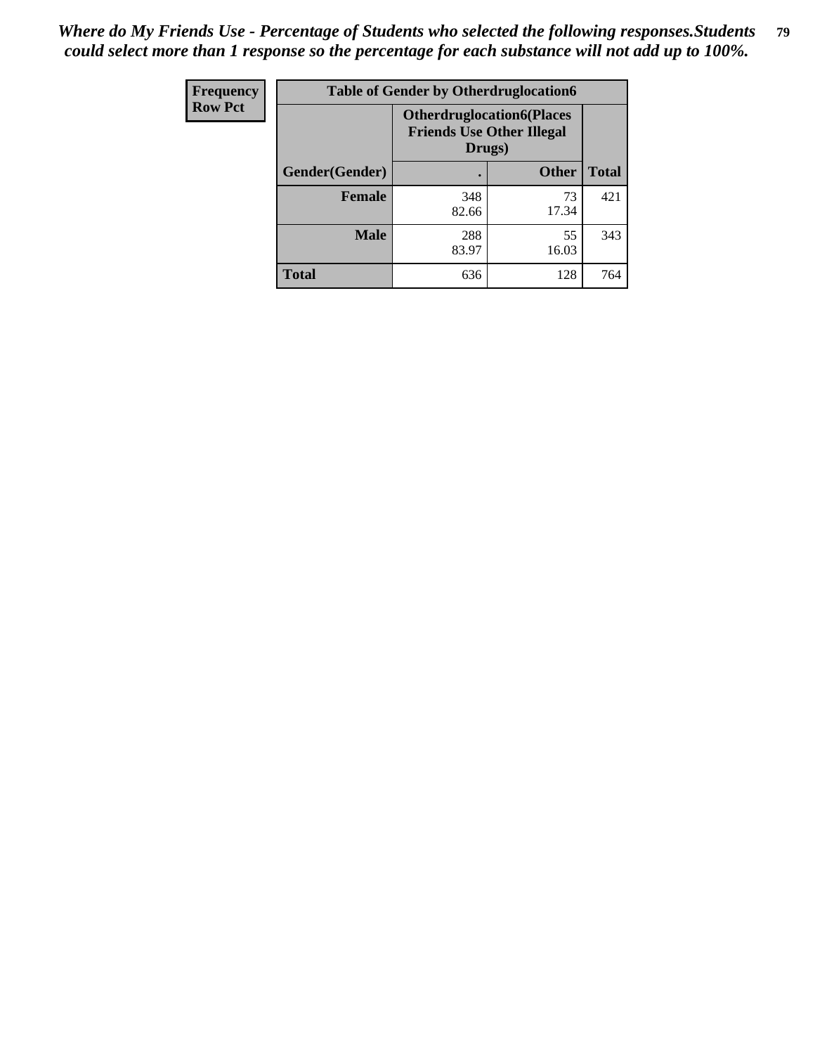*Where do My Friends Use - Percentage of Students who selected the following responses.Students could select more than 1 response so the percentage for each substance will not add up to 100%.*

| Frequency Row Pct | Table of Gender by Otherdruglocation6 | | |
|---|---|---|---|
| | Otherdruglocation6(Places Friends Use Other Illegal Drugs) | | |
| Gender(Gender) | . | Other | Total |
| Female | 348 82.66 | 73 17.34 | 421 |
| Male | 288 83.97 | 55 16.03 | 343 |
| Total | 636 | 128 | 764 |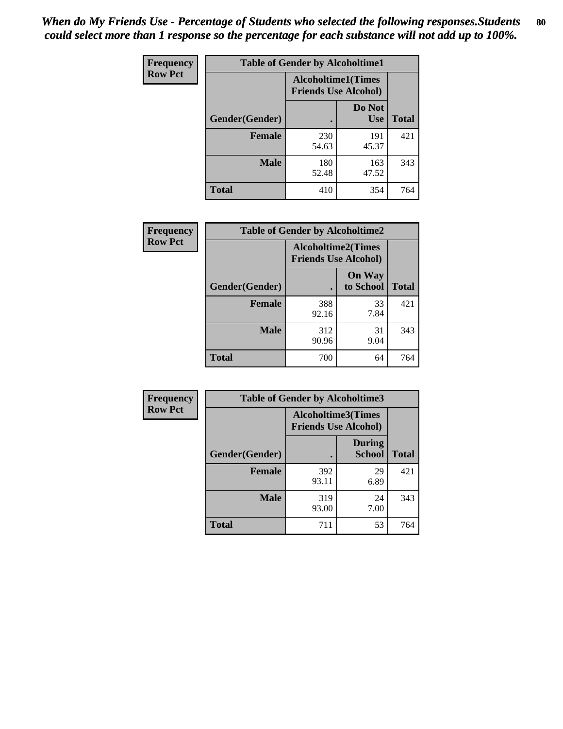*When do My Friends Use - Percentage of Students who selected the following responses.Students could select more than 1 response so the percentage for each substance will not add up to 100%.*

**Frequency**
**Row Pct**

| Table of Gender by Alcoholtime1 | | | |
|---|---|---|---|
| | Alcoholtime1(Times Friends Use Alcohol) | | |
| Gender(Gender) | . | Do Not Use | Total |
| **Female** | 230<br>54.63 | 191<br>45.37 | 421 |
| **Male** | 180<br>52.48 | 163<br>47.52 | 343 |
| **Total** | 410 | 354 | 764 |

**Frequency**
**Row Pct**

| Table of Gender by Alcoholtime2 | | | |
|---|---|---|---|
| | Alcoholtime2(Times Friends Use Alcohol) | | |
| Gender(Gender) | . | On Way to School | Total |
| **Female** | 388<br>92.16 | 33<br>7.84 | 421 |
| **Male** | 312<br>90.96 | 31<br>9.04 | 343 |
| **Total** | 700 | 64 | 764 |

**Frequency**
**Row Pct**

| Table of Gender by Alcoholtime3 | | | |
|---|---|---|---|
| | Alcoholtime3(Times Friends Use Alcohol) | | |
| Gender(Gender) | . | During School | Total |
| **Female** | 392<br>93.11 | 29<br>6.89 | 421 |
| **Male** | 319<br>93.00 | 24<br>7.00 | 343 |
| **Total** | 711 | 53 | 764 |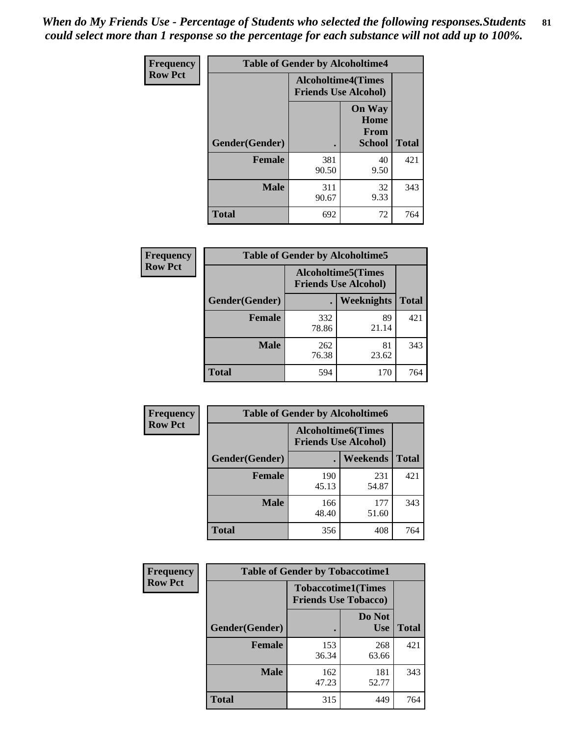*When do My Friends Use - Percentage of Students who selected the following responses.Students could select more than 1 response so the percentage for each substance will not add up to 100%.*

**Frequency / Row Pct**

| Table of Gender by Alcoholtime4 | | | |
|---|---|---|---|
| | Alcoholtime4(Times Friends Use Alcohol) | | |
| Gender(Gender) | . | On Way Home From School | Total |
| **Female** | 381<br>90.50 | 40<br>9.50 | 421 |
| **Male** | 311<br>90.67 | 32<br>9.33 | 343 |
| **Total** | 692 | 72 | 764 |

**Frequency / Row Pct**

| Table of Gender by Alcoholtime5 | | | |
|---|---|---|---|
| | Alcoholtime5(Times Friends Use Alcohol) | | |
| Gender(Gender) | . | Weeknights | Total |
| **Female** | 332<br>78.86 | 89<br>21.14 | 421 |
| **Male** | 262<br>76.38 | 81<br>23.62 | 343 |
| **Total** | 594 | 170 | 764 |

**Frequency / Row Pct**

| Table of Gender by Alcoholtime6 | | | |
|---|---|---|---|
| | Alcoholtime6(Times Friends Use Alcohol) | | |
| Gender(Gender) | . | Weekends | Total |
| **Female** | 190<br>45.13 | 231<br>54.87 | 421 |
| **Male** | 166<br>48.40 | 177<br>51.60 | 343 |
| **Total** | 356 | 408 | 764 |

**Frequency / Row Pct**

| Table of Gender by Tobaccotime1 | | | |
|---|---|---|---|
| | Tobaccotime1(Times Friends Use Tobacco) | | |
| Gender(Gender) | . | Do Not Use | Total |
| **Female** | 153<br>36.34 | 268<br>63.66 | 421 |
| **Male** | 162<br>47.23 | 181<br>52.77 | 343 |
| **Total** | 315 | 449 | 764 |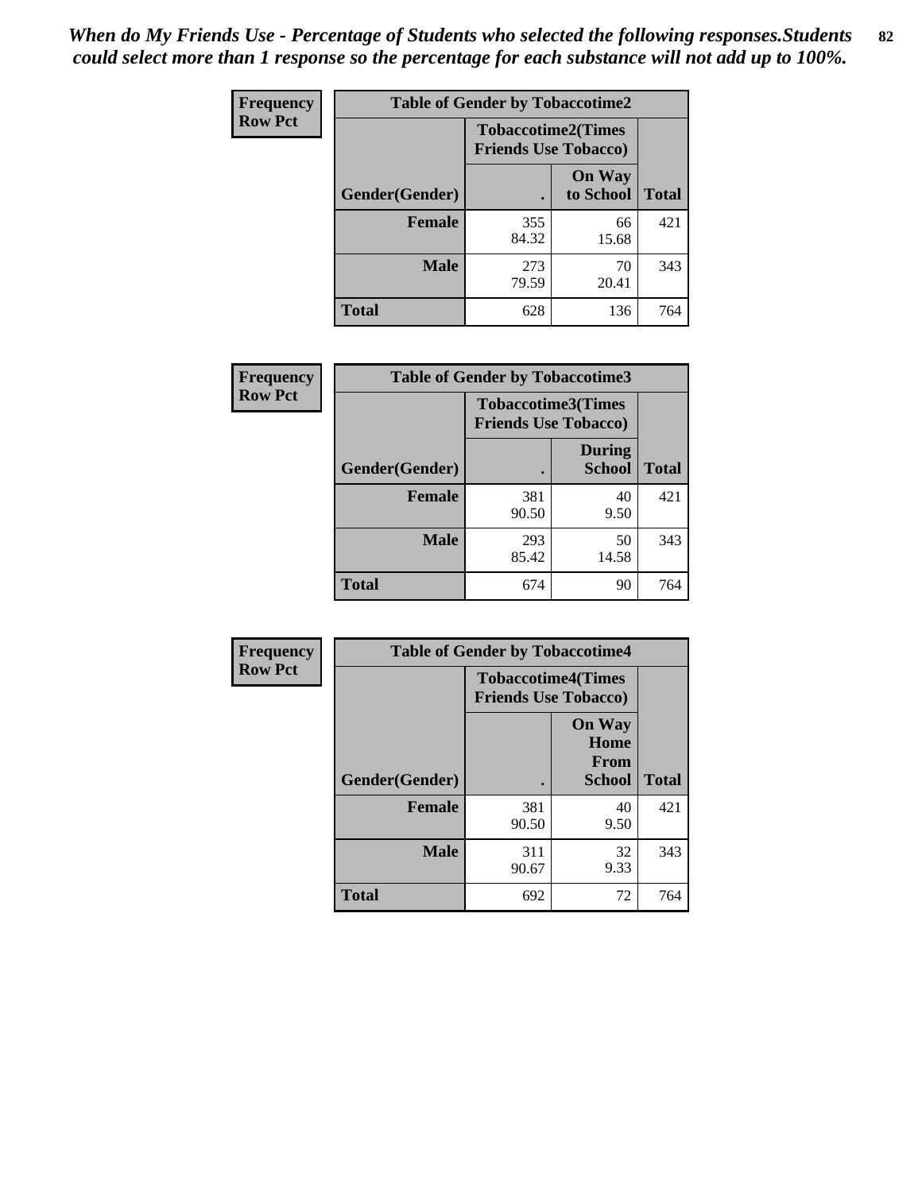*When do My Friends Use - Percentage of Students who selected the following responses.Students could select more than 1 response so the percentage for each substance will not add up to 100%.*

**Frequency**
**Row Pct**

| Table of Gender by Tobaccotime2 | | | |
|---|---|---|---|
| | Tobaccotime2(Times Friends Use Tobacco) | | |
| Gender(Gender) | . | On Way to School | Total |
| **Female** | 355<br>84.32 | 66<br>15.68 | 421 |
| **Male** | 273<br>79.59 | 70<br>20.41 | 343 |
| **Total** | 628 | 136 | 764 |

**Frequency**
**Row Pct**

| Table of Gender by Tobaccotime3 | | | |
|---|---|---|---|
| | Tobaccotime3(Times Friends Use Tobacco) | | |
| Gender(Gender) | . | During School | Total |
| **Female** | 381<br>90.50 | 40<br>9.50 | 421 |
| **Male** | 293<br>85.42 | 50<br>14.58 | 343 |
| **Total** | 674 | 90 | 764 |

**Frequency**
**Row Pct**

| Table of Gender by Tobaccotime4 | | | |
|---|---|---|---|
| | Tobaccotime4(Times Friends Use Tobacco) | | |
| Gender(Gender) | . | On Way Home From School | Total |
| **Female** | 381<br>90.50 | 40<br>9.50 | 421 |
| **Male** | 311<br>90.67 | 32<br>9.33 | 343 |
| **Total** | 692 | 72 | 764 |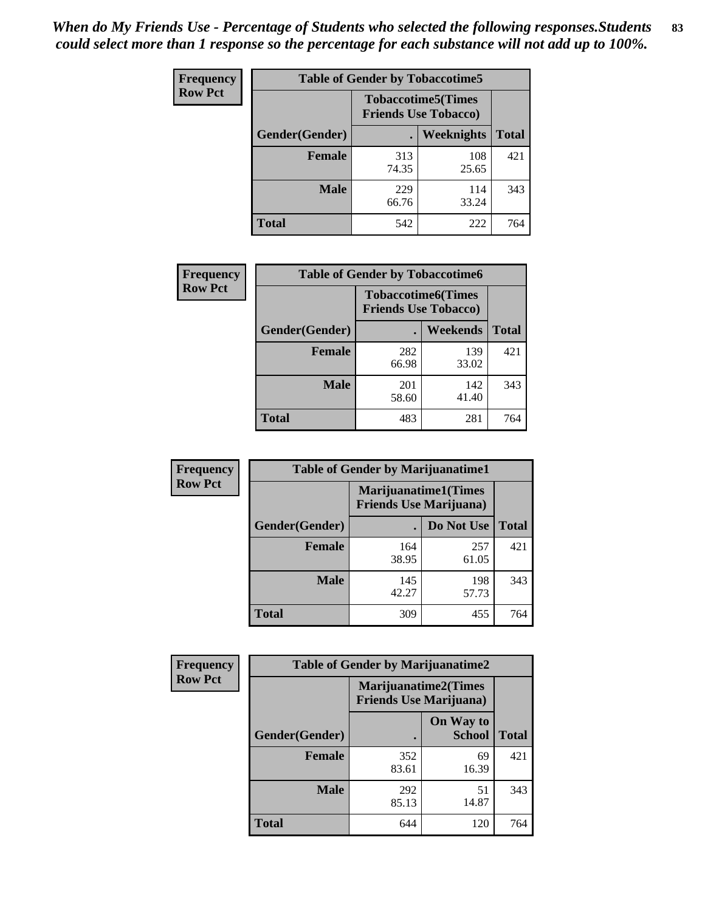*When do My Friends Use - Percentage of Students who selected the following responses.Students could select more than 1 response so the percentage for each substance will not add up to 100%.*

**Frequency**
**Row Pct**

| Table of Gender by Tobaccotime5 | | | |
|---|---|---|---|
| | Tobaccotime5(Times Friends Use Tobacco) | | |
| Gender(Gender) | . | Weeknights | Total |
| **Female** | 313<br>74.35 | 108<br>25.65 | 421 |
| **Male** | 229<br>66.76 | 114<br>33.24 | 343 |
| **Total** | 542 | 222 | 764 |

**Frequency**
**Row Pct**

| Table of Gender by Tobaccotime6 | | | |
|---|---|---|---|
| | Tobaccotime6(Times Friends Use Tobacco) | | |
| Gender(Gender) | . | Weekends | Total |
| **Female** | 282<br>66.98 | 139<br>33.02 | 421 |
| **Male** | 201<br>58.60 | 142<br>41.40 | 343 |
| **Total** | 483 | 281 | 764 |

**Frequency**
**Row Pct**

| Table of Gender by Marijuanatime1 | | | |
|---|---|---|---|
| | Marijuanatime1(Times Friends Use Marijuana) | | |
| Gender(Gender) | . | Do Not Use | Total |
| **Female** | 164<br>38.95 | 257<br>61.05 | 421 |
| **Male** | 145<br>42.27 | 198<br>57.73 | 343 |
| **Total** | 309 | 455 | 764 |

**Frequency**
**Row Pct**

| Table of Gender by Marijuanatime2 | | | |
|---|---|---|---|
| | Marijuanatime2(Times Friends Use Marijuana) | | |
| Gender(Gender) | . | On Way to School | Total |
| **Female** | 352<br>83.61 | 69<br>16.39 | 421 |
| **Male** | 292<br>85.13 | 51<br>14.87 | 343 |
| **Total** | 644 | 120 | 764 |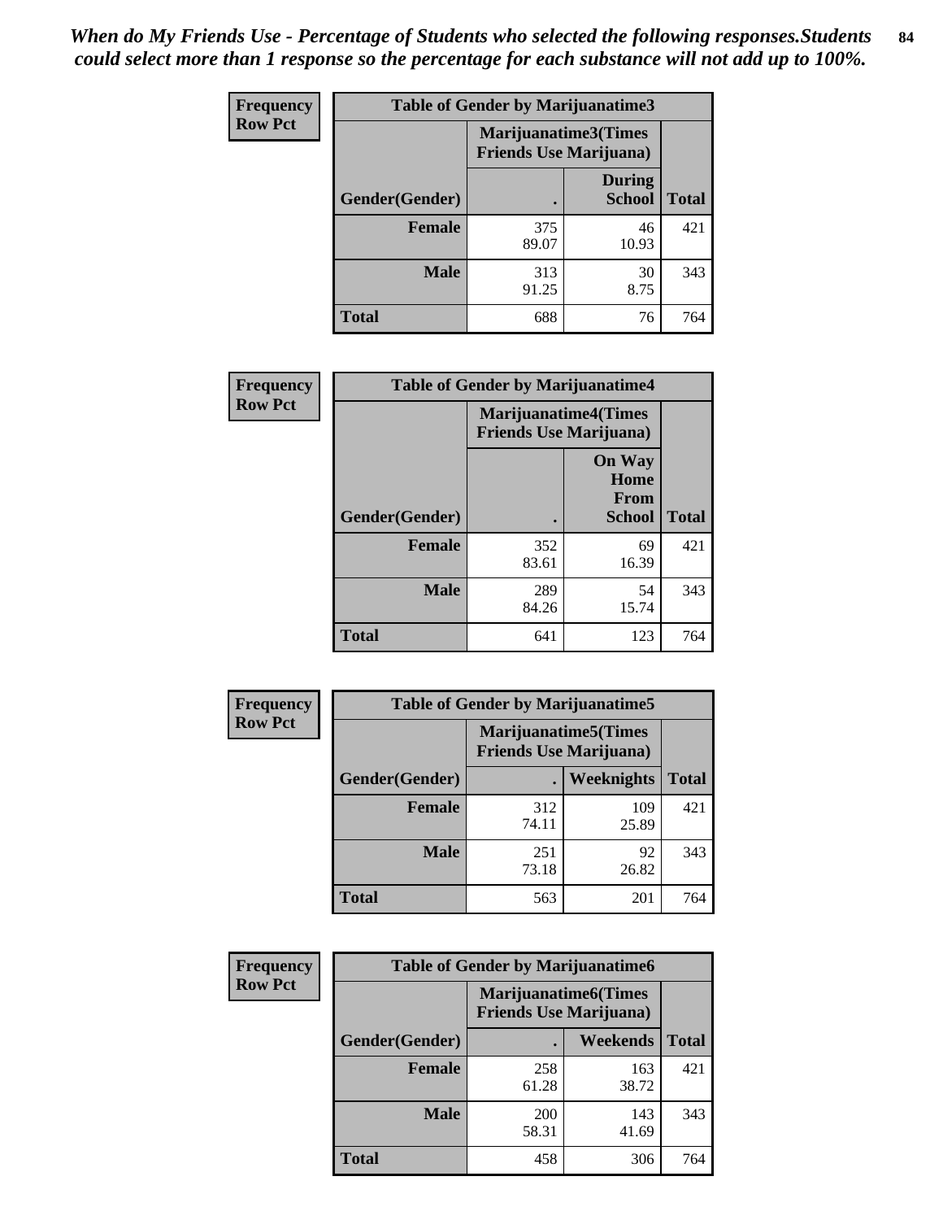*When do My Friends Use - Percentage of Students who selected the following responses.Students could select more than 1 response so the percentage for each substance will not add up to 100%.*

**Frequency Row Pct**

| Table of Gender by Marijuanatime3 | | | |
|---|---|---|---|
| | Marijuanatime3(Times Friends Use Marijuana) | | |
| Gender(Gender) | . | During School | Total |
| **Female** | 375<br>89.07 | 46<br>10.93 | 421 |
| **Male** | 313<br>91.25 | 30<br>8.75 | 343 |
| **Total** | 688 | 76 | 764 |

**Frequency Row Pct**

| Table of Gender by Marijuanatime4 | | | |
|---|---|---|---|
| | Marijuanatime4(Times Friends Use Marijuana) | | |
| Gender(Gender) | . | On Way Home From School | Total |
| **Female** | 352<br>83.61 | 69<br>16.39 | 421 |
| **Male** | 289<br>84.26 | 54<br>15.74 | 343 |
| **Total** | 641 | 123 | 764 |

**Frequency Row Pct**

| Table of Gender by Marijuanatime5 | | | |
|---|---|---|---|
| | Marijuanatime5(Times Friends Use Marijuana) | | |
| Gender(Gender) | . | Weeknights | Total |
| **Female** | 312<br>74.11 | 109<br>25.89 | 421 |
| **Male** | 251<br>73.18 | 92<br>26.82 | 343 |
| **Total** | 563 | 201 | 764 |

**Frequency Row Pct**

| Table of Gender by Marijuanatime6 | | | |
|---|---|---|---|
| | Marijuanatime6(Times Friends Use Marijuana) | | |
| Gender(Gender) | . | Weekends | Total |
| **Female** | 258<br>61.28 | 163<br>38.72 | 421 |
| **Male** | 200<br>58.31 | 143<br>41.69 | 343 |
| **Total** | 458 | 306 | 764 |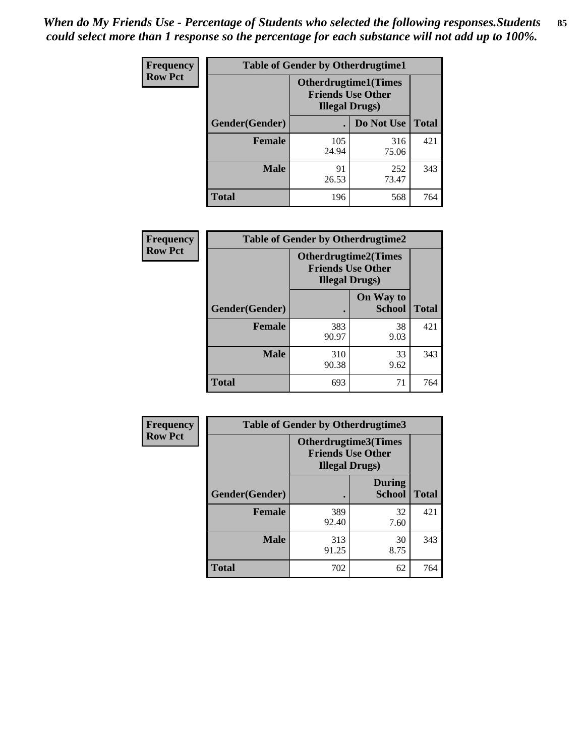*When do My Friends Use - Percentage of Students who selected the following responses.Students could select more than 1 response so the percentage for each substance will not add up to 100%.*

**Frequency**
**Row Pct**

| Table of Gender by Otherdrugtime1 | | | |
|---|---|---|---|
| | Otherdrugtime1(Times Friends Use Other Illegal Drugs) | | |
| Gender(Gender) | . | Do Not Use | Total |
| **Female** | 105<br>24.94 | 316<br>75.06 | 421 |
| **Male** | 91<br>26.53 | 252<br>73.47 | 343 |
| **Total** | 196 | 568 | 764 |

**Frequency**
**Row Pct**

| Table of Gender by Otherdrugtime2 | | | |
|---|---|---|---|
| | Otherdrugtime2(Times Friends Use Other Illegal Drugs) | | |
| Gender(Gender) | . | On Way to School | Total |
| **Female** | 383<br>90.97 | 38<br>9.03 | 421 |
| **Male** | 310<br>90.38 | 33<br>9.62 | 343 |
| **Total** | 693 | 71 | 764 |

**Frequency**
**Row Pct**

| Table of Gender by Otherdrugtime3 | | | |
|---|---|---|---|
| | Otherdrugtime3(Times Friends Use Other Illegal Drugs) | | |
| Gender(Gender) | . | During School | Total |
| **Female** | 389<br>92.40 | 32<br>7.60 | 421 |
| **Male** | 313<br>91.25 | 30<br>8.75 | 343 |
| **Total** | 702 | 62 | 764 |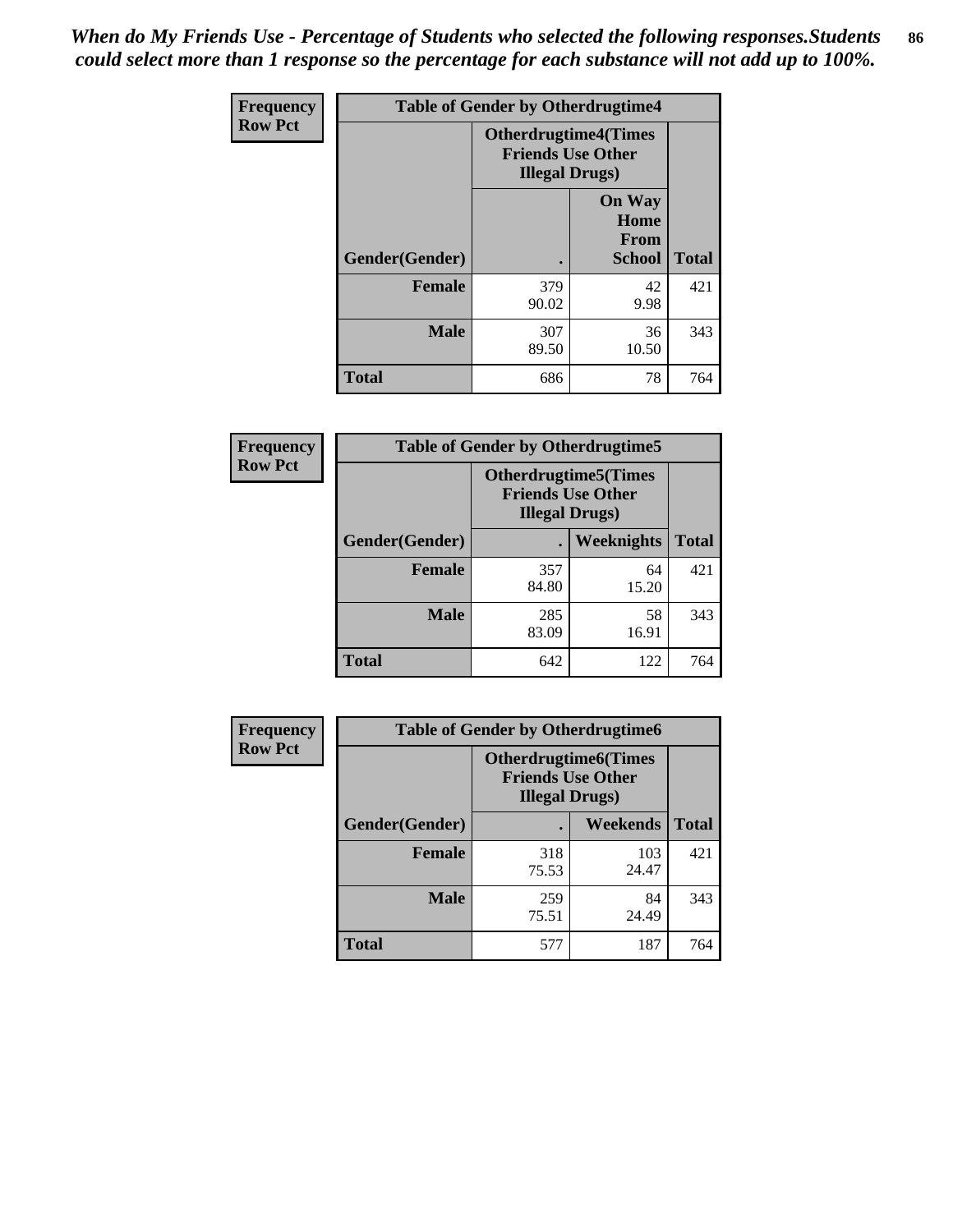*When do My Friends Use - Percentage of Students who selected the following responses.Students could select more than 1 response so the percentage for each substance will not add up to 100%.*

**Frequency**
**Row Pct**

| Table of Gender by Otherdrugtime4 | | | |
|---|---|---|---|
| | Otherdrugtime4(Times Friends Use Other Illegal Drugs) | | |
| Gender(Gender) | . | On Way Home From School | Total |
| **Female** | 379<br>90.02 | 42<br>9.98 | 421 |
| **Male** | 307<br>89.50 | 36<br>10.50 | 343 |
| **Total** | 686 | 78 | 764 |

**Frequency**
**Row Pct**

| Table of Gender by Otherdrugtime5 | | | |
|---|---|---|---|
| | Otherdrugtime5(Times Friends Use Other Illegal Drugs) | | |
| Gender(Gender) | . | Weeknights | Total |
| **Female** | 357<br>84.80 | 64<br>15.20 | 421 |
| **Male** | 285<br>83.09 | 58<br>16.91 | 343 |
| **Total** | 642 | 122 | 764 |

**Frequency**
**Row Pct**

| Table of Gender by Otherdrugtime6 | | | |
|---|---|---|---|
| | Otherdrugtime6(Times Friends Use Other Illegal Drugs) | | |
| Gender(Gender) | . | Weekends | Total |
| **Female** | 318<br>75.53 | 103<br>24.47 | 421 |
| **Male** | 259<br>75.51 | 84<br>24.49 | 343 |
| **Total** | 577 | 187 | 764 |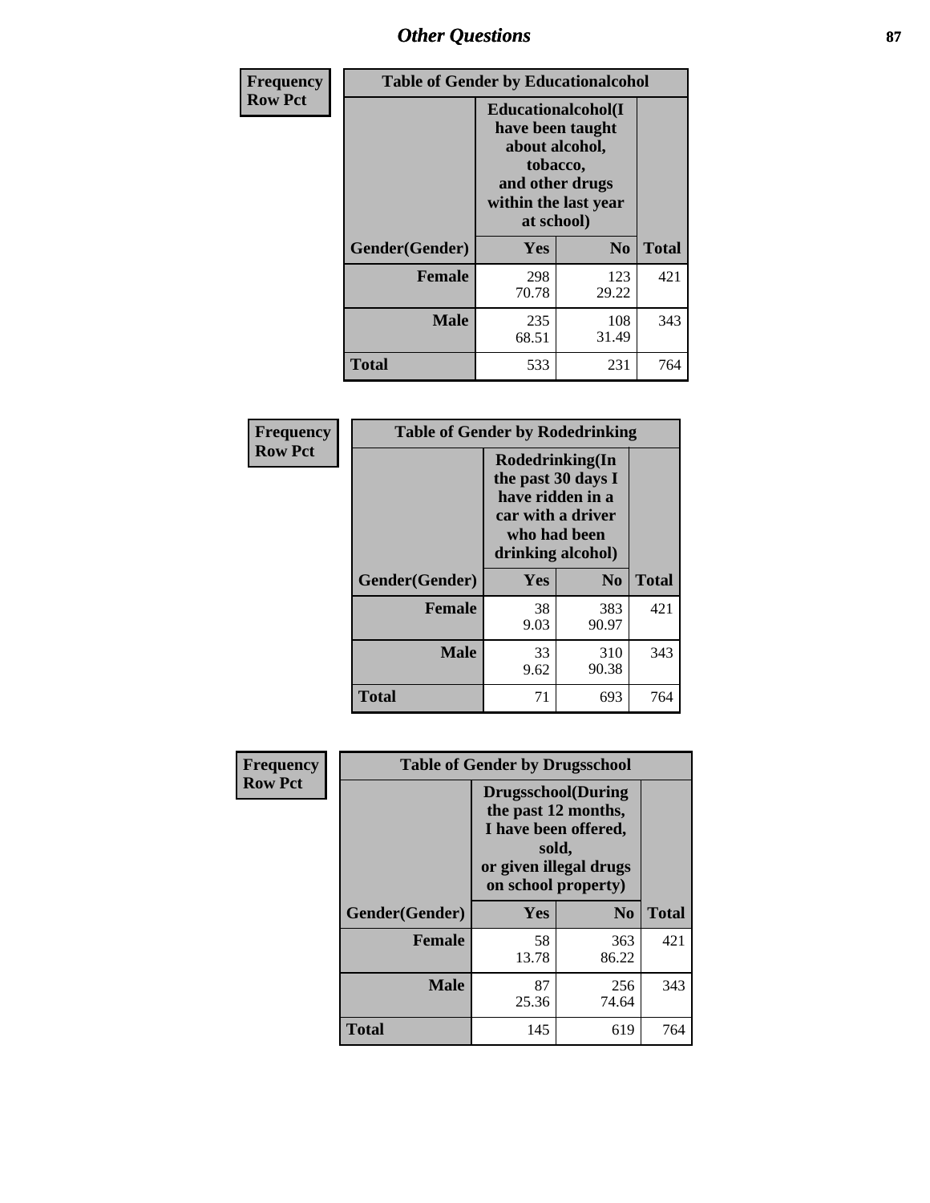# Other Questions

**Frequency**
**Row Pct**

| Table of Gender by Educationalcohol | | | |
|---|---|---|---|
| | Educationalcohol(I have been taught about alcohol, tobacco, and other drugs within the last year at school) | | |
| Gender(Gender) | Yes | No | Total |
| Female | 298<br>70.78 | 123<br>29.22 | 421 |
| Male | 235<br>68.51 | 108<br>31.49 | 343 |
| Total | 533 | 231 | 764 |

**Frequency**
**Row Pct**

| Table of Gender by Rodedrinking | | | |
|---|---|---|---|
| | Rodedrinking(In the past 30 days I have ridden in a car with a driver who had been drinking alcohol) | | |
| Gender(Gender) | Yes | No | Total |
| Female | 38<br>9.03 | 383<br>90.97 | 421 |
| Male | 33<br>9.62 | 310<br>90.38 | 343 |
| Total | 71 | 693 | 764 |

**Frequency**
**Row Pct**

| Table of Gender by Drugsschool | | | |
|---|---|---|---|
| | Drugsschool(During the past 12 months, I have been offered, sold, or given illegal drugs on school property) | | |
| Gender(Gender) | Yes | No | Total |
| Female | 58<br>13.78 | 363<br>86.22 | 421 |
| Male | 87<br>25.36 | 256<br>74.64 | 343 |
| Total | 145 | 619 | 764 |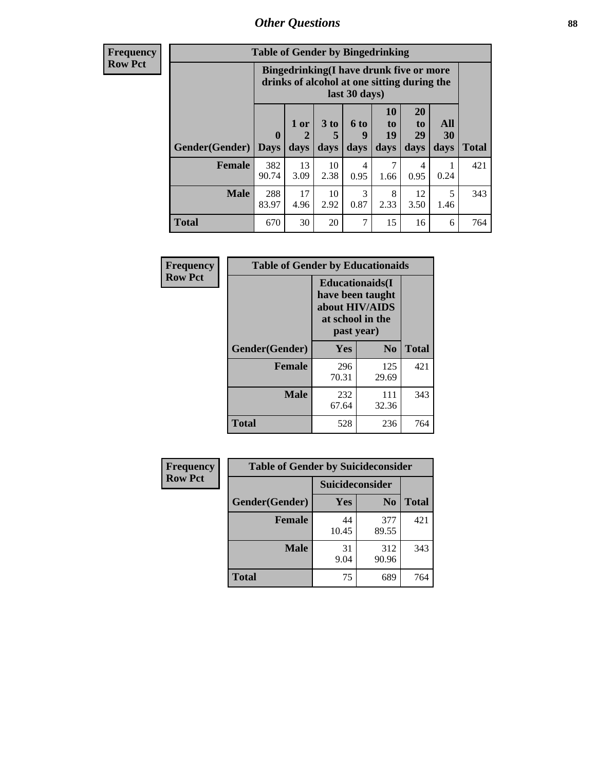## Other Questions

**Frequency**
**Row Pct**

**Table of Gender by Bingedrinking**

| Gender(Gender) | Bingedrinking(I have drunk five or more drinks of alcohol at one sitting during the last 30 days) | | | | | | | Total |
|---|---|---|---|---|---|---|---|---|
| | 0 Days | 1 or 2 days | 3 to 5 days | 6 to 9 days | 10 to 19 days | 20 to 29 days | All 30 days | |
| **Female** | 382<br>90.74 | 13<br>3.09 | 10<br>2.38 | 4<br>0.95 | 7<br>1.66 | 4<br>0.95 | 1<br>0.24 | 421 |
| **Male** | 288<br>83.97 | 17<br>4.96 | 10<br>2.92 | 3<br>0.87 | 8<br>2.33 | 12<br>3.50 | 5<br>1.46 | 343 |
| **Total** | 670 | 30 | 20 | 7 | 15 | 16 | 6 | 764 |

**Frequency**
**Row Pct**

**Table of Gender by Educationaids**

| Gender(Gender) | Educationaids(I have been taught about HIV/AIDS at school in the past year) | | Total |
|---|---|---|---|
| | Yes | No | |
| **Female** | 296<br>70.31 | 125<br>29.69 | 421 |
| **Male** | 232<br>67.64 | 111<br>32.36 | 343 |
| **Total** | 528 | 236 | 764 |

**Frequency**
**Row Pct**

**Table of Gender by Suicideconsider**

| Gender(Gender) | Suicideconsider | | Total |
|---|---|---|---|
| | Yes | No | |
| **Female** | 44<br>10.45 | 377<br>89.55 | 421 |
| **Male** | 31<br>9.04 | 312<br>90.96 | 343 |
| **Total** | 75 | 689 | 764 |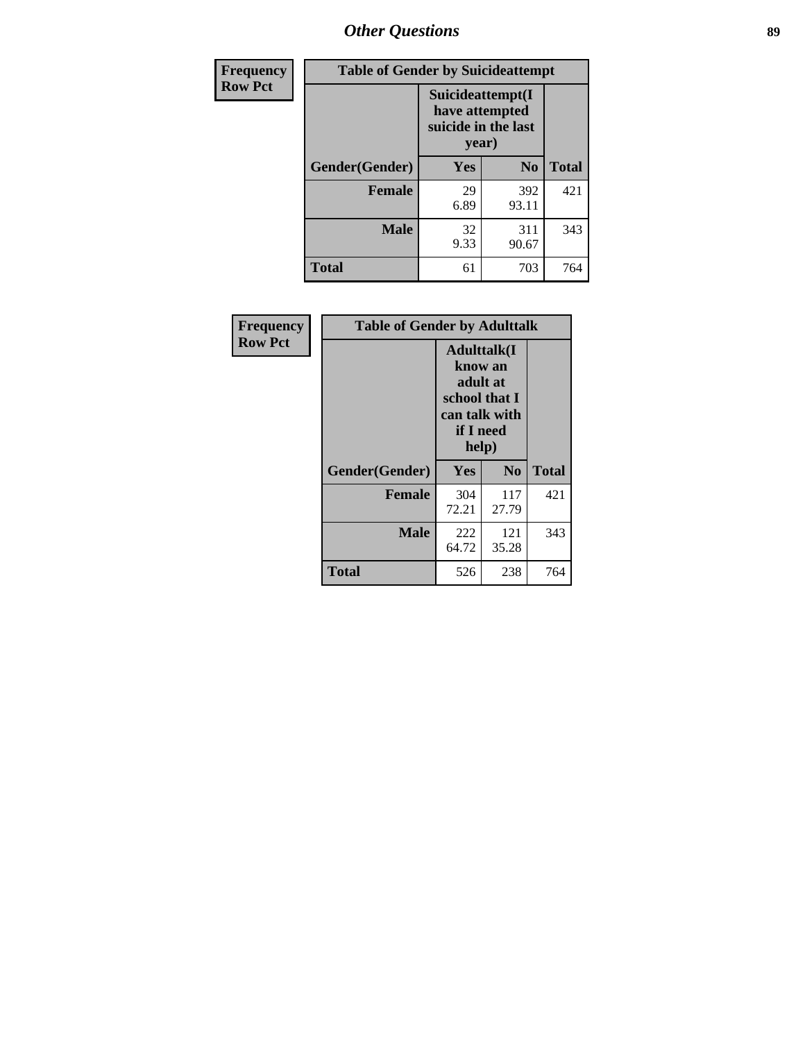## Table of Gender by Suicideattempt

| Frequency Row Pct | Suicideattempt(I have attempted suicide in the last year) | | |
|---|---|---|---|
| Gender(Gender) | Yes | No | Total |
| Female | 29<br>6.89 | 392<br>93.11 | 421 |
| Male | 32<br>9.33 | 311<br>90.67 | 343 |
| Total | 61 | 703 | 764 |

## Table of Gender by Adulttalk

| Frequency Row Pct | Adulttalk(I know an adult at school that I can talk with if I need help) | | |
|---|---|---|---|
| Gender(Gender) | Yes | No | Total |
| Female | 304<br>72.21 | 117<br>27.79 | 421 |
| Male | 222<br>64.72 | 121<br>35.28 | 343 |
| Total | 526 | 238 | 764 |